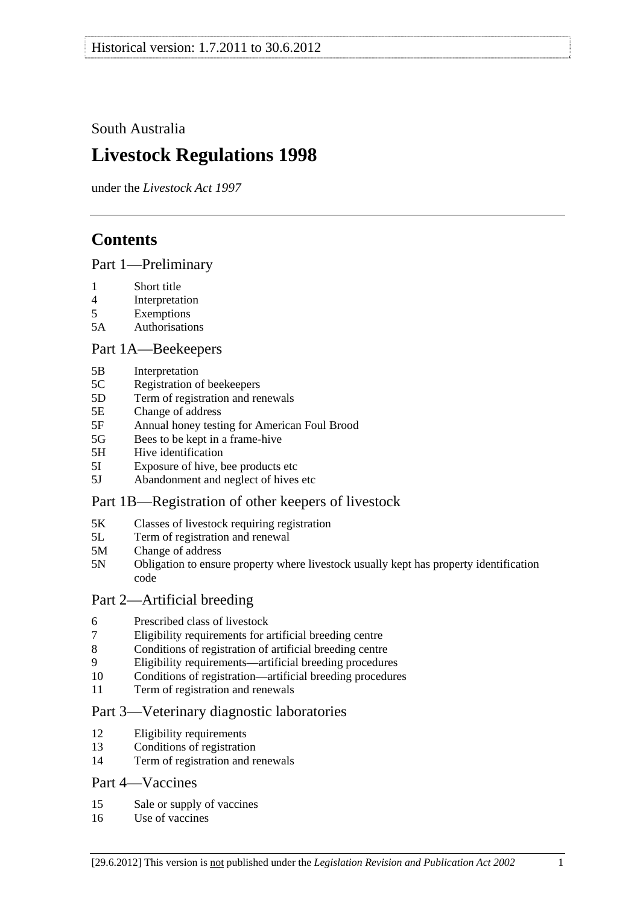South Australia

# Livestock Regulations 1998

under the *Livestock Act 1997*

## Contents

### Part 1—Preliminary

1 Short title
4 Interpretation
5 Exemptions
5A Authorisations

### Part 1A—Beekeepers

5B Interpretation
5C Registration of beekeepers
5D Term of registration and renewals
5E Change of address
5F Annual honey testing for American Foul Brood
5G Bees to be kept in a frame-hive
5H Hive identification
5I Exposure of hive, bee products etc
5J Abandonment and neglect of hives etc

### Part 1B—Registration of other keepers of livestock

5K Classes of livestock requiring registration
5L Term of registration and renewal
5M Change of address
5N Obligation to ensure property where livestock usually kept has property identification code

### Part 2—Artificial breeding

6 Prescribed class of livestock
7 Eligibility requirements for artificial breeding centre
8 Conditions of registration of artificial breeding centre
9 Eligibility requirements—artificial breeding procedures
10 Conditions of registration—artificial breeding procedures
11 Term of registration and renewals

### Part 3—Veterinary diagnostic laboratories

12 Eligibility requirements
13 Conditions of registration
14 Term of registration and renewals

### Part 4—Vaccines

15 Sale or supply of vaccines
16 Use of vaccines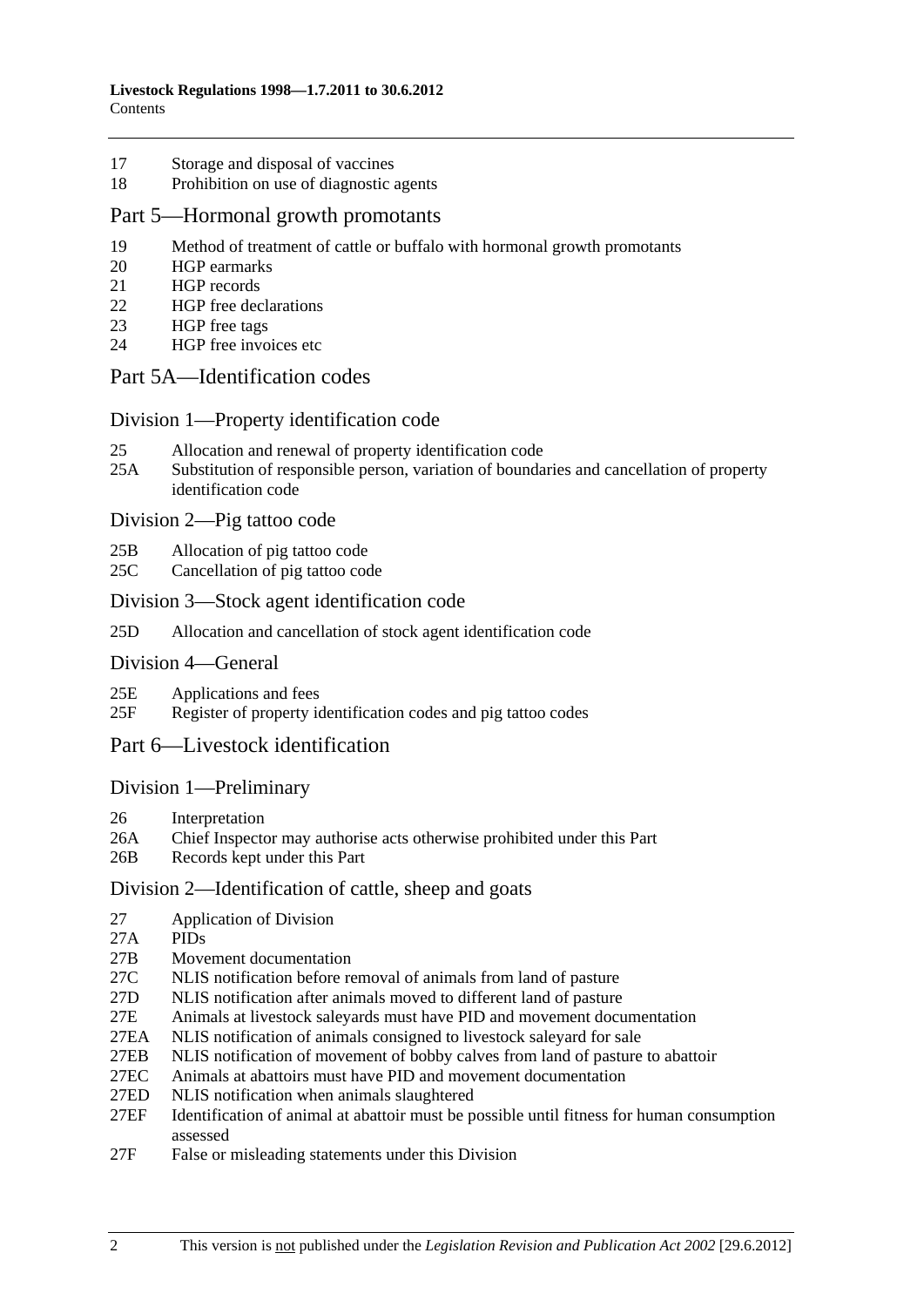17 Storage and disposal of vaccines
18 Prohibition on use of diagnostic agents

## Part 5—Hormonal growth promotants

19 Method of treatment of cattle or buffalo with hormonal growth promotants
20 HGP earmarks
21 HGP records
22 HGP free declarations
23 HGP free tags
24 HGP free invoices etc

## Part 5A—Identification codes

### Division 1—Property identification code

25 Allocation and renewal of property identification code
25A Substitution of responsible person, variation of boundaries and cancellation of property identification code

### Division 2—Pig tattoo code

25B Allocation of pig tattoo code
25C Cancellation of pig tattoo code

### Division 3—Stock agent identification code

25D Allocation and cancellation of stock agent identification code

### Division 4—General

25E Applications and fees
25F Register of property identification codes and pig tattoo codes

## Part 6—Livestock identification

### Division 1—Preliminary

26 Interpretation
26A Chief Inspector may authorise acts otherwise prohibited under this Part
26B Records kept under this Part

### Division 2—Identification of cattle, sheep and goats

27 Application of Division
27A PIDs
27B Movement documentation
27C NLIS notification before removal of animals from land of pasture
27D NLIS notification after animals moved to different land of pasture
27E Animals at livestock saleyards must have PID and movement documentation
27EA NLIS notification of animals consigned to livestock saleyard for sale
27EB NLIS notification of movement of bobby calves from land of pasture to abattoir
27EC Animals at abattoirs must have PID and movement documentation
27ED NLIS notification when animals slaughtered
27EF Identification of animal at abattoir must be possible until fitness for human consumption assessed
27F False or misleading statements under this Division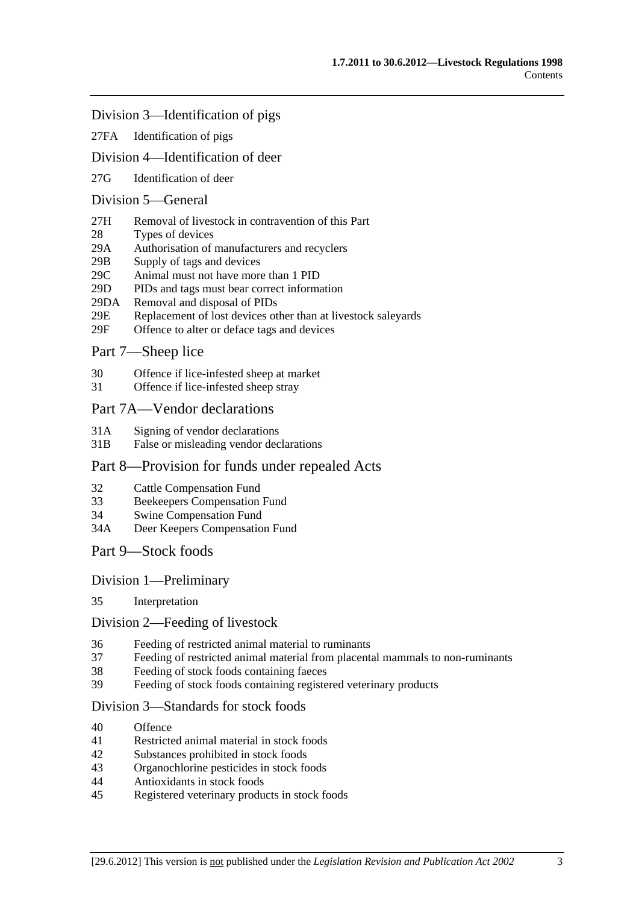### Division 3—Identification of pigs

27FA Identification of pigs

### Division 4—Identification of deer

27G Identification of deer

### Division 5—General

27H Removal of livestock in contravention of this Part
28 Types of devices
29A Authorisation of manufacturers and recyclers
29B Supply of tags and devices
29C Animal must not have more than 1 PID
29D PIDs and tags must bear correct information
29DA Removal and disposal of PIDs
29E Replacement of lost devices other than at livestock saleyards
29F Offence to alter or deface tags and devices

## Part 7—Sheep lice

30 Offence if lice-infested sheep at market
31 Offence if lice-infested sheep stray

## Part 7A—Vendor declarations

31A Signing of vendor declarations
31B False or misleading vendor declarations

## Part 8—Provision for funds under repealed Acts

32 Cattle Compensation Fund
33 Beekeepers Compensation Fund
34 Swine Compensation Fund
34A Deer Keepers Compensation Fund

## Part 9—Stock foods

### Division 1—Preliminary

35 Interpretation

### Division 2—Feeding of livestock

36 Feeding of restricted animal material to ruminants
37 Feeding of restricted animal material from placental mammals to non-ruminants
38 Feeding of stock foods containing faeces
39 Feeding of stock foods containing registered veterinary products

### Division 3—Standards for stock foods

40 Offence
41 Restricted animal material in stock foods
42 Substances prohibited in stock foods
43 Organochlorine pesticides in stock foods
44 Antioxidants in stock foods
45 Registered veterinary products in stock foods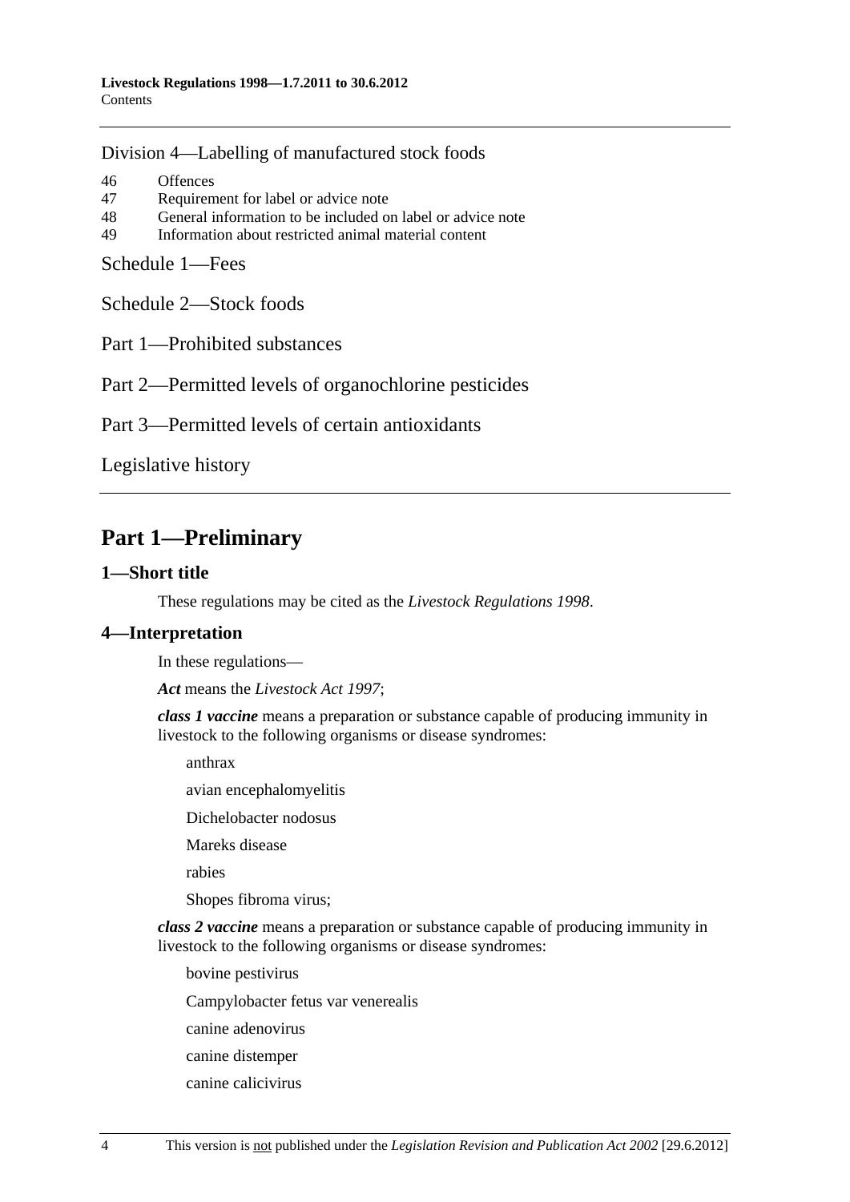Division 4—Labelling of manufactured stock foods

46 Offences
47 Requirement for label or advice note
48 General information to be included on label or advice note
49 Information about restricted animal material content

Schedule 1—Fees

Schedule 2—Stock foods

Part 1—Prohibited substances

Part 2—Permitted levels of organochlorine pesticides

Part 3—Permitted levels of certain antioxidants

Legislative history

# Part 1—Preliminary

## 1—Short title

These regulations may be cited as the *Livestock Regulations 1998*.

## 4—Interpretation

In these regulations—

***Act*** means the *Livestock Act 1997*;

***class 1 vaccine*** means a preparation or substance capable of producing immunity in livestock to the following organisms or disease syndromes:

anthrax

avian encephalomyelitis

Dichelobacter nodosus

Mareks disease

rabies

Shopes fibroma virus;

***class 2 vaccine*** means a preparation or substance capable of producing immunity in livestock to the following organisms or disease syndromes:

bovine pestivirus

Campylobacter fetus var venerealis

canine adenovirus

canine distemper

canine calicivirus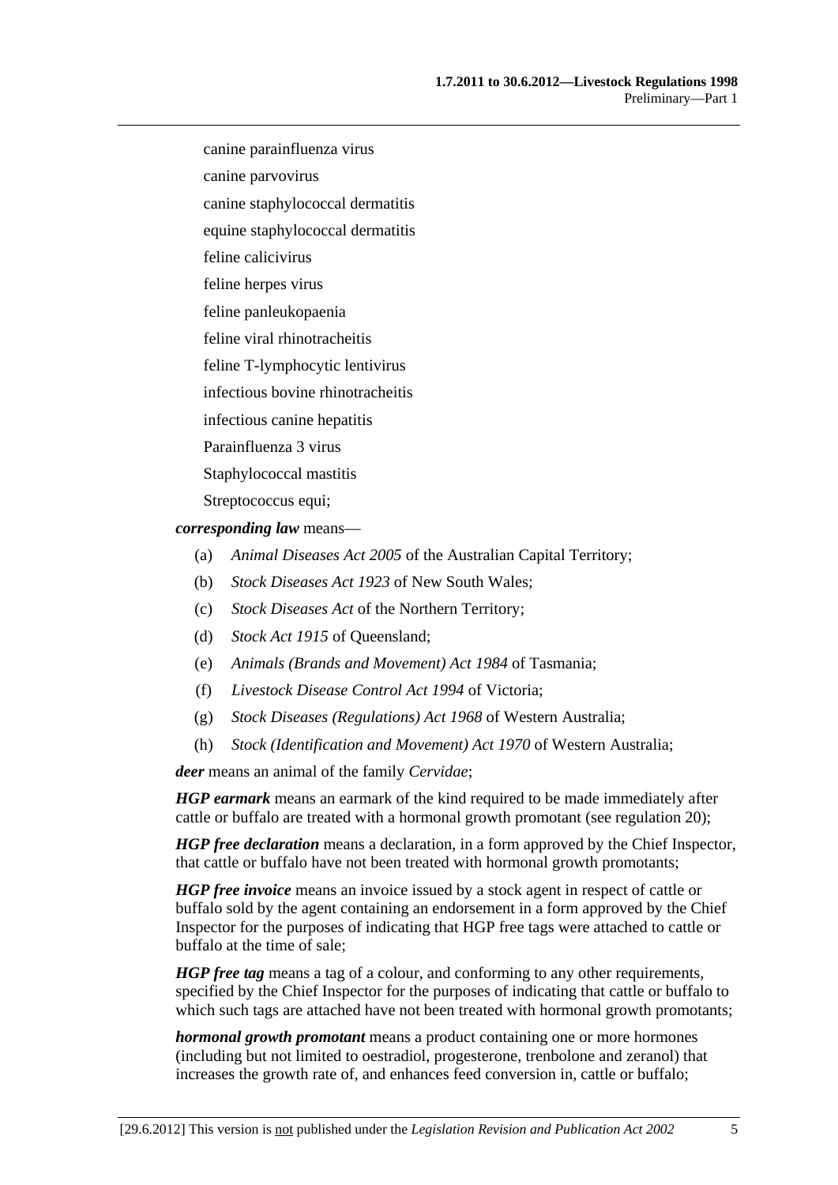canine parainfluenza virus

canine parvovirus

canine staphylococcal dermatitis

equine staphylococcal dermatitis

feline calicivirus

feline herpes virus

feline panleukopaenia

feline viral rhinotracheitis

feline T-lymphocytic lentivirus

infectious bovine rhinotracheitis

infectious canine hepatitis

Parainfluenza 3 virus

Staphylococcal mastitis

Streptococcus equi;

***corresponding law*** means—

(a) *Animal Diseases Act 2005* of the Australian Capital Territory;

(b) *Stock Diseases Act 1923* of New South Wales;

(c) *Stock Diseases Act* of the Northern Territory;

(d) *Stock Act 1915* of Queensland;

(e) *Animals (Brands and Movement) Act 1984* of Tasmania;

(f) *Livestock Disease Control Act 1994* of Victoria;

(g) *Stock Diseases (Regulations) Act 1968* of Western Australia;

(h) *Stock (Identification and Movement) Act 1970* of Western Australia;

***deer*** means an animal of the family *Cervidae*;

***HGP earmark*** means an earmark of the kind required to be made immediately after cattle or buffalo are treated with a hormonal growth promotant (see regulation 20);

***HGP free declaration*** means a declaration, in a form approved by the Chief Inspector, that cattle or buffalo have not been treated with hormonal growth promotants;

***HGP free invoice*** means an invoice issued by a stock agent in respect of cattle or buffalo sold by the agent containing an endorsement in a form approved by the Chief Inspector for the purposes of indicating that HGP free tags were attached to cattle or buffalo at the time of sale;

***HGP free tag*** means a tag of a colour, and conforming to any other requirements, specified by the Chief Inspector for the purposes of indicating that cattle or buffalo to which such tags are attached have not been treated with hormonal growth promotants;

***hormonal growth promotant*** means a product containing one or more hormones (including but not limited to oestradiol, progesterone, trenbolone and zeranol) that increases the growth rate of, and enhances feed conversion in, cattle or buffalo;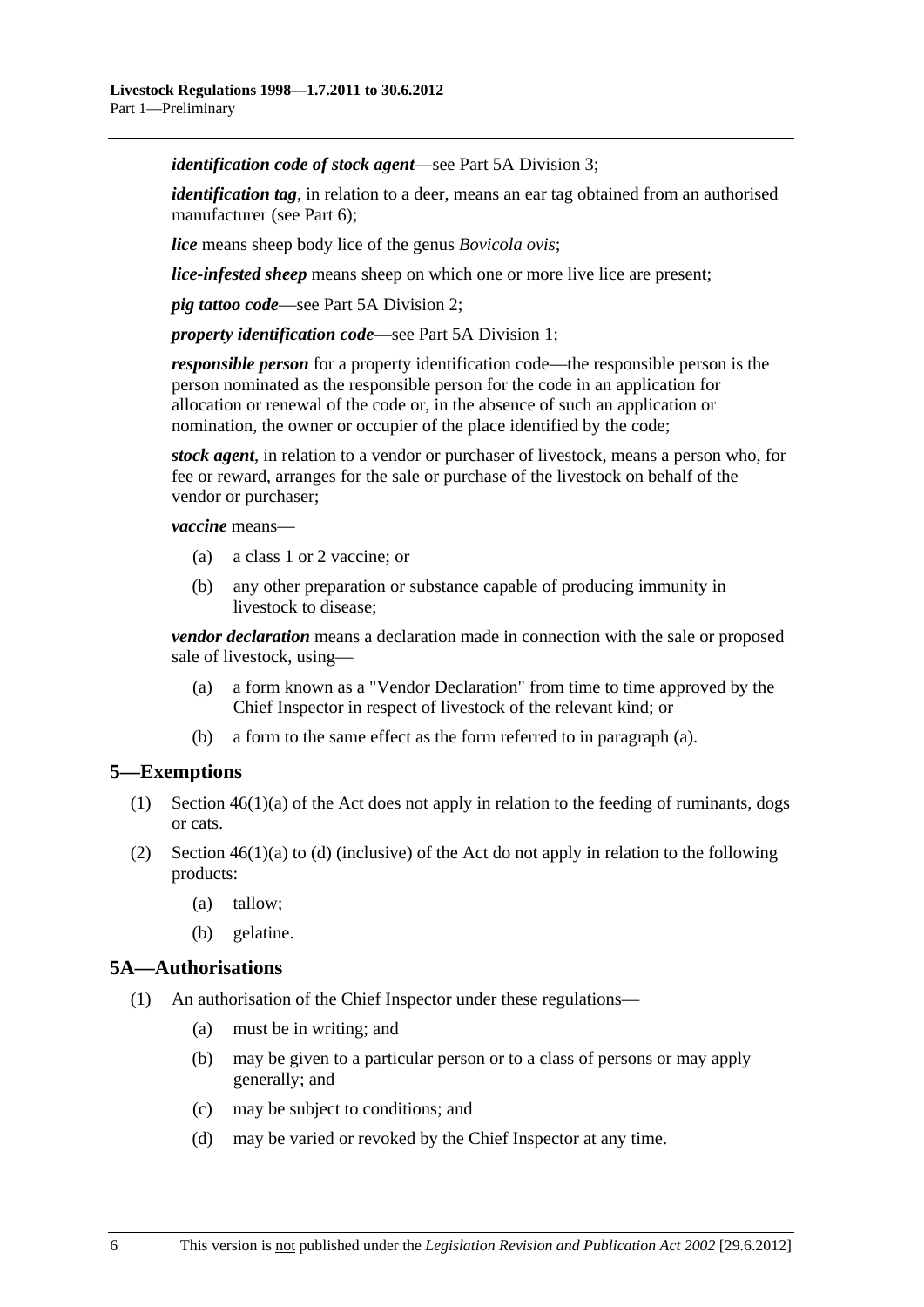***identification code of stock agent***—see Part 5A Division 3;

***identification tag***, in relation to a deer, means an ear tag obtained from an authorised manufacturer (see Part 6);

***lice*** means sheep body lice of the genus *Bovicola ovis*;

***lice-infested sheep*** means sheep on which one or more live lice are present;

***pig tattoo code***—see Part 5A Division 2;

***property identification code***—see Part 5A Division 1;

***responsible person*** for a property identification code—the responsible person is the person nominated as the responsible person for the code in an application for allocation or renewal of the code or, in the absence of such an application or nomination, the owner or occupier of the place identified by the code;

***stock agent***, in relation to a vendor or purchaser of livestock, means a person who, for fee or reward, arranges for the sale or purchase of the livestock on behalf of the vendor or purchaser;

***vaccine*** means—

- (a) a class 1 or 2 vaccine; or
- (b) any other preparation or substance capable of producing immunity in livestock to disease;

***vendor declaration*** means a declaration made in connection with the sale or proposed sale of livestock, using—

- (a) a form known as a "Vendor Declaration" from time to time approved by the Chief Inspector in respect of livestock of the relevant kind; or
- (b) a form to the same effect as the form referred to in paragraph (a).

## 5—Exemptions

(1) Section 46(1)(a) of the Act does not apply in relation to the feeding of ruminants, dogs or cats.

(2) Section 46(1)(a) to (d) (inclusive) of the Act do not apply in relation to the following products:

- (a) tallow;
- (b) gelatine.

## 5A—Authorisations

(1) An authorisation of the Chief Inspector under these regulations—

- (a) must be in writing; and
- (b) may be given to a particular person or to a class of persons or may apply generally; and
- (c) may be subject to conditions; and
- (d) may be varied or revoked by the Chief Inspector at any time.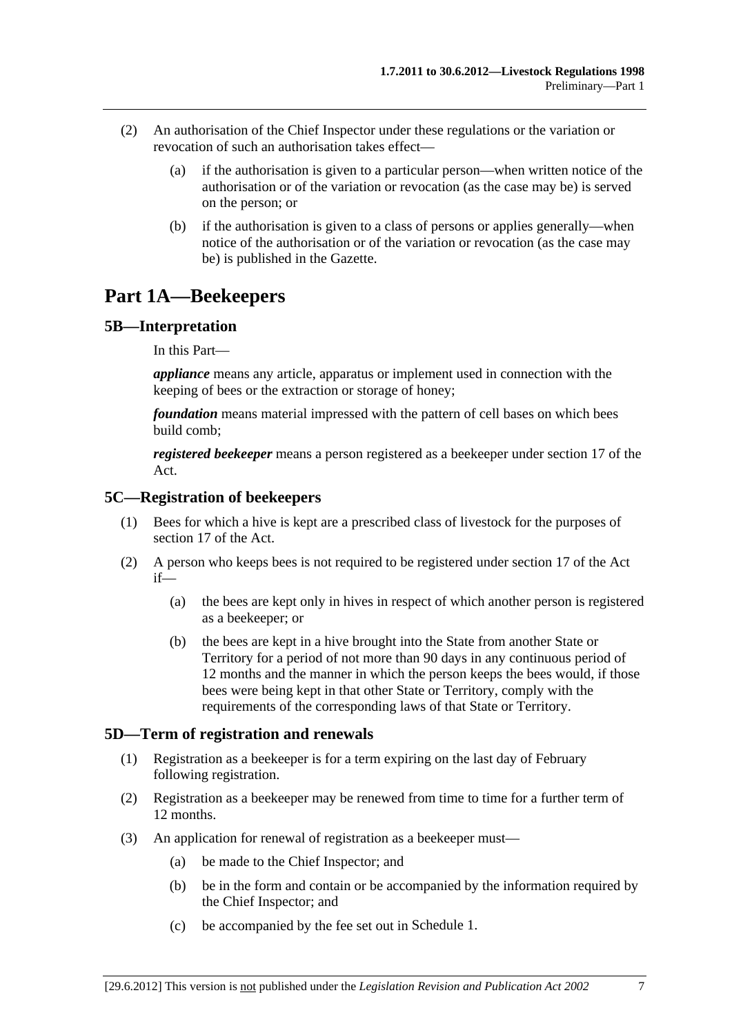(2) An authorisation of the Chief Inspector under these regulations or the variation or revocation of such an authorisation takes effect—

(a) if the authorisation is given to a particular person—when written notice of the authorisation or of the variation or revocation (as the case may be) is served on the person; or

(b) if the authorisation is given to a class of persons or applies generally—when notice of the authorisation or of the variation or revocation (as the case may be) is published in the Gazette.

# Part 1A—Beekeepers

## 5B—Interpretation

In this Part—

***appliance*** means any article, apparatus or implement used in connection with the keeping of bees or the extraction or storage of honey;

***foundation*** means material impressed with the pattern of cell bases on which bees build comb;

***registered beekeeper*** means a person registered as a beekeeper under section 17 of the Act.

## 5C—Registration of beekeepers

(1) Bees for which a hive is kept are a prescribed class of livestock for the purposes of section 17 of the Act.

(2) A person who keeps bees is not required to be registered under section 17 of the Act if—

(a) the bees are kept only in hives in respect of which another person is registered as a beekeeper; or

(b) the bees are kept in a hive brought into the State from another State or Territory for a period of not more than 90 days in any continuous period of 12 months and the manner in which the person keeps the bees would, if those bees were being kept in that other State or Territory, comply with the requirements of the corresponding laws of that State or Territory.

## 5D—Term of registration and renewals

(1) Registration as a beekeeper is for a term expiring on the last day of February following registration.

(2) Registration as a beekeeper may be renewed from time to time for a further term of 12 months.

(3) An application for renewal of registration as a beekeeper must—

(a) be made to the Chief Inspector; and

(b) be in the form and contain or be accompanied by the information required by the Chief Inspector; and

(c) be accompanied by the fee set out in Schedule 1.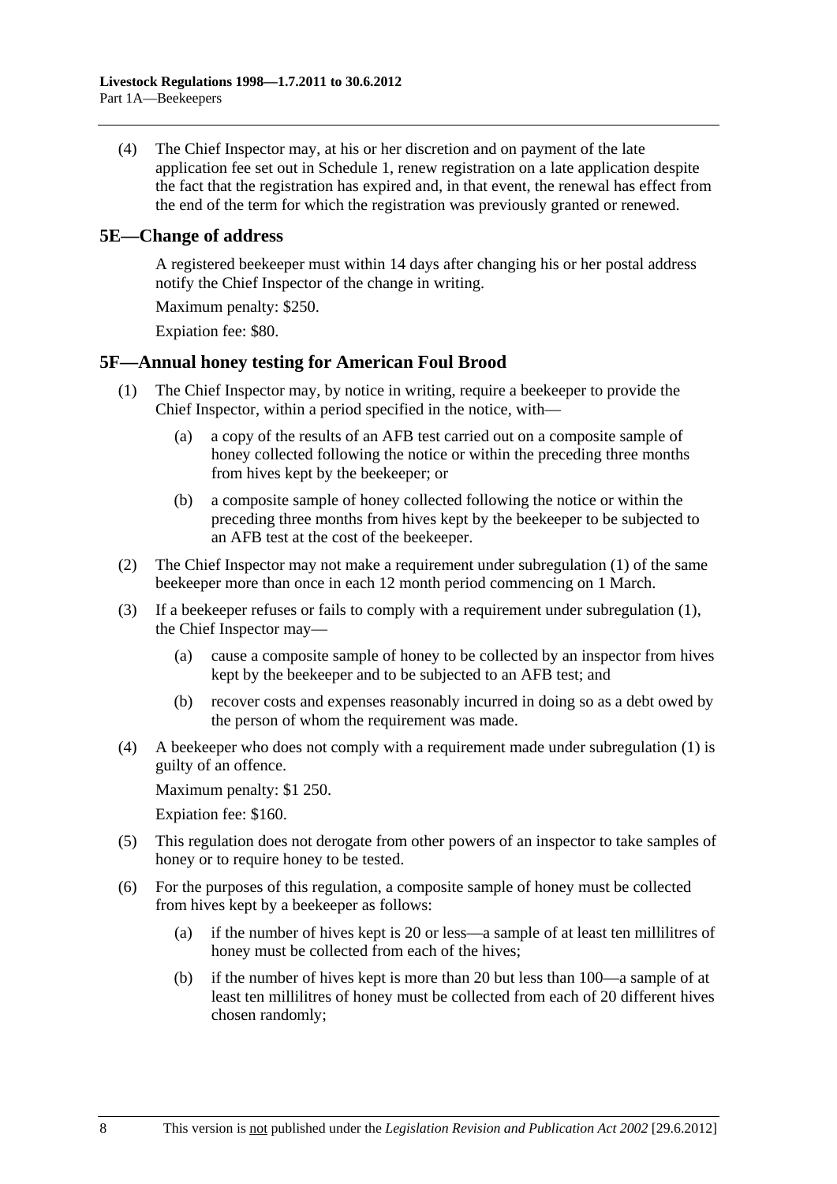(4) The Chief Inspector may, at his or her discretion and on payment of the late application fee set out in Schedule 1, renew registration on a late application despite the fact that the registration has expired and, in that event, the renewal has effect from the end of the term for which the registration was previously granted or renewed.

## 5E—Change of address

A registered beekeeper must within 14 days after changing his or her postal address notify the Chief Inspector of the change in writing.

Maximum penalty: $250.

Expiation fee: $80.

## 5F—Annual honey testing for American Foul Brood

(1) The Chief Inspector may, by notice in writing, require a beekeeper to provide the Chief Inspector, within a period specified in the notice, with—

(a) a copy of the results of an AFB test carried out on a composite sample of honey collected following the notice or within the preceding three months from hives kept by the beekeeper; or

(b) a composite sample of honey collected following the notice or within the preceding three months from hives kept by the beekeeper to be subjected to an AFB test at the cost of the beekeeper.

(2) The Chief Inspector may not make a requirement under subregulation (1) of the same beekeeper more than once in each 12 month period commencing on 1 March.

(3) If a beekeeper refuses or fails to comply with a requirement under subregulation (1), the Chief Inspector may—

(a) cause a composite sample of honey to be collected by an inspector from hives kept by the beekeeper and to be subjected to an AFB test; and

(b) recover costs and expenses reasonably incurred in doing so as a debt owed by the person of whom the requirement was made.

(4) A beekeeper who does not comply with a requirement made under subregulation (1) is guilty of an offence.

Maximum penalty: $1 250.

Expiation fee: $160.

(5) This regulation does not derogate from other powers of an inspector to take samples of honey or to require honey to be tested.

(6) For the purposes of this regulation, a composite sample of honey must be collected from hives kept by a beekeeper as follows:

(a) if the number of hives kept is 20 or less—a sample of at least ten millilitres of honey must be collected from each of the hives;

(b) if the number of hives kept is more than 20 but less than 100—a sample of at least ten millilitres of honey must be collected from each of 20 different hives chosen randomly;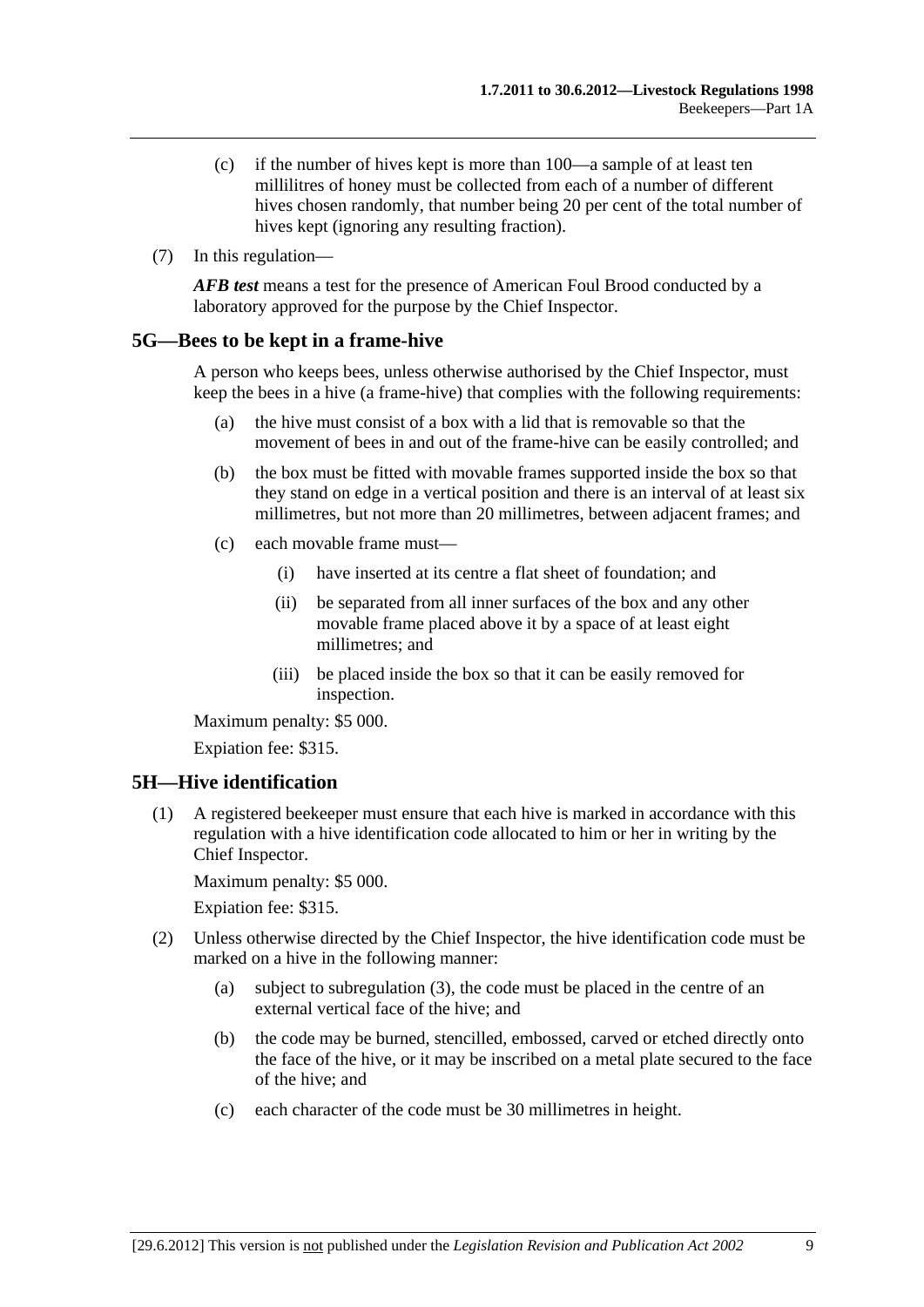(c) if the number of hives kept is more than 100—a sample of at least ten millilitres of honey must be collected from each of a number of different hives chosen randomly, that number being 20 per cent of the total number of hives kept (ignoring any resulting fraction).

(7) In this regulation—

***AFB test*** means a test for the presence of American Foul Brood conducted by a laboratory approved for the purpose by the Chief Inspector.

## 5G—Bees to be kept in a frame-hive

A person who keeps bees, unless otherwise authorised by the Chief Inspector, must keep the bees in a hive (a frame-hive) that complies with the following requirements:

(a) the hive must consist of a box with a lid that is removable so that the movement of bees in and out of the frame-hive can be easily controlled; and

(b) the box must be fitted with movable frames supported inside the box so that they stand on edge in a vertical position and there is an interval of at least six millimetres, but not more than 20 millimetres, between adjacent frames; and

(c) each movable frame must—

(i) have inserted at its centre a flat sheet of foundation; and

(ii) be separated from all inner surfaces of the box and any other movable frame placed above it by a space of at least eight millimetres; and

(iii) be placed inside the box so that it can be easily removed for inspection.

Maximum penalty: $5 000.

Expiation fee: $315.

## 5H—Hive identification

(1) A registered beekeeper must ensure that each hive is marked in accordance with this regulation with a hive identification code allocated to him or her in writing by the Chief Inspector.

Maximum penalty: $5 000.

Expiation fee: $315.

(2) Unless otherwise directed by the Chief Inspector, the hive identification code must be marked on a hive in the following manner:

(a) subject to subregulation (3), the code must be placed in the centre of an external vertical face of the hive; and

(b) the code may be burned, stencilled, embossed, carved or etched directly onto the face of the hive, or it may be inscribed on a metal plate secured to the face of the hive; and

(c) each character of the code must be 30 millimetres in height.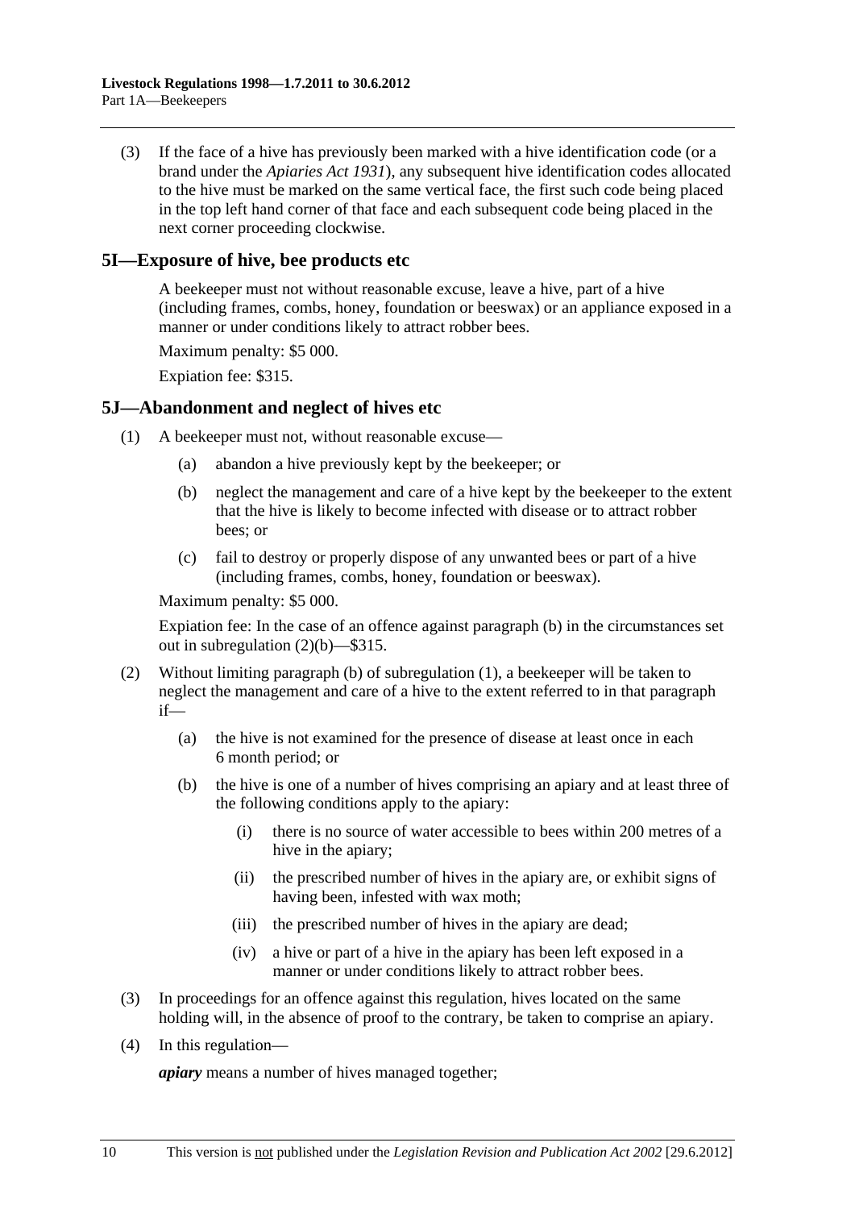(3) If the face of a hive has previously been marked with a hive identification code (or a brand under the *Apiaries Act 1931*), any subsequent hive identification codes allocated to the hive must be marked on the same vertical face, the first such code being placed in the top left hand corner of that face and each subsequent code being placed in the next corner proceeding clockwise.

## 5I—Exposure of hive, bee products etc

A beekeeper must not without reasonable excuse, leave a hive, part of a hive (including frames, combs, honey, foundation or beeswax) or an appliance exposed in a manner or under conditions likely to attract robber bees.

Maximum penalty: $5 000.

Expiation fee: $315.

## 5J—Abandonment and neglect of hives etc

(1) A beekeeper must not, without reasonable excuse—

- (a) abandon a hive previously kept by the beekeeper; or
- (b) neglect the management and care of a hive kept by the beekeeper to the extent that the hive is likely to become infected with disease or to attract robber bees; or
- (c) fail to destroy or properly dispose of any unwanted bees or part of a hive (including frames, combs, honey, foundation or beeswax).

Maximum penalty: $5 000.

Expiation fee: In the case of an offence against paragraph (b) in the circumstances set out in subregulation (2)(b)—$315.

(2) Without limiting paragraph (b) of subregulation (1), a beekeeper will be taken to neglect the management and care of a hive to the extent referred to in that paragraph if—

- (a) the hive is not examined for the presence of disease at least once in each 6 month period; or
- (b) the hive is one of a number of hives comprising an apiary and at least three of the following conditions apply to the apiary:
  - (i) there is no source of water accessible to bees within 200 metres of a hive in the apiary;
  - (ii) the prescribed number of hives in the apiary are, or exhibit signs of having been, infested with wax moth;
  - (iii) the prescribed number of hives in the apiary are dead;
  - (iv) a hive or part of a hive in the apiary has been left exposed in a manner or under conditions likely to attract robber bees.

(3) In proceedings for an offence against this regulation, hives located on the same holding will, in the absence of proof to the contrary, be taken to comprise an apiary.

(4) In this regulation—

***apiary*** means a number of hives managed together;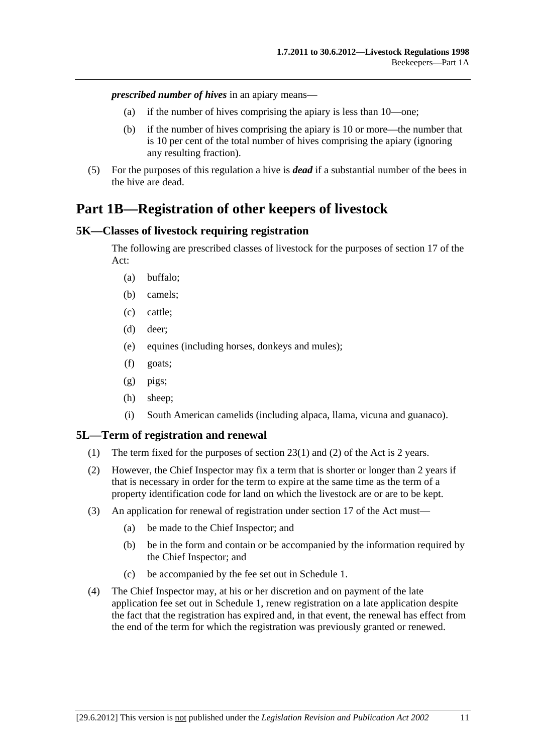***prescribed number of hives*** in an apiary means—

(a) if the number of hives comprising the apiary is less than 10—one;

(b) if the number of hives comprising the apiary is 10 or more—the number that is 10 per cent of the total number of hives comprising the apiary (ignoring any resulting fraction).

(5) For the purposes of this regulation a hive is ***dead*** if a substantial number of the bees in the hive are dead.

# Part 1B—Registration of other keepers of livestock

## 5K—Classes of livestock requiring registration

The following are prescribed classes of livestock for the purposes of section 17 of the Act:

(a) buffalo;

(b) camels;

(c) cattle;

(d) deer;

(e) equines (including horses, donkeys and mules);

(f) goats;

(g) pigs;

(h) sheep;

(i) South American camelids (including alpaca, llama, vicuna and guanaco).

## 5L—Term of registration and renewal

(1) The term fixed for the purposes of section 23(1) and (2) of the Act is 2 years.

(2) However, the Chief Inspector may fix a term that is shorter or longer than 2 years if that is necessary in order for the term to expire at the same time as the term of a property identification code for land on which the livestock are or are to be kept.

(3) An application for renewal of registration under section 17 of the Act must—

(a) be made to the Chief Inspector; and

(b) be in the form and contain or be accompanied by the information required by the Chief Inspector; and

(c) be accompanied by the fee set out in Schedule 1.

(4) The Chief Inspector may, at his or her discretion and on payment of the late application fee set out in Schedule 1, renew registration on a late application despite the fact that the registration has expired and, in that event, the renewal has effect from the end of the term for which the registration was previously granted or renewed.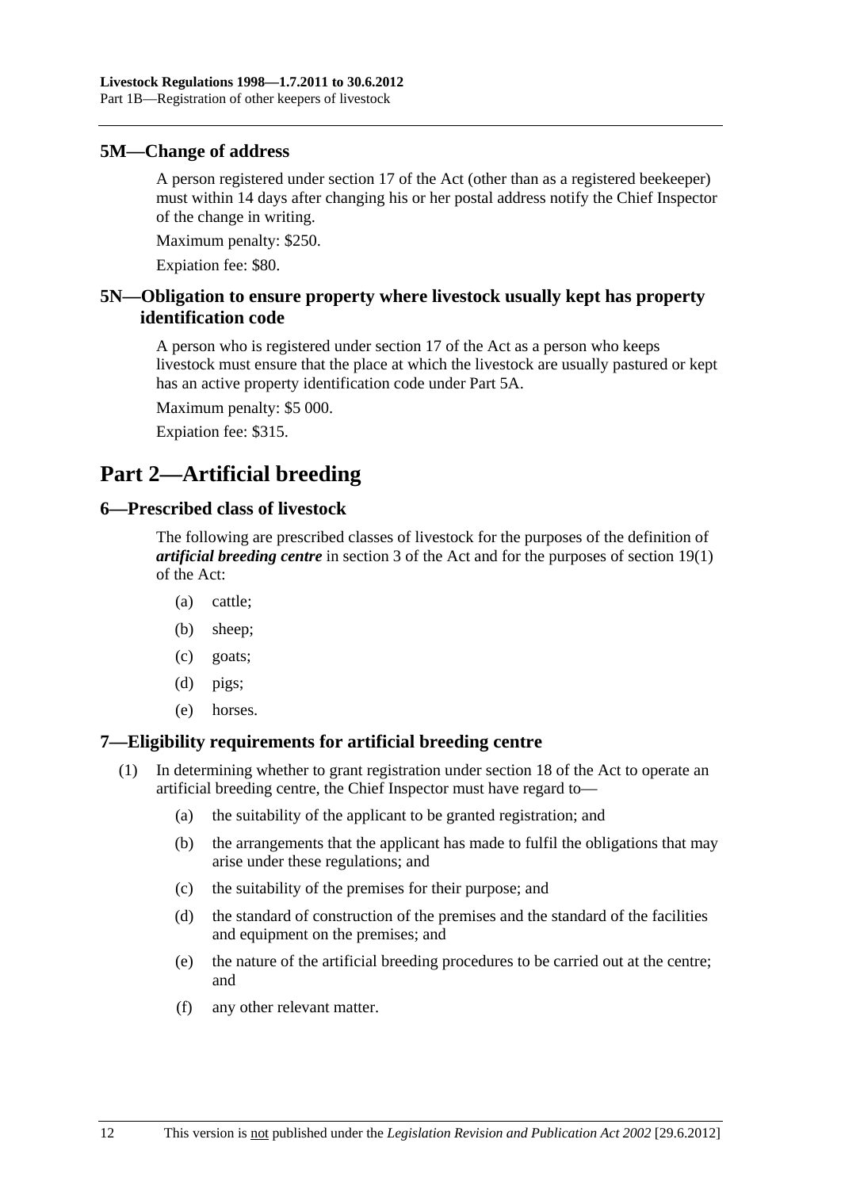### 5M—Change of address

A person registered under section 17 of the Act (other than as a registered beekeeper) must within 14 days after changing his or her postal address notify the Chief Inspector of the change in writing.

Maximum penalty: $250.

Expiation fee: $80.

### 5N—Obligation to ensure property where livestock usually kept has property identification code

A person who is registered under section 17 of the Act as a person who keeps livestock must ensure that the place at which the livestock are usually pastured or kept has an active property identification code under Part 5A.

Maximum penalty: $5 000.

Expiation fee: $315.

## Part 2—Artificial breeding

### 6—Prescribed class of livestock

The following are prescribed classes of livestock for the purposes of the definition of ***artificial breeding centre*** in section 3 of the Act and for the purposes of section 19(1) of the Act:

- (a) cattle;
- (b) sheep;
- (c) goats;
- (d) pigs;
- (e) horses.

### 7—Eligibility requirements for artificial breeding centre

(1) In determining whether to grant registration under section 18 of the Act to operate an artificial breeding centre, the Chief Inspector must have regard to—

- (a) the suitability of the applicant to be granted registration; and
- (b) the arrangements that the applicant has made to fulfil the obligations that may arise under these regulations; and
- (c) the suitability of the premises for their purpose; and
- (d) the standard of construction of the premises and the standard of the facilities and equipment on the premises; and
- (e) the nature of the artificial breeding procedures to be carried out at the centre; and
- (f) any other relevant matter.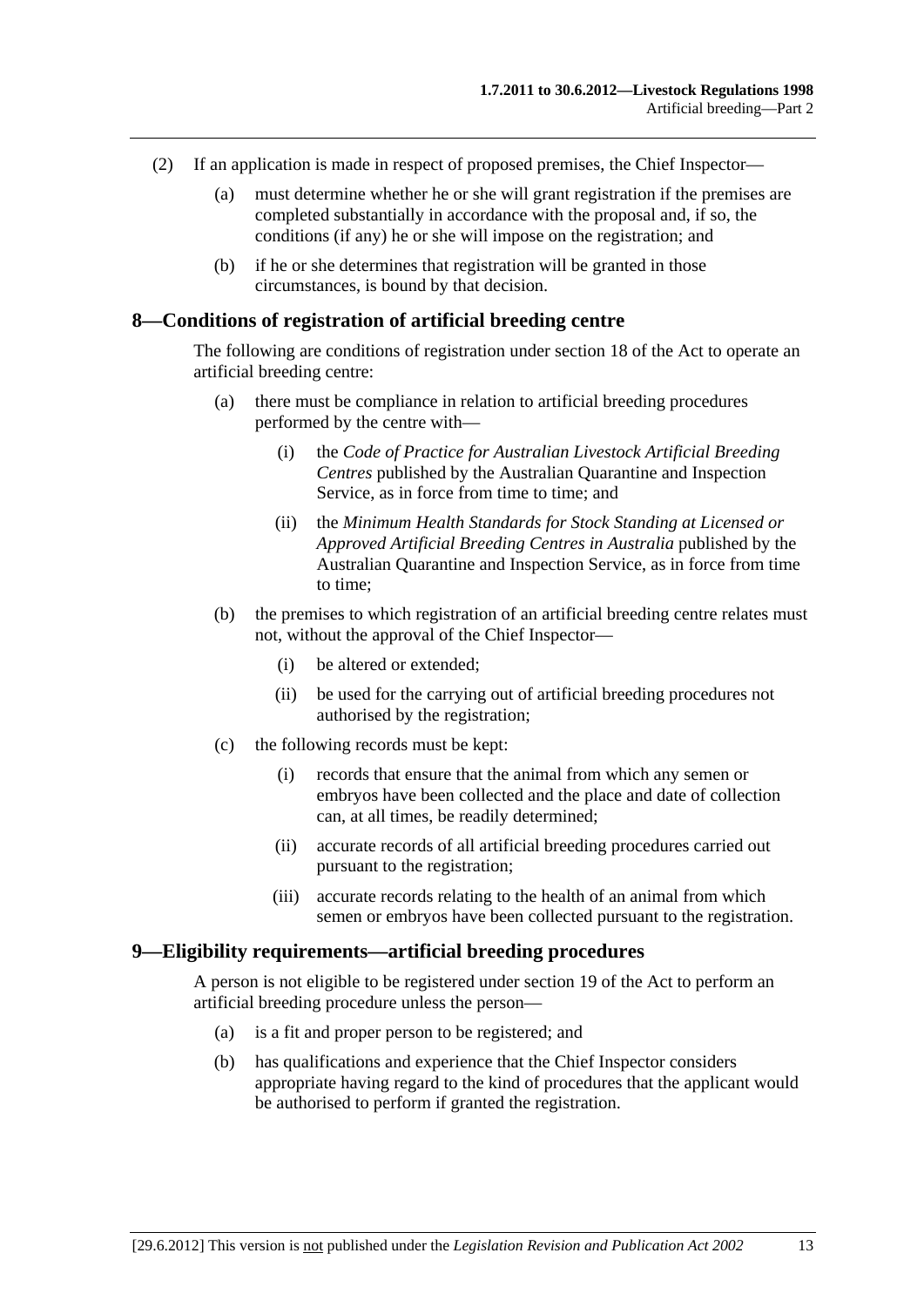(2) If an application is made in respect of proposed premises, the Chief Inspector—

(a) must determine whether he or she will grant registration if the premises are completed substantially in accordance with the proposal and, if so, the conditions (if any) he or she will impose on the registration; and

(b) if he or she determines that registration will be granted in those circumstances, is bound by that decision.

## 8—Conditions of registration of artificial breeding centre

The following are conditions of registration under section 18 of the Act to operate an artificial breeding centre:

(a) there must be compliance in relation to artificial breeding procedures performed by the centre with—

(i) the *Code of Practice for Australian Livestock Artificial Breeding Centres* published by the Australian Quarantine and Inspection Service, as in force from time to time; and

(ii) the *Minimum Health Standards for Stock Standing at Licensed or Approved Artificial Breeding Centres in Australia* published by the Australian Quarantine and Inspection Service, as in force from time to time;

(b) the premises to which registration of an artificial breeding centre relates must not, without the approval of the Chief Inspector—

(i) be altered or extended;

(ii) be used for the carrying out of artificial breeding procedures not authorised by the registration;

(c) the following records must be kept:

(i) records that ensure that the animal from which any semen or embryos have been collected and the place and date of collection can, at all times, be readily determined;

(ii) accurate records of all artificial breeding procedures carried out pursuant to the registration;

(iii) accurate records relating to the health of an animal from which semen or embryos have been collected pursuant to the registration.

## 9—Eligibility requirements—artificial breeding procedures

A person is not eligible to be registered under section 19 of the Act to perform an artificial breeding procedure unless the person—

(a) is a fit and proper person to be registered; and

(b) has qualifications and experience that the Chief Inspector considers appropriate having regard to the kind of procedures that the applicant would be authorised to perform if granted the registration.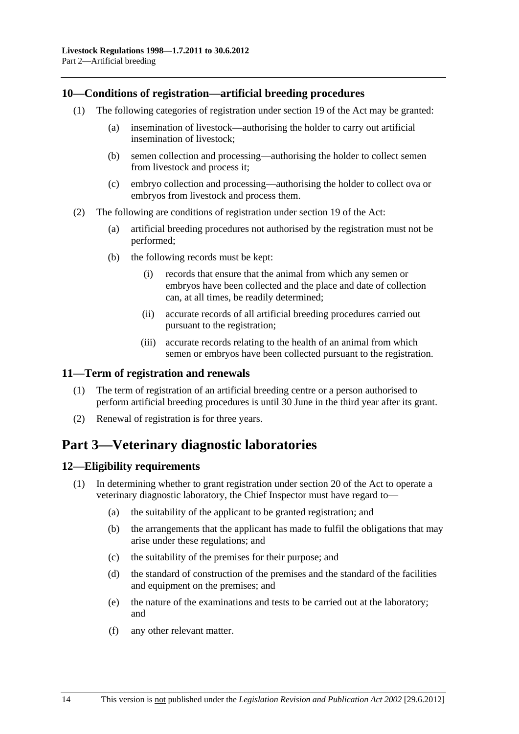## 10—Conditions of registration—artificial breeding procedures

(1) The following categories of registration under section 19 of the Act may be granted:

- (a) insemination of livestock—authorising the holder to carry out artificial insemination of livestock;
- (b) semen collection and processing—authorising the holder to collect semen from livestock and process it;
- (c) embryo collection and processing—authorising the holder to collect ova or embryos from livestock and process them.

(2) The following are conditions of registration under section 19 of the Act:

- (a) artificial breeding procedures not authorised by the registration must not be performed;
- (b) the following records must be kept:
  - (i) records that ensure that the animal from which any semen or embryos have been collected and the place and date of collection can, at all times, be readily determined;
  - (ii) accurate records of all artificial breeding procedures carried out pursuant to the registration;
  - (iii) accurate records relating to the health of an animal from which semen or embryos have been collected pursuant to the registration.

## 11—Term of registration and renewals

(1) The term of registration of an artificial breeding centre or a person authorised to perform artificial breeding procedures is until 30 June in the third year after its grant.

(2) Renewal of registration is for three years.

# Part 3—Veterinary diagnostic laboratories

## 12—Eligibility requirements

(1) In determining whether to grant registration under section 20 of the Act to operate a veterinary diagnostic laboratory, the Chief Inspector must have regard to—

- (a) the suitability of the applicant to be granted registration; and
- (b) the arrangements that the applicant has made to fulfil the obligations that may arise under these regulations; and
- (c) the suitability of the premises for their purpose; and
- (d) the standard of construction of the premises and the standard of the facilities and equipment on the premises; and
- (e) the nature of the examinations and tests to be carried out at the laboratory; and
- (f) any other relevant matter.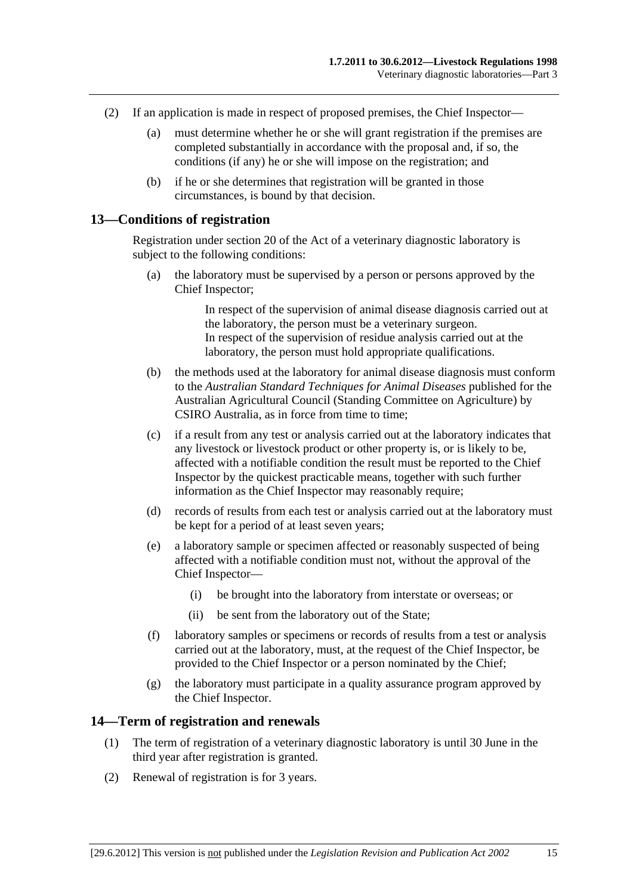(2) If an application is made in respect of proposed premises, the Chief Inspector—

(a) must determine whether he or she will grant registration if the premises are completed substantially in accordance with the proposal and, if so, the conditions (if any) he or she will impose on the registration; and

(b) if he or she determines that registration will be granted in those circumstances, is bound by that decision.

## 13—Conditions of registration

Registration under section 20 of the Act of a veterinary diagnostic laboratory is subject to the following conditions:

(a) the laboratory must be supervised by a person or persons approved by the Chief Inspector;

> In respect of the supervision of animal disease diagnosis carried out at the laboratory, the person must be a veterinary surgeon.
> In respect of the supervision of residue analysis carried out at the laboratory, the person must hold appropriate qualifications.

(b) the methods used at the laboratory for animal disease diagnosis must conform to the *Australian Standard Techniques for Animal Diseases* published for the Australian Agricultural Council (Standing Committee on Agriculture) by CSIRO Australia, as in force from time to time;

(c) if a result from any test or analysis carried out at the laboratory indicates that any livestock or livestock product or other property is, or is likely to be, affected with a notifiable condition the result must be reported to the Chief Inspector by the quickest practicable means, together with such further information as the Chief Inspector may reasonably require;

(d) records of results from each test or analysis carried out at the laboratory must be kept for a period of at least seven years;

(e) a laboratory sample or specimen affected or reasonably suspected of being affected with a notifiable condition must not, without the approval of the Chief Inspector—

(i) be brought into the laboratory from interstate or overseas; or

(ii) be sent from the laboratory out of the State;

(f) laboratory samples or specimens or records of results from a test or analysis carried out at the laboratory, must, at the request of the Chief Inspector, be provided to the Chief Inspector or a person nominated by the Chief;

(g) the laboratory must participate in a quality assurance program approved by the Chief Inspector.

## 14—Term of registration and renewals

(1) The term of registration of a veterinary diagnostic laboratory is until 30 June in the third year after registration is granted.

(2) Renewal of registration is for 3 years.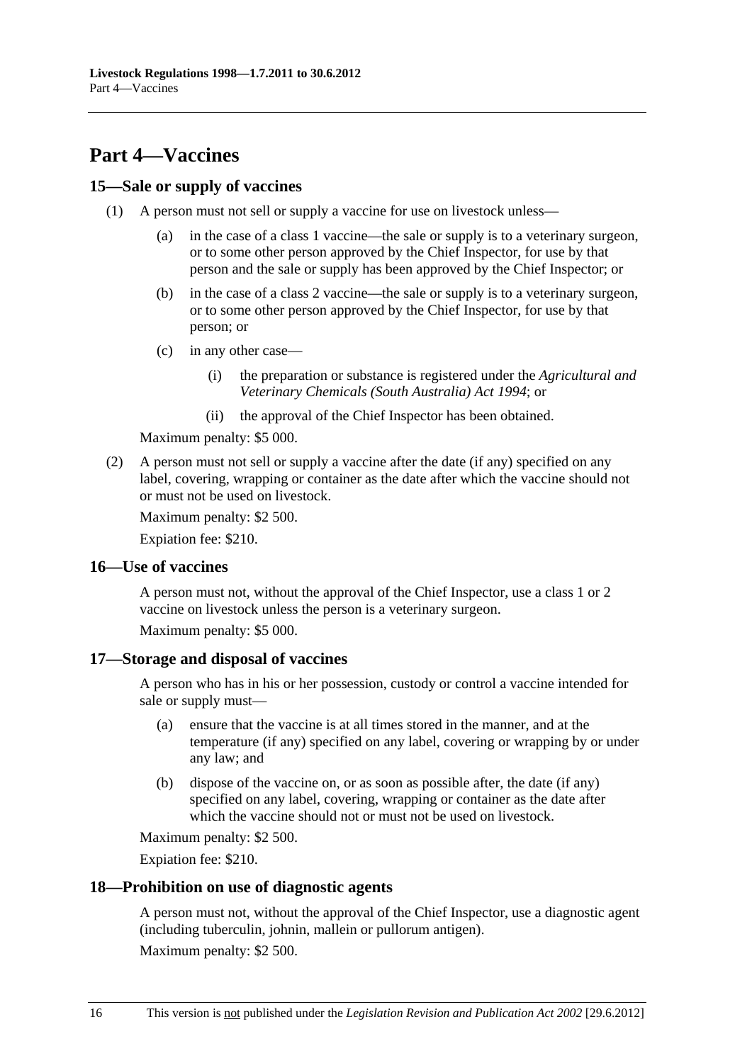# Part 4—Vaccines

## 15—Sale or supply of vaccines

(1) A person must not sell or supply a vaccine for use on livestock unless—

(a) in the case of a class 1 vaccine—the sale or supply is to a veterinary surgeon, or to some other person approved by the Chief Inspector, for use by that person and the sale or supply has been approved by the Chief Inspector; or

(b) in the case of a class 2 vaccine—the sale or supply is to a veterinary surgeon, or to some other person approved by the Chief Inspector, for use by that person; or

(c) in any other case—

(i) the preparation or substance is registered under the *Agricultural and Veterinary Chemicals (South Australia) Act 1994*; or

(ii) the approval of the Chief Inspector has been obtained.

Maximum penalty: $5 000.

(2) A person must not sell or supply a vaccine after the date (if any) specified on any label, covering, wrapping or container as the date after which the vaccine should not or must not be used on livestock.

Maximum penalty: $2 500.

Expiation fee: $210.

## 16—Use of vaccines

A person must not, without the approval of the Chief Inspector, use a class 1 or 2 vaccine on livestock unless the person is a veterinary surgeon.

Maximum penalty: $5 000.

## 17—Storage and disposal of vaccines

A person who has in his or her possession, custody or control a vaccine intended for sale or supply must—

(a) ensure that the vaccine is at all times stored in the manner, and at the temperature (if any) specified on any label, covering or wrapping by or under any law; and

(b) dispose of the vaccine on, or as soon as possible after, the date (if any) specified on any label, covering, wrapping or container as the date after which the vaccine should not or must not be used on livestock.

Maximum penalty: $2 500.

Expiation fee: $210.

## 18—Prohibition on use of diagnostic agents

A person must not, without the approval of the Chief Inspector, use a diagnostic agent (including tuberculin, johnin, mallein or pullorum antigen).

Maximum penalty: $2 500.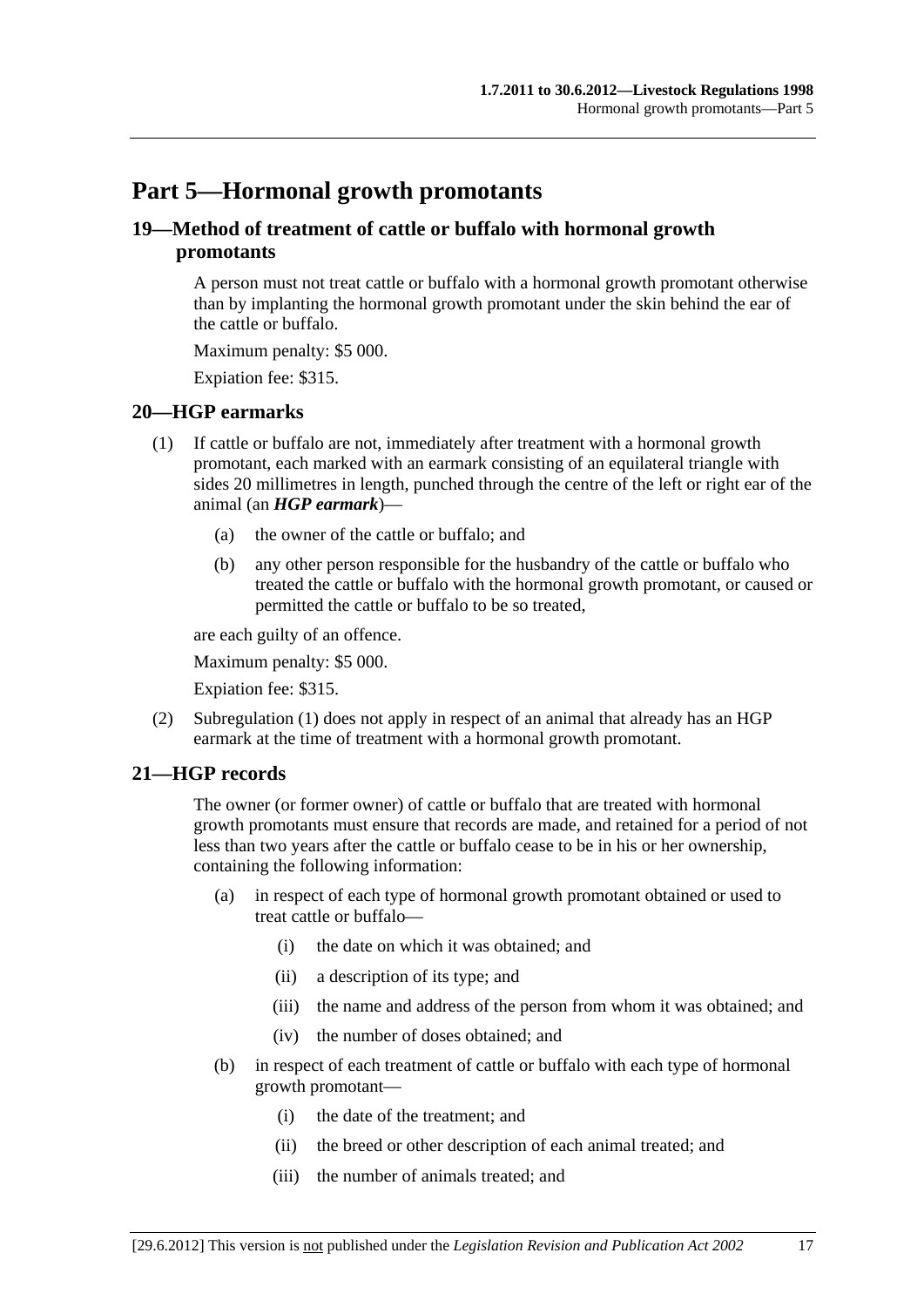# Part 5—Hormonal growth promotants

## 19—Method of treatment of cattle or buffalo with hormonal growth promotants

A person must not treat cattle or buffalo with a hormonal growth promotant otherwise than by implanting the hormonal growth promotant under the skin behind the ear of the cattle or buffalo.

Maximum penalty: $5 000.

Expiation fee: $315.

## 20—HGP earmarks

(1) If cattle or buffalo are not, immediately after treatment with a hormonal growth promotant, each marked with an earmark consisting of an equilateral triangle with sides 20 millimetres in length, punched through the centre of the left or right ear of the animal (an ***HGP earmark***)—

  (a) the owner of the cattle or buffalo; and

  (b) any other person responsible for the husbandry of the cattle or buffalo who treated the cattle or buffalo with the hormonal growth promotant, or caused or permitted the cattle or buffalo to be so treated,

are each guilty of an offence.

Maximum penalty: $5 000.

Expiation fee: $315.

(2) Subregulation (1) does not apply in respect of an animal that already has an HGP earmark at the time of treatment with a hormonal growth promotant.

## 21—HGP records

The owner (or former owner) of cattle or buffalo that are treated with hormonal growth promotants must ensure that records are made, and retained for a period of not less than two years after the cattle or buffalo cease to be in his or her ownership, containing the following information:

  (a) in respect of each type of hormonal growth promotant obtained or used to treat cattle or buffalo—

    (i) the date on which it was obtained; and

    (ii) a description of its type; and

    (iii) the name and address of the person from whom it was obtained; and

    (iv) the number of doses obtained; and

  (b) in respect of each treatment of cattle or buffalo with each type of hormonal growth promotant—

    (i) the date of the treatment; and

    (ii) the breed or other description of each animal treated; and

    (iii) the number of animals treated; and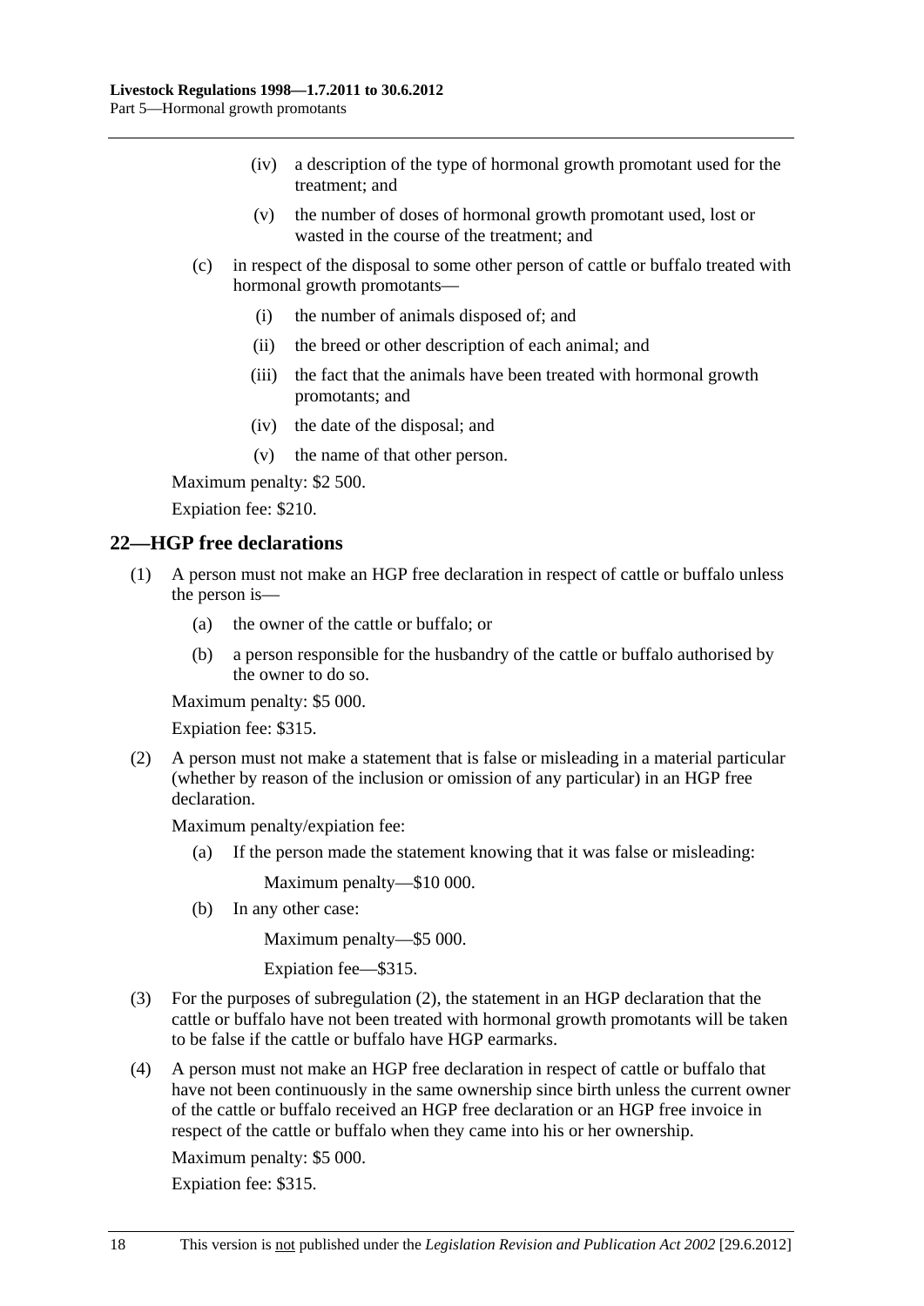(iv) a description of the type of hormonal growth promotant used for the treatment; and

(v) the number of doses of hormonal growth promotant used, lost or wasted in the course of the treatment; and

(c) in respect of the disposal to some other person of cattle or buffalo treated with hormonal growth promotants—

(i) the number of animals disposed of; and

(ii) the breed or other description of each animal; and

(iii) the fact that the animals have been treated with hormonal growth promotants; and

(iv) the date of the disposal; and

(v) the name of that other person.

Maximum penalty: $2 500.

Expiation fee: $210.

## 22—HGP free declarations

(1) A person must not make an HGP free declaration in respect of cattle or buffalo unless the person is—

(a) the owner of the cattle or buffalo; or

(b) a person responsible for the husbandry of the cattle or buffalo authorised by the owner to do so.

Maximum penalty: $5 000.

Expiation fee: $315.

(2) A person must not make a statement that is false or misleading in a material particular (whether by reason of the inclusion or omission of any particular) in an HGP free declaration.

Maximum penalty/expiation fee:

(a) If the person made the statement knowing that it was false or misleading:

Maximum penalty—$10 000.

(b) In any other case:

Maximum penalty—$5 000.

Expiation fee—$315.

(3) For the purposes of subregulation (2), the statement in an HGP declaration that the cattle or buffalo have not been treated with hormonal growth promotants will be taken to be false if the cattle or buffalo have HGP earmarks.

(4) A person must not make an HGP free declaration in respect of cattle or buffalo that have not been continuously in the same ownership since birth unless the current owner of the cattle or buffalo received an HGP free declaration or an HGP free invoice in respect of the cattle or buffalo when they came into his or her ownership.

Maximum penalty: $5 000.

Expiation fee: $315.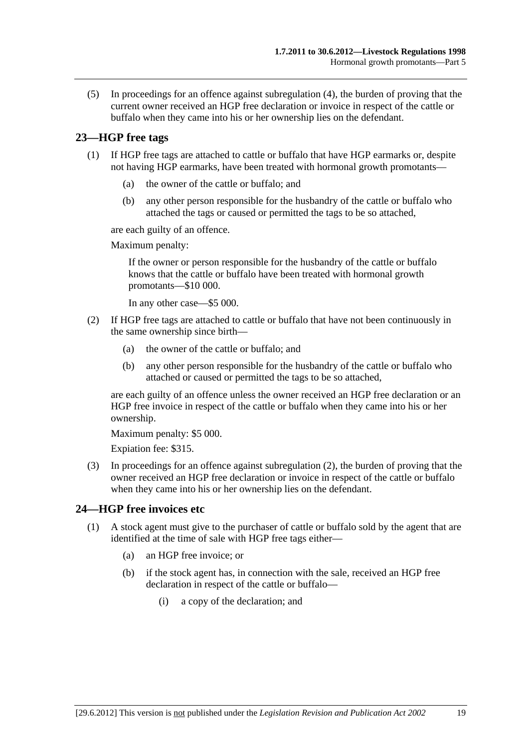(5) In proceedings for an offence against subregulation (4), the burden of proving that the current owner received an HGP free declaration or invoice in respect of the cattle or buffalo when they came into his or her ownership lies on the defendant.

## 23—HGP free tags

(1) If HGP free tags are attached to cattle or buffalo that have HGP earmarks or, despite not having HGP earmarks, have been treated with hormonal growth promotants—

(a) the owner of the cattle or buffalo; and

(b) any other person responsible for the husbandry of the cattle or buffalo who attached the tags or caused or permitted the tags to be so attached,

are each guilty of an offence.

Maximum penalty:

If the owner or person responsible for the husbandry of the cattle or buffalo knows that the cattle or buffalo have been treated with hormonal growth promotants—$10 000.

In any other case—$5 000.

(2) If HGP free tags are attached to cattle or buffalo that have not been continuously in the same ownership since birth—

(a) the owner of the cattle or buffalo; and

(b) any other person responsible for the husbandry of the cattle or buffalo who attached or caused or permitted the tags to be so attached,

are each guilty of an offence unless the owner received an HGP free declaration or an HGP free invoice in respect of the cattle or buffalo when they came into his or her ownership.

Maximum penalty: $5 000.

Expiation fee: $315.

(3) In proceedings for an offence against subregulation (2), the burden of proving that the owner received an HGP free declaration or invoice in respect of the cattle or buffalo when they came into his or her ownership lies on the defendant.

## 24—HGP free invoices etc

(1) A stock agent must give to the purchaser of cattle or buffalo sold by the agent that are identified at the time of sale with HGP free tags either—

(a) an HGP free invoice; or

(b) if the stock agent has, in connection with the sale, received an HGP free declaration in respect of the cattle or buffalo—

(i) a copy of the declaration; and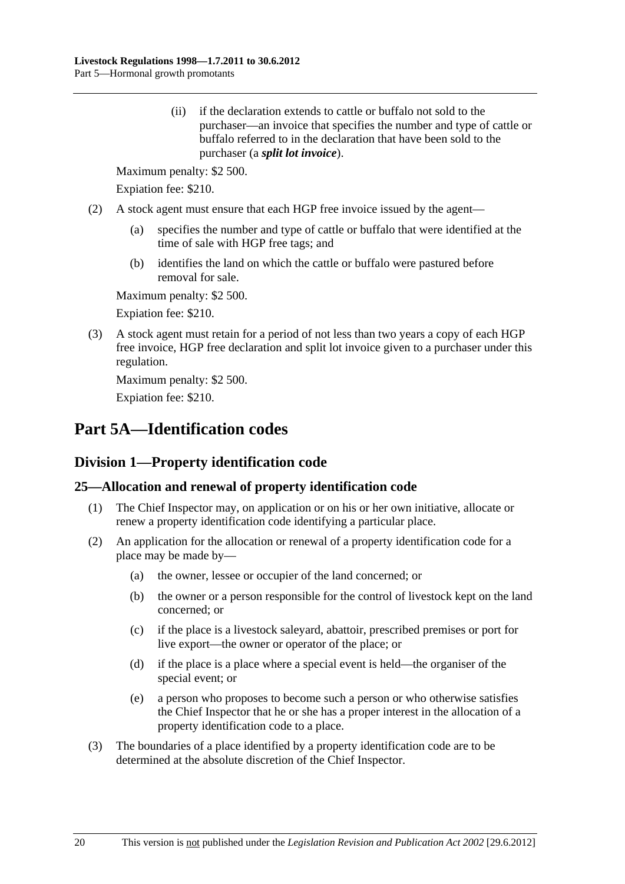(ii) if the declaration extends to cattle or buffalo not sold to the purchaser—an invoice that specifies the number and type of cattle or buffalo referred to in the declaration that have been sold to the purchaser (a ***split lot invoice***).

Maximum penalty: $2 500.

Expiation fee: $210.

(2) A stock agent must ensure that each HGP free invoice issued by the agent—

(a) specifies the number and type of cattle or buffalo that were identified at the time of sale with HGP free tags; and

(b) identifies the land on which the cattle or buffalo were pastured before removal for sale.

Maximum penalty: $2 500.

Expiation fee: $210.

(3) A stock agent must retain for a period of not less than two years a copy of each HGP free invoice, HGP free declaration and split lot invoice given to a purchaser under this regulation.

Maximum penalty: $2 500.

Expiation fee: $210.

# Part 5A—Identification codes

## Division 1—Property identification code

### 25—Allocation and renewal of property identification code

(1) The Chief Inspector may, on application or on his or her own initiative, allocate or renew a property identification code identifying a particular place.

(2) An application for the allocation or renewal of a property identification code for a place may be made by—

(a) the owner, lessee or occupier of the land concerned; or

(b) the owner or a person responsible for the control of livestock kept on the land concerned; or

(c) if the place is a livestock saleyard, abattoir, prescribed premises or port for live export—the owner or operator of the place; or

(d) if the place is a place where a special event is held—the organiser of the special event; or

(e) a person who proposes to become such a person or who otherwise satisfies the Chief Inspector that he or she has a proper interest in the allocation of a property identification code to a place.

(3) The boundaries of a place identified by a property identification code are to be determined at the absolute discretion of the Chief Inspector.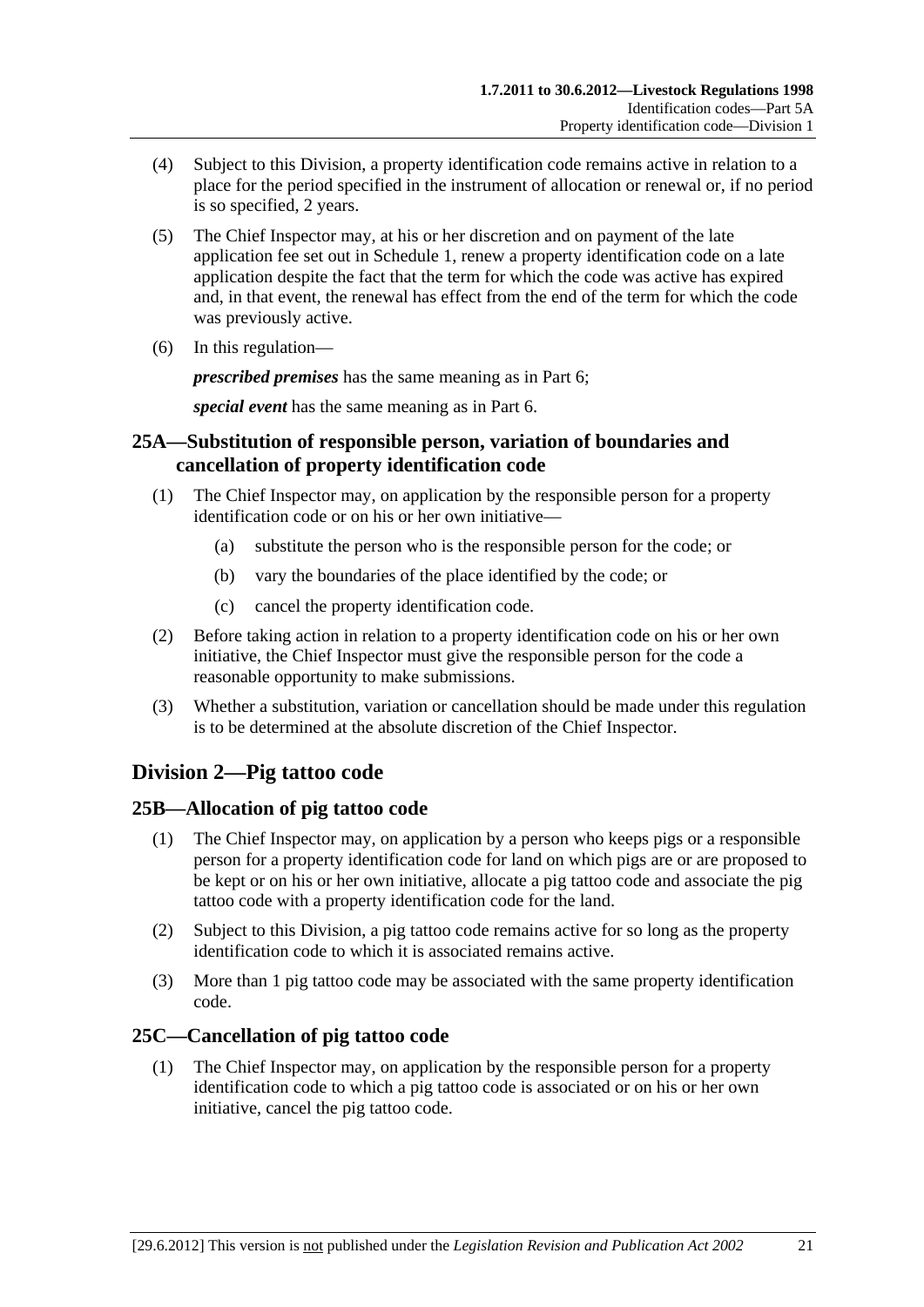(4) Subject to this Division, a property identification code remains active in relation to a place for the period specified in the instrument of allocation or renewal or, if no period is so specified, 2 years.

(5) The Chief Inspector may, at his or her discretion and on payment of the late application fee set out in Schedule 1, renew a property identification code on a late application despite the fact that the term for which the code was active has expired and, in that event, the renewal has effect from the end of the term for which the code was previously active.

(6) In this regulation—

***prescribed premises*** has the same meaning as in Part 6;

***special event*** has the same meaning as in Part 6.

### 25A—Substitution of responsible person, variation of boundaries and cancellation of property identification code

(1) The Chief Inspector may, on application by the responsible person for a property identification code or on his or her own initiative—

(a) substitute the person who is the responsible person for the code; or

(b) vary the boundaries of the place identified by the code; or

(c) cancel the property identification code.

(2) Before taking action in relation to a property identification code on his or her own initiative, the Chief Inspector must give the responsible person for the code a reasonable opportunity to make submissions.

(3) Whether a substitution, variation or cancellation should be made under this regulation is to be determined at the absolute discretion of the Chief Inspector.

## Division 2—Pig tattoo code

### 25B—Allocation of pig tattoo code

(1) The Chief Inspector may, on application by a person who keeps pigs or a responsible person for a property identification code for land on which pigs are or are proposed to be kept or on his or her own initiative, allocate a pig tattoo code and associate the pig tattoo code with a property identification code for the land.

(2) Subject to this Division, a pig tattoo code remains active for so long as the property identification code to which it is associated remains active.

(3) More than 1 pig tattoo code may be associated with the same property identification code.

### 25C—Cancellation of pig tattoo code

(1) The Chief Inspector may, on application by the responsible person for a property identification code to which a pig tattoo code is associated or on his or her own initiative, cancel the pig tattoo code.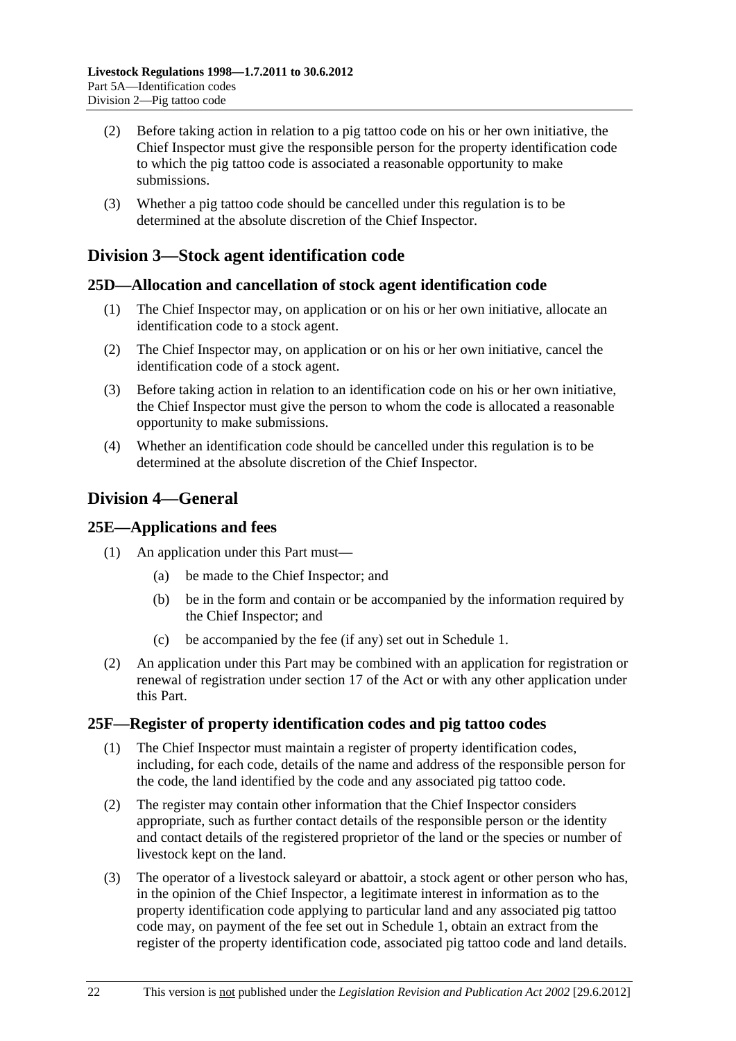(2) Before taking action in relation to a pig tattoo code on his or her own initiative, the Chief Inspector must give the responsible person for the property identification code to which the pig tattoo code is associated a reasonable opportunity to make submissions.

(3) Whether a pig tattoo code should be cancelled under this regulation is to be determined at the absolute discretion of the Chief Inspector.

## Division 3—Stock agent identification code

### 25D—Allocation and cancellation of stock agent identification code

(1) The Chief Inspector may, on application or on his or her own initiative, allocate an identification code to a stock agent.

(2) The Chief Inspector may, on application or on his or her own initiative, cancel the identification code of a stock agent.

(3) Before taking action in relation to an identification code on his or her own initiative, the Chief Inspector must give the person to whom the code is allocated a reasonable opportunity to make submissions.

(4) Whether an identification code should be cancelled under this regulation is to be determined at the absolute discretion of the Chief Inspector.

## Division 4—General

### 25E—Applications and fees

(1) An application under this Part must—

(a) be made to the Chief Inspector; and

(b) be in the form and contain or be accompanied by the information required by the Chief Inspector; and

(c) be accompanied by the fee (if any) set out in Schedule 1.

(2) An application under this Part may be combined with an application for registration or renewal of registration under section 17 of the Act or with any other application under this Part.

### 25F—Register of property identification codes and pig tattoo codes

(1) The Chief Inspector must maintain a register of property identification codes, including, for each code, details of the name and address of the responsible person for the code, the land identified by the code and any associated pig tattoo code.

(2) The register may contain other information that the Chief Inspector considers appropriate, such as further contact details of the responsible person or the identity and contact details of the registered proprietor of the land or the species or number of livestock kept on the land.

(3) The operator of a livestock saleyard or abattoir, a stock agent or other person who has, in the opinion of the Chief Inspector, a legitimate interest in information as to the property identification code applying to particular land and any associated pig tattoo code may, on payment of the fee set out in Schedule 1, obtain an extract from the register of the property identification code, associated pig tattoo code and land details.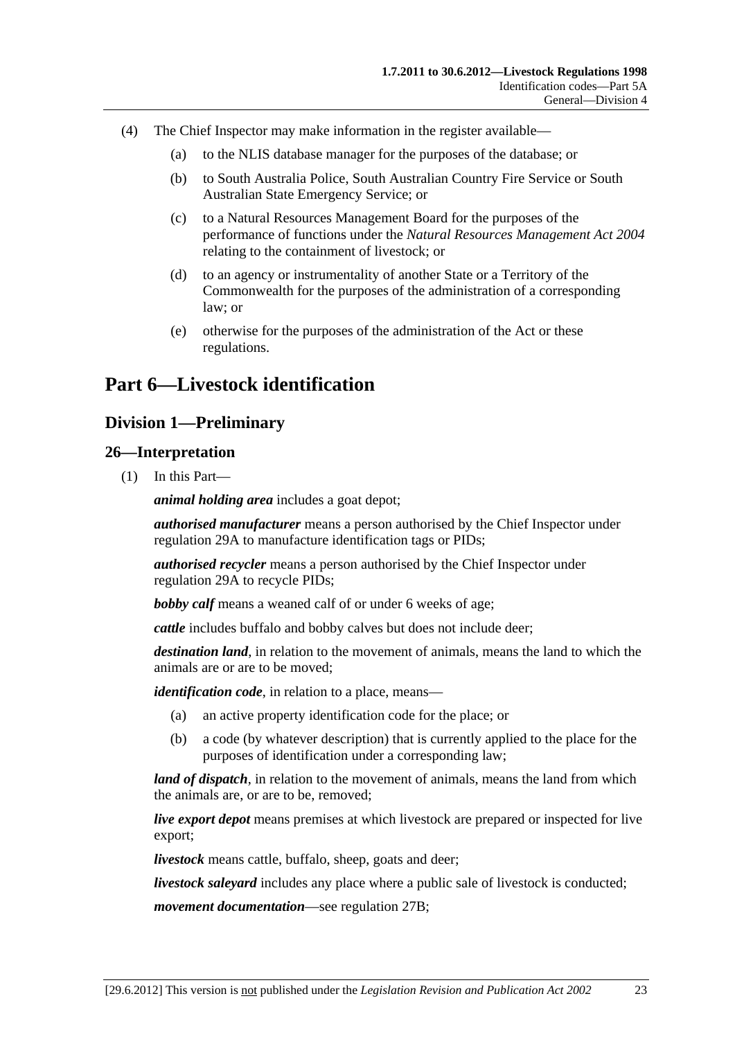(4) The Chief Inspector may make information in the register available—

(a) to the NLIS database manager for the purposes of the database; or

(b) to South Australia Police, South Australian Country Fire Service or South Australian State Emergency Service; or

(c) to a Natural Resources Management Board for the purposes of the performance of functions under the *Natural Resources Management Act 2004* relating to the containment of livestock; or

(d) to an agency or instrumentality of another State or a Territory of the Commonwealth for the purposes of the administration of a corresponding law; or

(e) otherwise for the purposes of the administration of the Act or these regulations.

# Part 6—Livestock identification

## Division 1—Preliminary

### 26—Interpretation

(1) In this Part—

***animal holding area*** includes a goat depot;

***authorised manufacturer*** means a person authorised by the Chief Inspector under regulation 29A to manufacture identification tags or PIDs;

***authorised recycler*** means a person authorised by the Chief Inspector under regulation 29A to recycle PIDs;

***bobby calf*** means a weaned calf of or under 6 weeks of age;

***cattle*** includes buffalo and bobby calves but does not include deer;

***destination land***, in relation to the movement of animals, means the land to which the animals are or are to be moved;

***identification code***, in relation to a place, means—

(a) an active property identification code for the place; or

(b) a code (by whatever description) that is currently applied to the place for the purposes of identification under a corresponding law;

***land of dispatch***, in relation to the movement of animals, means the land from which the animals are, or are to be, removed;

***live export depot*** means premises at which livestock are prepared or inspected for live export;

***livestock*** means cattle, buffalo, sheep, goats and deer;

***livestock saleyard*** includes any place where a public sale of livestock is conducted;

***movement documentation***—see regulation 27B;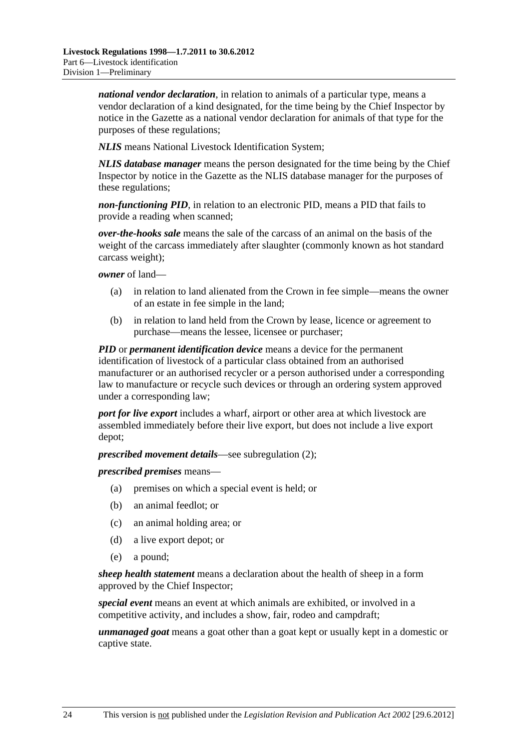***national vendor declaration***, in relation to animals of a particular type, means a vendor declaration of a kind designated, for the time being by the Chief Inspector by notice in the Gazette as a national vendor declaration for animals of that type for the purposes of these regulations;

***NLIS*** means National Livestock Identification System;

***NLIS database manager*** means the person designated for the time being by the Chief Inspector by notice in the Gazette as the NLIS database manager for the purposes of these regulations;

***non-functioning PID***, in relation to an electronic PID, means a PID that fails to provide a reading when scanned;

***over-the-hooks sale*** means the sale of the carcass of an animal on the basis of the weight of the carcass immediately after slaughter (commonly known as hot standard carcass weight);

***owner*** of land—

(a) in relation to land alienated from the Crown in fee simple—means the owner of an estate in fee simple in the land;

(b) in relation to land held from the Crown by lease, licence or agreement to purchase—means the lessee, licensee or purchaser;

***PID*** or ***permanent identification device*** means a device for the permanent identification of livestock of a particular class obtained from an authorised manufacturer or an authorised recycler or a person authorised under a corresponding law to manufacture or recycle such devices or through an ordering system approved under a corresponding law;

***port for live export*** includes a wharf, airport or other area at which livestock are assembled immediately before their live export, but does not include a live export depot;

***prescribed movement details***—see subregulation (2);

***prescribed premises*** means—

(a) premises on which a special event is held; or

(b) an animal feedlot; or

(c) an animal holding area; or

(d) a live export depot; or

(e) a pound;

***sheep health statement*** means a declaration about the health of sheep in a form approved by the Chief Inspector;

***special event*** means an event at which animals are exhibited, or involved in a competitive activity, and includes a show, fair, rodeo and campdraft;

***unmanaged goat*** means a goat other than a goat kept or usually kept in a domestic or captive state.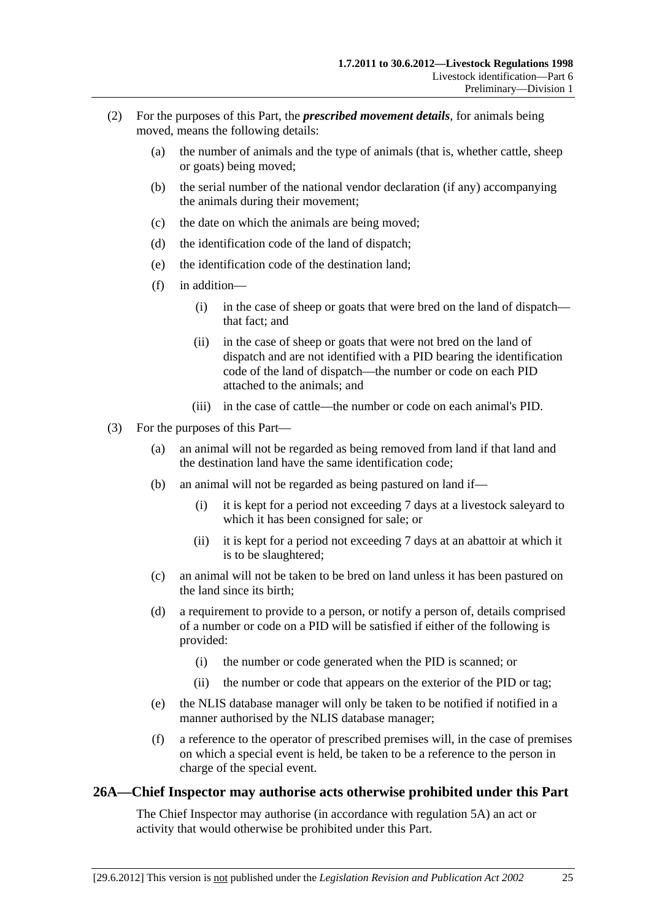(2) For the purposes of this Part, the ***prescribed movement details***, for animals being moved, means the following details:

(a) the number of animals and the type of animals (that is, whether cattle, sheep or goats) being moved;

(b) the serial number of the national vendor declaration (if any) accompanying the animals during their movement;

(c) the date on which the animals are being moved;

(d) the identification code of the land of dispatch;

(e) the identification code of the destination land;

(f) in addition—

(i) in the case of sheep or goats that were bred on the land of dispatch—that fact; and

(ii) in the case of sheep or goats that were not bred on the land of dispatch and are not identified with a PID bearing the identification code of the land of dispatch—the number or code on each PID attached to the animals; and

(iii) in the case of cattle—the number or code on each animal's PID.

(3) For the purposes of this Part—

(a) an animal will not be regarded as being removed from land if that land and the destination land have the same identification code;

(b) an animal will not be regarded as being pastured on land if—

(i) it is kept for a period not exceeding 7 days at a livestock saleyard to which it has been consigned for sale; or

(ii) it is kept for a period not exceeding 7 days at an abattoir at which it is to be slaughtered;

(c) an animal will not be taken to be bred on land unless it has been pastured on the land since its birth;

(d) a requirement to provide to a person, or notify a person of, details comprised of a number or code on a PID will be satisfied if either of the following is provided:

(i) the number or code generated when the PID is scanned; or

(ii) the number or code that appears on the exterior of the PID or tag;

(e) the NLIS database manager will only be taken to be notified if notified in a manner authorised by the NLIS database manager;

(f) a reference to the operator of prescribed premises will, in the case of premises on which a special event is held, be taken to be a reference to the person in charge of the special event.

## 26A—Chief Inspector may authorise acts otherwise prohibited under this Part

The Chief Inspector may authorise (in accordance with regulation 5A) an act or activity that would otherwise be prohibited under this Part.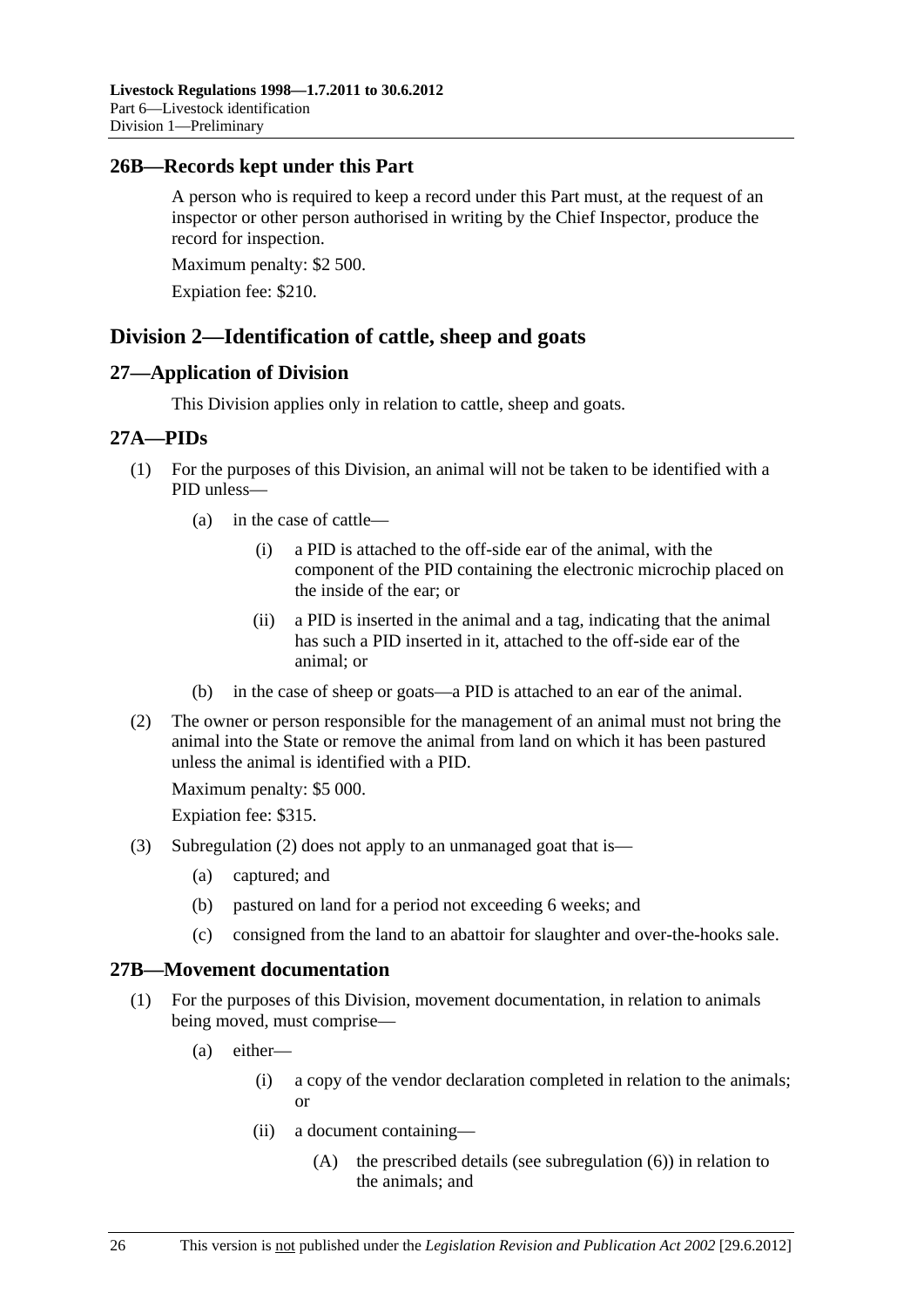## 26B—Records kept under this Part

A person who is required to keep a record under this Part must, at the request of an inspector or other person authorised in writing by the Chief Inspector, produce the record for inspection.

Maximum penalty: $2 500.

Expiation fee: $210.

# Division 2—Identification of cattle, sheep and goats

## 27—Application of Division

This Division applies only in relation to cattle, sheep and goats.

## 27A—PIDs

(1) For the purposes of this Division, an animal will not be taken to be identified with a PID unless—

(a) in the case of cattle—

(i) a PID is attached to the off-side ear of the animal, with the component of the PID containing the electronic microchip placed on the inside of the ear; or

(ii) a PID is inserted in the animal and a tag, indicating that the animal has such a PID inserted in it, attached to the off-side ear of the animal; or

(b) in the case of sheep or goats—a PID is attached to an ear of the animal.

(2) The owner or person responsible for the management of an animal must not bring the animal into the State or remove the animal from land on which it has been pastured unless the animal is identified with a PID.

Maximum penalty: $5 000.

Expiation fee: $315.

(3) Subregulation (2) does not apply to an unmanaged goat that is—

(a) captured; and

(b) pastured on land for a period not exceeding 6 weeks; and

(c) consigned from the land to an abattoir for slaughter and over-the-hooks sale.

## 27B—Movement documentation

(1) For the purposes of this Division, movement documentation, in relation to animals being moved, must comprise—

(a) either—

(i) a copy of the vendor declaration completed in relation to the animals; or

(ii) a document containing—

(A) the prescribed details (see subregulation (6)) in relation to the animals; and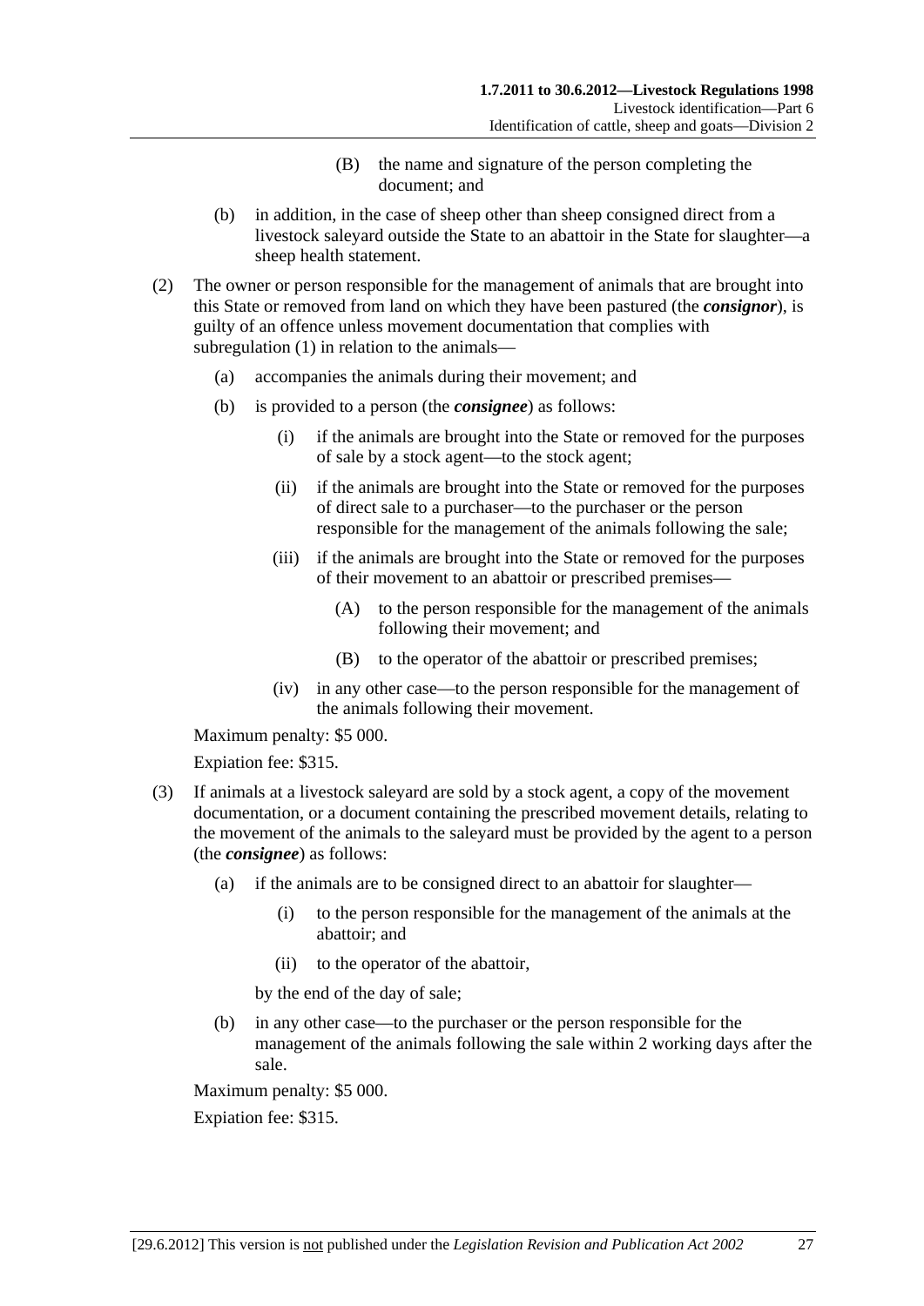(B) the name and signature of the person completing the document; and

(b) in addition, in the case of sheep other than sheep consigned direct from a livestock saleyard outside the State to an abattoir in the State for slaughter—a sheep health statement.

(2) The owner or person responsible for the management of animals that are brought into this State or removed from land on which they have been pastured (the ***consignor***), is guilty of an offence unless movement documentation that complies with subregulation (1) in relation to the animals—

(a) accompanies the animals during their movement; and

(b) is provided to a person (the ***consignee***) as follows:

(i) if the animals are brought into the State or removed for the purposes of sale by a stock agent—to the stock agent;

(ii) if the animals are brought into the State or removed for the purposes of direct sale to a purchaser—to the purchaser or the person responsible for the management of the animals following the sale;

(iii) if the animals are brought into the State or removed for the purposes of their movement to an abattoir or prescribed premises—

(A) to the person responsible for the management of the animals following their movement; and

(B) to the operator of the abattoir or prescribed premises;

(iv) in any other case—to the person responsible for the management of the animals following their movement.

Maximum penalty: $5 000.

Expiation fee: $315.

(3) If animals at a livestock saleyard are sold by a stock agent, a copy of the movement documentation, or a document containing the prescribed movement details, relating to the movement of the animals to the saleyard must be provided by the agent to a person (the ***consignee***) as follows:

(a) if the animals are to be consigned direct to an abattoir for slaughter—

(i) to the person responsible for the management of the animals at the abattoir; and

(ii) to the operator of the abattoir,

by the end of the day of sale;

(b) in any other case—to the purchaser or the person responsible for the management of the animals following the sale within 2 working days after the sale.

Maximum penalty: $5 000.

Expiation fee: $315.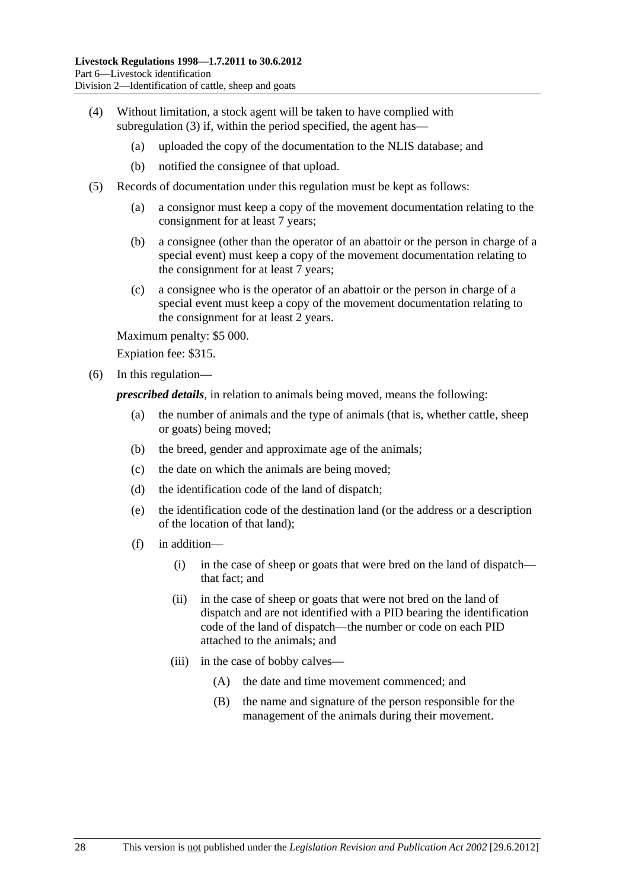(4) Without limitation, a stock agent will be taken to have complied with subregulation (3) if, within the period specified, the agent has—

  (a) uploaded the copy of the documentation to the NLIS database; and

  (b) notified the consignee of that upload.

(5) Records of documentation under this regulation must be kept as follows:

  (a) a consignor must keep a copy of the movement documentation relating to the consignment for at least 7 years;

  (b) a consignee (other than the operator of an abattoir or the person in charge of a special event) must keep a copy of the movement documentation relating to the consignment for at least 7 years;

  (c) a consignee who is the operator of an abattoir or the person in charge of a special event must keep a copy of the movement documentation relating to the consignment for at least 2 years.

Maximum penalty: $5 000.

Expiation fee: $315.

(6) In this regulation—

***prescribed details***, in relation to animals being moved, means the following:

  (a) the number of animals and the type of animals (that is, whether cattle, sheep or goats) being moved;

  (b) the breed, gender and approximate age of the animals;

  (c) the date on which the animals are being moved;

  (d) the identification code of the land of dispatch;

  (e) the identification code of the destination land (or the address or a description of the location of that land);

  (f) in addition—

    (i) in the case of sheep or goats that were bred on the land of dispatch—that fact; and

    (ii) in the case of sheep or goats that were not bred on the land of dispatch and are not identified with a PID bearing the identification code of the land of dispatch—the number or code on each PID attached to the animals; and

    (iii) in the case of bobby calves—

      (A) the date and time movement commenced; and

      (B) the name and signature of the person responsible for the management of the animals during their movement.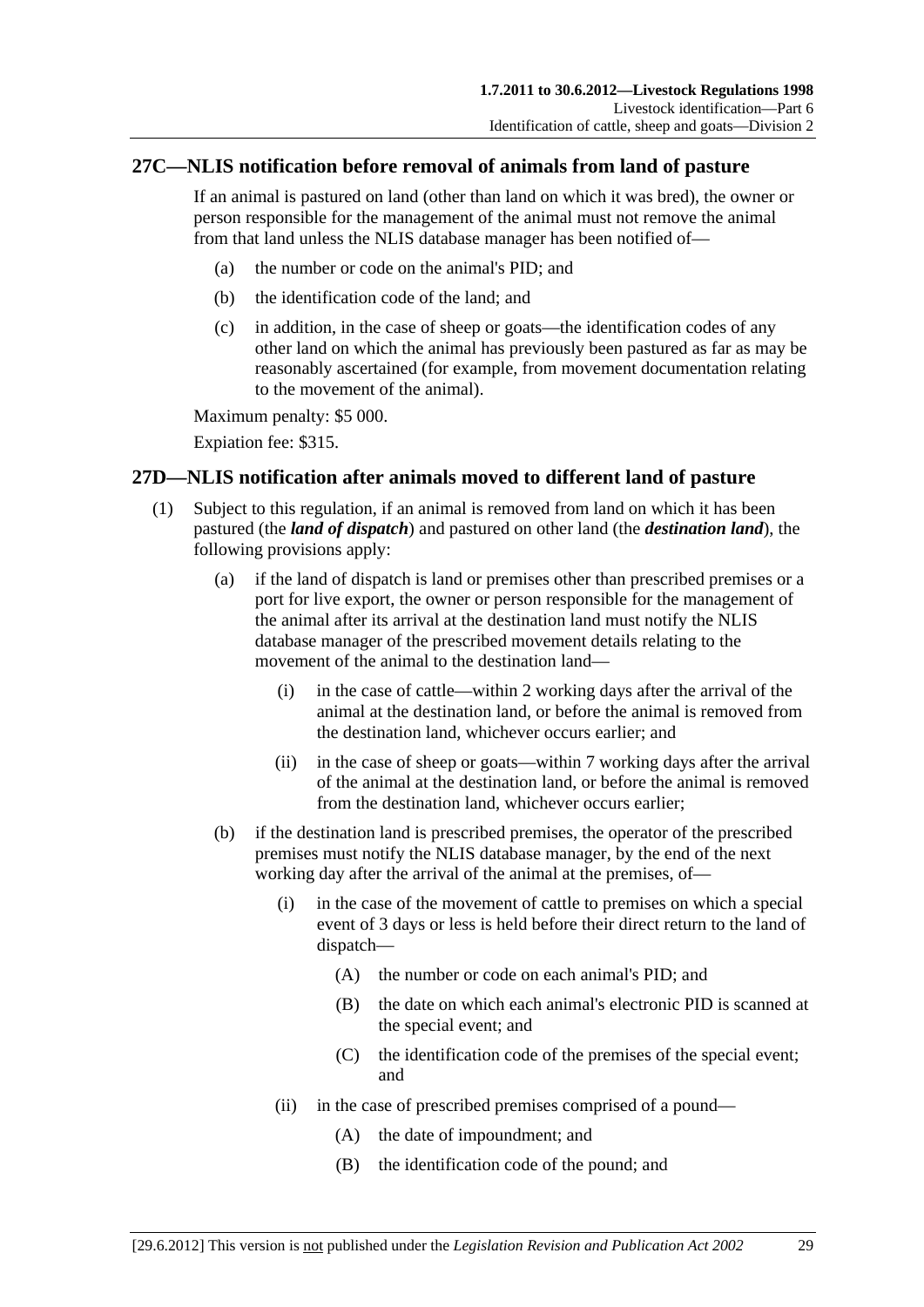## 27C—NLIS notification before removal of animals from land of pasture

If an animal is pastured on land (other than land on which it was bred), the owner or person responsible for the management of the animal must not remove the animal from that land unless the NLIS database manager has been notified of—

(a) the number or code on the animal's PID; and

(b) the identification code of the land; and

(c) in addition, in the case of sheep or goats—the identification codes of any other land on which the animal has previously been pastured as far as may be reasonably ascertained (for example, from movement documentation relating to the movement of the animal).

Maximum penalty: $5 000.

Expiation fee: $315.

## 27D—NLIS notification after animals moved to different land of pasture

(1) Subject to this regulation, if an animal is removed from land on which it has been pastured (the ***land of dispatch***) and pastured on other land (the ***destination land***), the following provisions apply:

(a) if the land of dispatch is land or premises other than prescribed premises or a port for live export, the owner or person responsible for the management of the animal after its arrival at the destination land must notify the NLIS database manager of the prescribed movement details relating to the movement of the animal to the destination land—

(i) in the case of cattle—within 2 working days after the arrival of the animal at the destination land, or before the animal is removed from the destination land, whichever occurs earlier; and

(ii) in the case of sheep or goats—within 7 working days after the arrival of the animal at the destination land, or before the animal is removed from the destination land, whichever occurs earlier;

(b) if the destination land is prescribed premises, the operator of the prescribed premises must notify the NLIS database manager, by the end of the next working day after the arrival of the animal at the premises, of—

(i) in the case of the movement of cattle to premises on which a special event of 3 days or less is held before their direct return to the land of dispatch—

(A) the number or code on each animal's PID; and

(B) the date on which each animal's electronic PID is scanned at the special event; and

(C) the identification code of the premises of the special event; and

(ii) in the case of prescribed premises comprised of a pound—

(A) the date of impoundment; and

(B) the identification code of the pound; and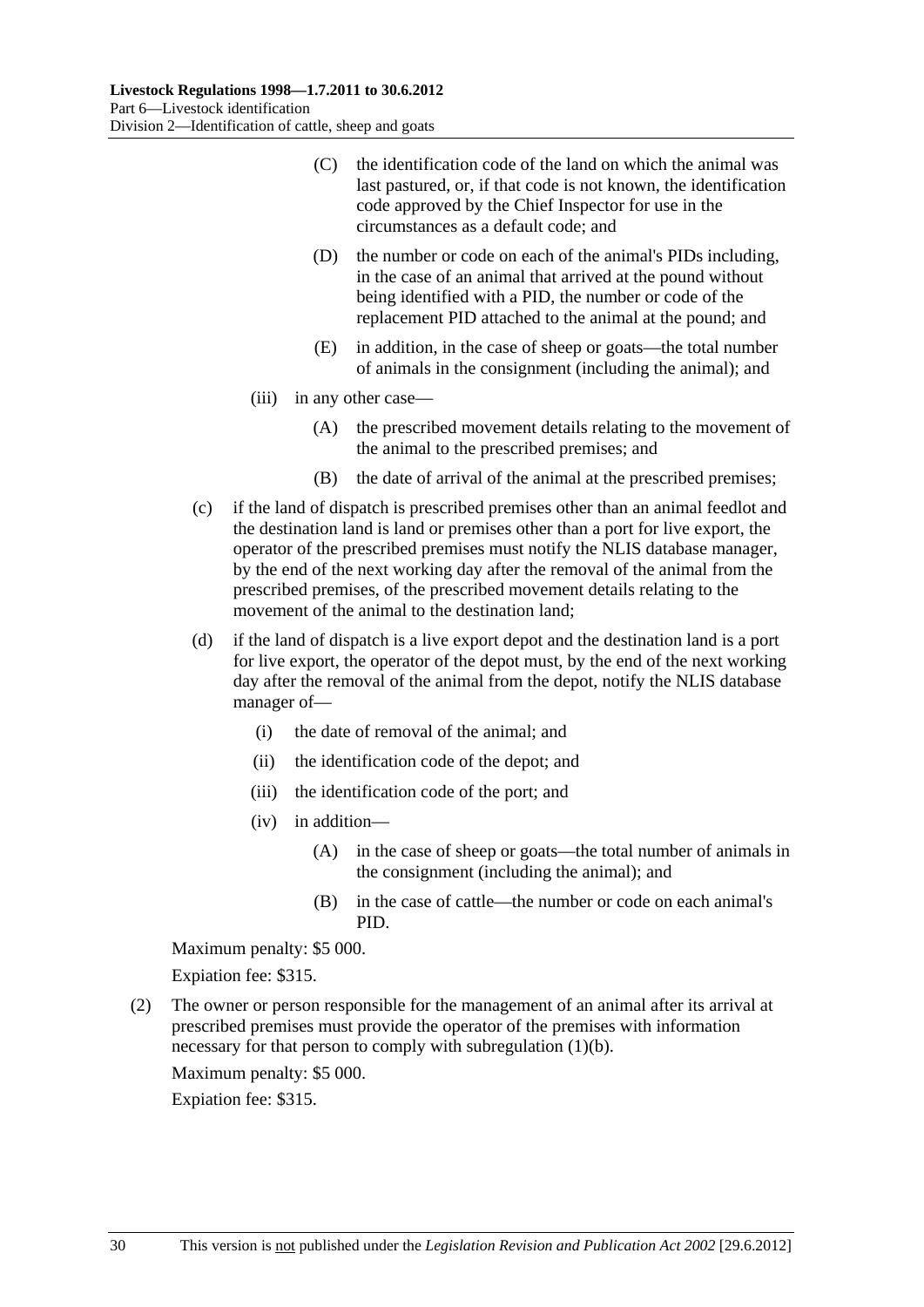(C) the identification code of the land on which the animal was last pastured, or, if that code is not known, the identification code approved by the Chief Inspector for use in the circumstances as a default code; and

(D) the number or code on each of the animal's PIDs including, in the case of an animal that arrived at the pound without being identified with a PID, the number or code of the replacement PID attached to the animal at the pound; and

(E) in addition, in the case of sheep or goats—the total number of animals in the consignment (including the animal); and

(iii) in any other case—

(A) the prescribed movement details relating to the movement of the animal to the prescribed premises; and

(B) the date of arrival of the animal at the prescribed premises;

(c) if the land of dispatch is prescribed premises other than an animal feedlot and the destination land is land or premises other than a port for live export, the operator of the prescribed premises must notify the NLIS database manager, by the end of the next working day after the removal of the animal from the prescribed premises, of the prescribed movement details relating to the movement of the animal to the destination land;

(d) if the land of dispatch is a live export depot and the destination land is a port for live export, the operator of the depot must, by the end of the next working day after the removal of the animal from the depot, notify the NLIS database manager of—

(i) the date of removal of the animal; and

(ii) the identification code of the depot; and

(iii) the identification code of the port; and

(iv) in addition—

(A) in the case of sheep or goats—the total number of animals in the consignment (including the animal); and

(B) in the case of cattle—the number or code on each animal's PID.

Maximum penalty: $5 000.

Expiation fee: $315.

(2) The owner or person responsible for the management of an animal after its arrival at prescribed premises must provide the operator of the premises with information necessary for that person to comply with subregulation (1)(b).

Maximum penalty: $5 000.

Expiation fee: $315.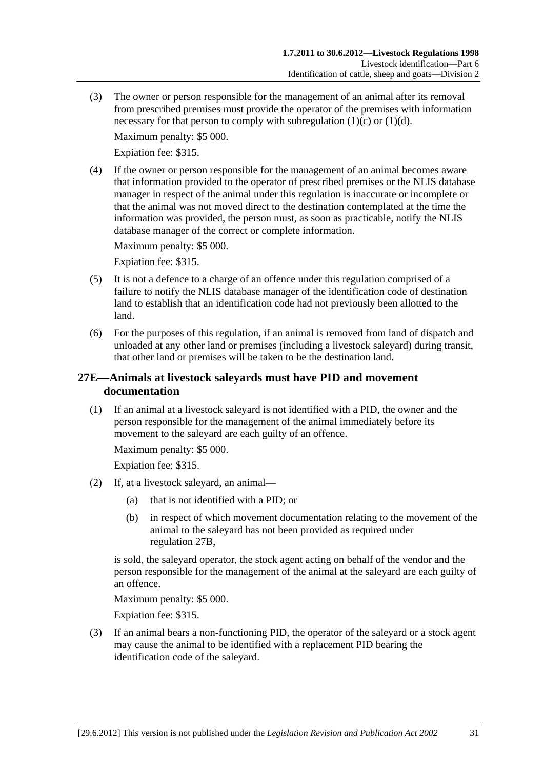(3) The owner or person responsible for the management of an animal after its removal from prescribed premises must provide the operator of the premises with information necessary for that person to comply with subregulation (1)(c) or (1)(d).

Maximum penalty: $5 000.

Expiation fee: $315.

(4) If the owner or person responsible for the management of an animal becomes aware that information provided to the operator of prescribed premises or the NLIS database manager in respect of the animal under this regulation is inaccurate or incomplete or that the animal was not moved direct to the destination contemplated at the time the information was provided, the person must, as soon as practicable, notify the NLIS database manager of the correct or complete information.

Maximum penalty: $5 000.

Expiation fee: $315.

(5) It is not a defence to a charge of an offence under this regulation comprised of a failure to notify the NLIS database manager of the identification code of destination land to establish that an identification code had not previously been allotted to the land.

(6) For the purposes of this regulation, if an animal is removed from land of dispatch and unloaded at any other land or premises (including a livestock saleyard) during transit, that other land or premises will be taken to be the destination land.

## 27E—Animals at livestock saleyards must have PID and movement documentation

(1) If an animal at a livestock saleyard is not identified with a PID, the owner and the person responsible for the management of the animal immediately before its movement to the saleyard are each guilty of an offence.

Maximum penalty: $5 000.

Expiation fee: $315.

(2) If, at a livestock saleyard, an animal—

(a) that is not identified with a PID; or

(b) in respect of which movement documentation relating to the movement of the animal to the saleyard has not been provided as required under regulation 27B,

is sold, the saleyard operator, the stock agent acting on behalf of the vendor and the person responsible for the management of the animal at the saleyard are each guilty of an offence.

Maximum penalty: $5 000.

Expiation fee: $315.

(3) If an animal bears a non-functioning PID, the operator of the saleyard or a stock agent may cause the animal to be identified with a replacement PID bearing the identification code of the saleyard.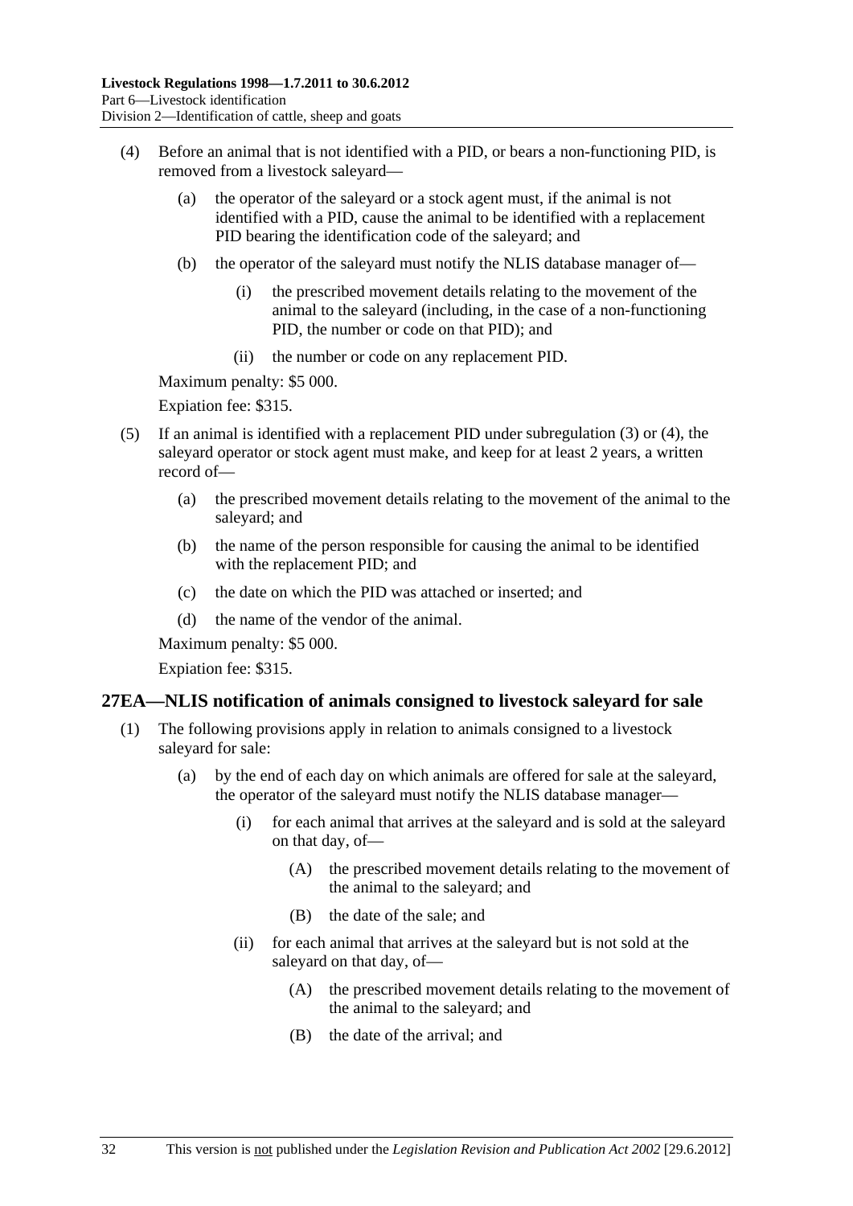(4) Before an animal that is not identified with a PID, or bears a non-functioning PID, is removed from a livestock saleyard—

(a) the operator of the saleyard or a stock agent must, if the animal is not identified with a PID, cause the animal to be identified with a replacement PID bearing the identification code of the saleyard; and

(b) the operator of the saleyard must notify the NLIS database manager of—

(i) the prescribed movement details relating to the movement of the animal to the saleyard (including, in the case of a non-functioning PID, the number or code on that PID); and

(ii) the number or code on any replacement PID.

Maximum penalty: $5 000.

Expiation fee: $315.

(5) If an animal is identified with a replacement PID under subregulation (3) or (4), the saleyard operator or stock agent must make, and keep for at least 2 years, a written record of—

(a) the prescribed movement details relating to the movement of the animal to the saleyard; and

(b) the name of the person responsible for causing the animal to be identified with the replacement PID; and

(c) the date on which the PID was attached or inserted; and

(d) the name of the vendor of the animal.

Maximum penalty: $5 000.

Expiation fee: $315.

## 27EA—NLIS notification of animals consigned to livestock saleyard for sale

(1) The following provisions apply in relation to animals consigned to a livestock saleyard for sale:

(a) by the end of each day on which animals are offered for sale at the saleyard, the operator of the saleyard must notify the NLIS database manager—

(i) for each animal that arrives at the saleyard and is sold at the saleyard on that day, of—

(A) the prescribed movement details relating to the movement of the animal to the saleyard; and

(B) the date of the sale; and

(ii) for each animal that arrives at the saleyard but is not sold at the saleyard on that day, of—

(A) the prescribed movement details relating to the movement of the animal to the saleyard; and

(B) the date of the arrival; and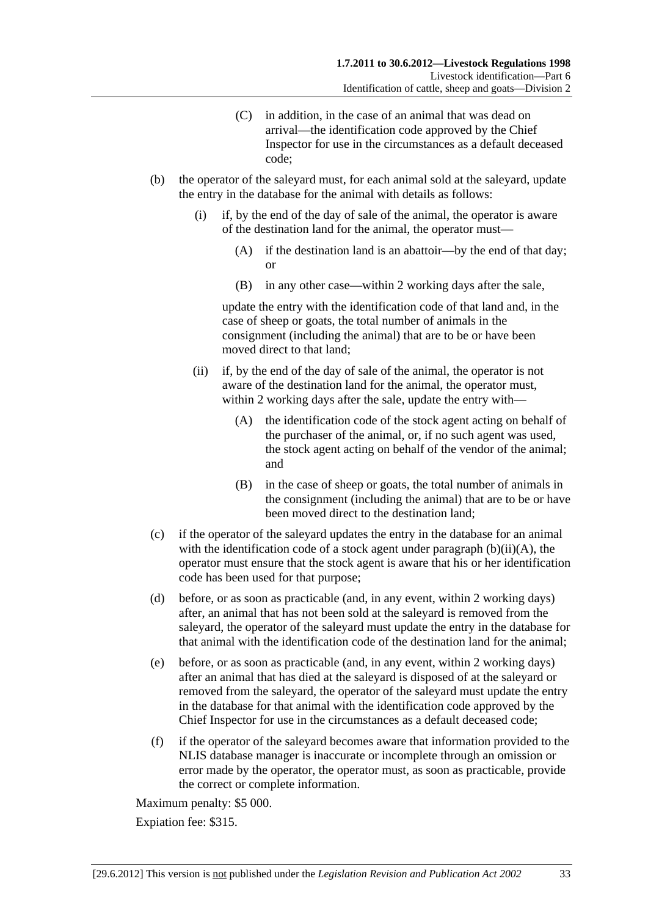(C) in addition, in the case of an animal that was dead on arrival—the identification code approved by the Chief Inspector for use in the circumstances as a default deceased code;

(b) the operator of the saleyard must, for each animal sold at the saleyard, update the entry in the database for the animal with details as follows:

(i) if, by the end of the day of sale of the animal, the operator is aware of the destination land for the animal, the operator must—

(A) if the destination land is an abattoir—by the end of that day; or

(B) in any other case—within 2 working days after the sale,

update the entry with the identification code of that land and, in the case of sheep or goats, the total number of animals in the consignment (including the animal) that are to be or have been moved direct to that land;

(ii) if, by the end of the day of sale of the animal, the operator is not aware of the destination land for the animal, the operator must, within 2 working days after the sale, update the entry with—

(A) the identification code of the stock agent acting on behalf of the purchaser of the animal, or, if no such agent was used, the stock agent acting on behalf of the vendor of the animal; and

(B) in the case of sheep or goats, the total number of animals in the consignment (including the animal) that are to be or have been moved direct to the destination land;

(c) if the operator of the saleyard updates the entry in the database for an animal with the identification code of a stock agent under paragraph (b)(ii)(A), the operator must ensure that the stock agent is aware that his or her identification code has been used for that purpose;

(d) before, or as soon as practicable (and, in any event, within 2 working days) after, an animal that has not been sold at the saleyard is removed from the saleyard, the operator of the saleyard must update the entry in the database for that animal with the identification code of the destination land for the animal;

(e) before, or as soon as practicable (and, in any event, within 2 working days) after an animal that has died at the saleyard is disposed of at the saleyard or removed from the saleyard, the operator of the saleyard must update the entry in the database for that animal with the identification code approved by the Chief Inspector for use in the circumstances as a default deceased code;

(f) if the operator of the saleyard becomes aware that information provided to the NLIS database manager is inaccurate or incomplete through an omission or error made by the operator, the operator must, as soon as practicable, provide the correct or complete information.

Maximum penalty: $5 000.

Expiation fee: $315.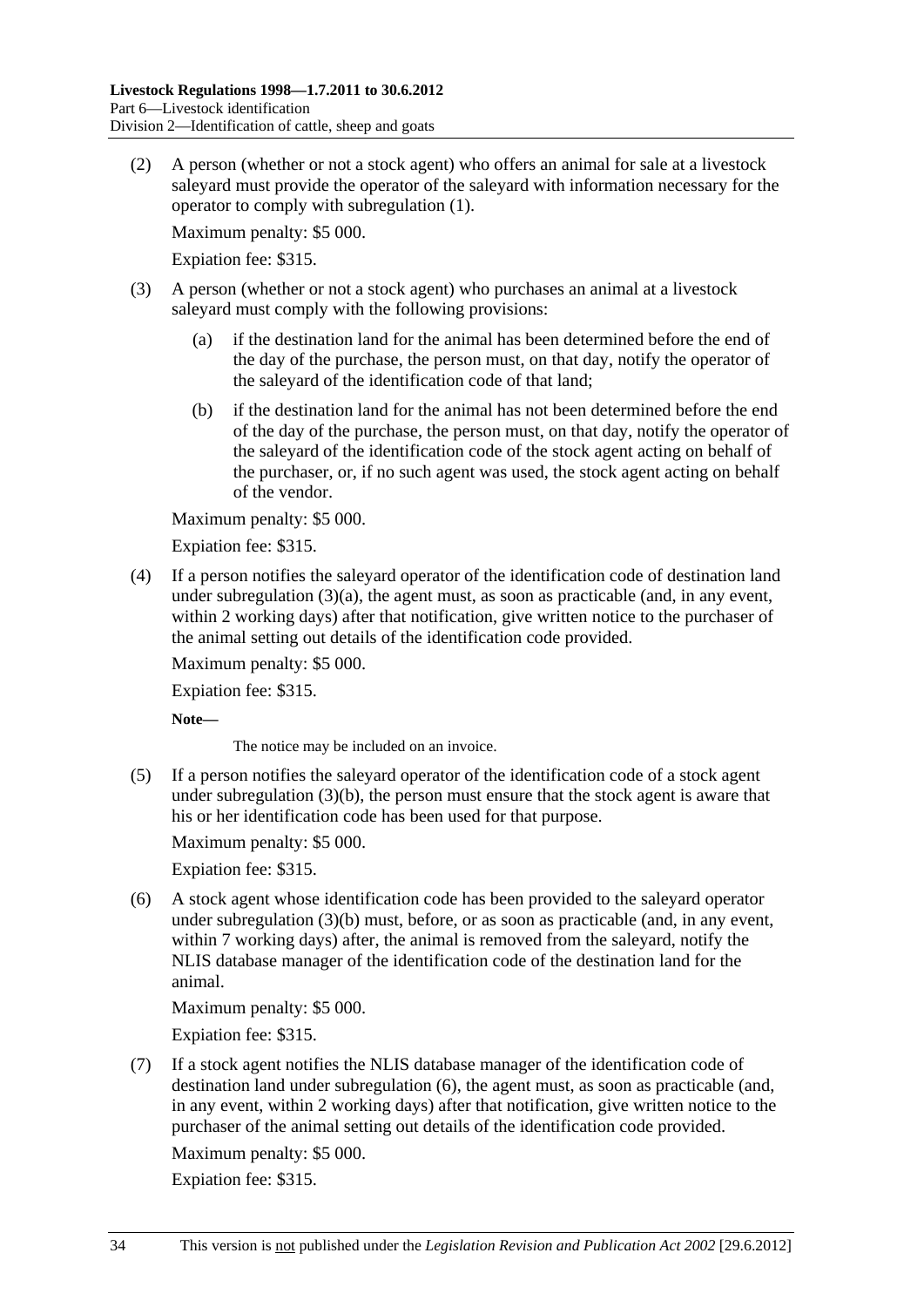(2) A person (whether or not a stock agent) who offers an animal for sale at a livestock saleyard must provide the operator of the saleyard with information necessary for the operator to comply with subregulation (1).

Maximum penalty: $5 000.

Expiation fee: $315.

(3) A person (whether or not a stock agent) who purchases an animal at a livestock saleyard must comply with the following provisions:

(a) if the destination land for the animal has been determined before the end of the day of the purchase, the person must, on that day, notify the operator of the saleyard of the identification code of that land;

(b) if the destination land for the animal has not been determined before the end of the day of the purchase, the person must, on that day, notify the operator of the saleyard of the identification code of the stock agent acting on behalf of the purchaser, or, if no such agent was used, the stock agent acting on behalf of the vendor.

Maximum penalty: $5 000.

Expiation fee: $315.

(4) If a person notifies the saleyard operator of the identification code of destination land under subregulation (3)(a), the agent must, as soon as practicable (and, in any event, within 2 working days) after that notification, give written notice to the purchaser of the animal setting out details of the identification code provided.

Maximum penalty: $5 000.

Expiation fee: $315.

**Note—**

The notice may be included on an invoice.

(5) If a person notifies the saleyard operator of the identification code of a stock agent under subregulation (3)(b), the person must ensure that the stock agent is aware that his or her identification code has been used for that purpose.

Maximum penalty: $5 000.

Expiation fee: $315.

(6) A stock agent whose identification code has been provided to the saleyard operator under subregulation (3)(b) must, before, or as soon as practicable (and, in any event, within 7 working days) after, the animal is removed from the saleyard, notify the NLIS database manager of the identification code of the destination land for the animal.

Maximum penalty: $5 000.

Expiation fee: $315.

(7) If a stock agent notifies the NLIS database manager of the identification code of destination land under subregulation (6), the agent must, as soon as practicable (and, in any event, within 2 working days) after that notification, give written notice to the purchaser of the animal setting out details of the identification code provided.

Maximum penalty: $5 000.

Expiation fee: $315.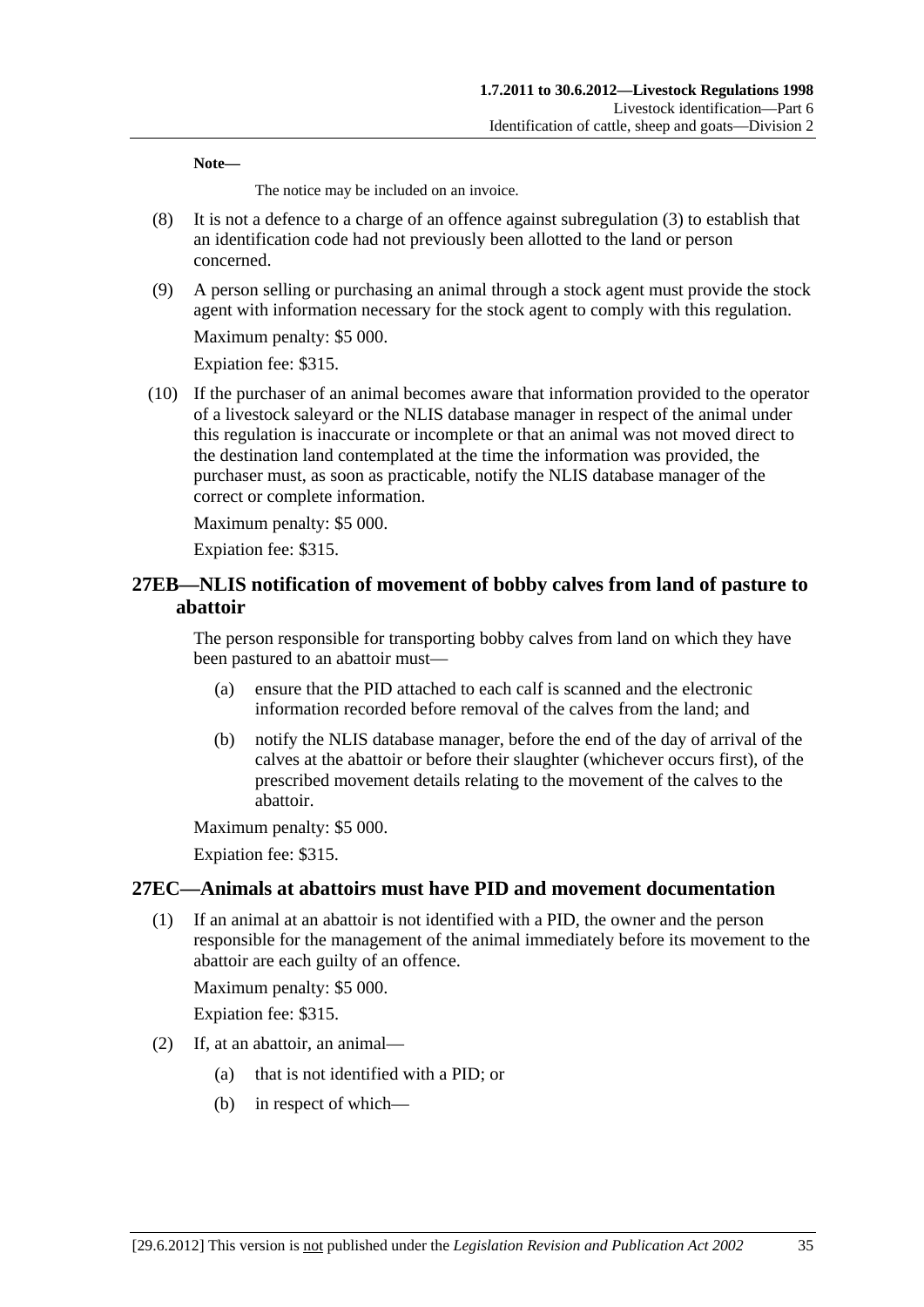**Note—**

The notice may be included on an invoice.

(8) It is not a defence to a charge of an offence against subregulation (3) to establish that an identification code had not previously been allotted to the land or person concerned.

(9) A person selling or purchasing an animal through a stock agent must provide the stock agent with information necessary for the stock agent to comply with this regulation.

Maximum penalty: $5 000.

Expiation fee: $315.

(10) If the purchaser of an animal becomes aware that information provided to the operator of a livestock saleyard or the NLIS database manager in respect of the animal under this regulation is inaccurate or incomplete or that an animal was not moved direct to the destination land contemplated at the time the information was provided, the purchaser must, as soon as practicable, notify the NLIS database manager of the correct or complete information.

Maximum penalty: $5 000.

Expiation fee: $315.

## 27EB—NLIS notification of movement of bobby calves from land of pasture to abattoir

The person responsible for transporting bobby calves from land on which they have been pastured to an abattoir must—

(a) ensure that the PID attached to each calf is scanned and the electronic information recorded before removal of the calves from the land; and

(b) notify the NLIS database manager, before the end of the day of arrival of the calves at the abattoir or before their slaughter (whichever occurs first), of the prescribed movement details relating to the movement of the calves to the abattoir.

Maximum penalty: $5 000.

Expiation fee: $315.

## 27EC—Animals at abattoirs must have PID and movement documentation

(1) If an animal at an abattoir is not identified with a PID, the owner and the person responsible for the management of the animal immediately before its movement to the abattoir are each guilty of an offence.

Maximum penalty: $5 000.

Expiation fee: $315.

(2) If, at an abattoir, an animal—

(a) that is not identified with a PID; or

(b) in respect of which—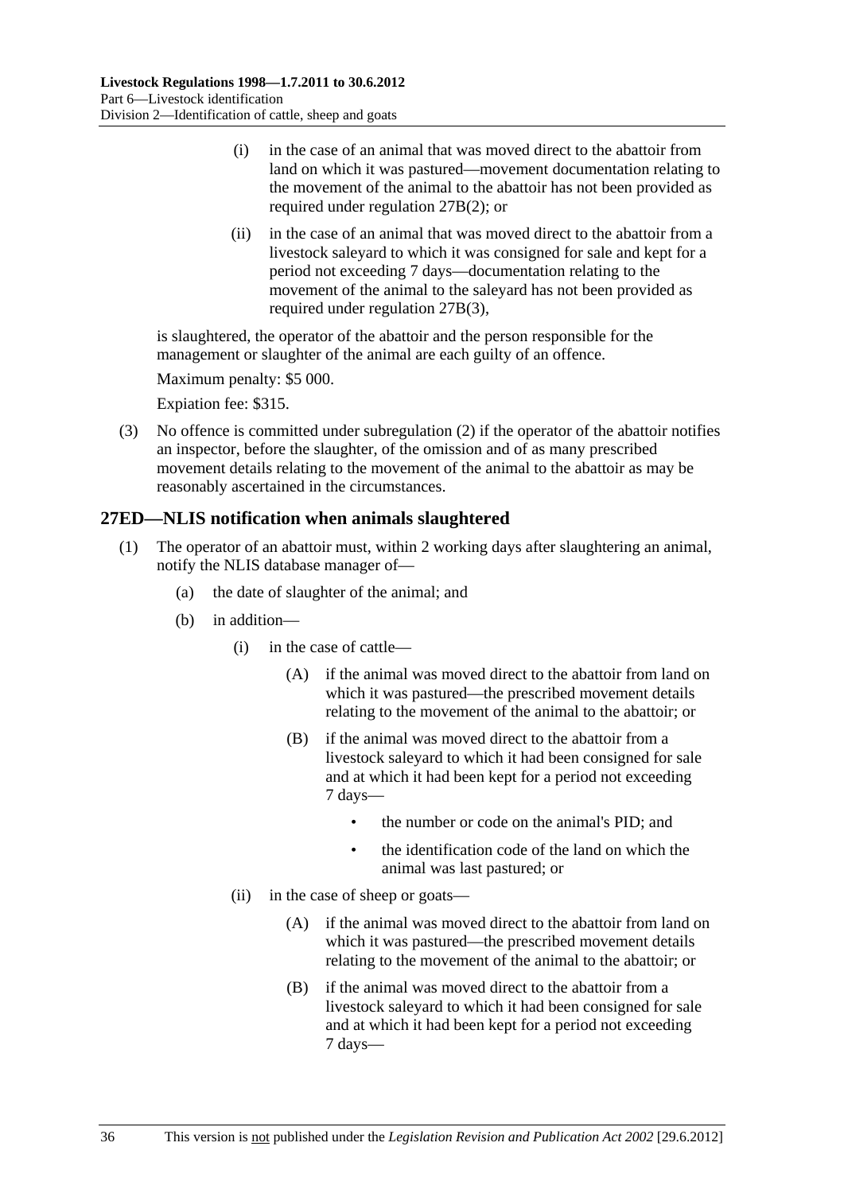(i) in the case of an animal that was moved direct to the abattoir from land on which it was pastured—movement documentation relating to the movement of the animal to the abattoir has not been provided as required under regulation 27B(2); or

(ii) in the case of an animal that was moved direct to the abattoir from a livestock saleyard to which it was consigned for sale and kept for a period not exceeding 7 days—documentation relating to the movement of the animal to the saleyard has not been provided as required under regulation 27B(3),

is slaughtered, the operator of the abattoir and the person responsible for the management or slaughter of the animal are each guilty of an offence.

Maximum penalty: $5 000.

Expiation fee: $315.

(3) No offence is committed under subregulation (2) if the operator of the abattoir notifies an inspector, before the slaughter, of the omission and of as many prescribed movement details relating to the movement of the animal to the abattoir as may be reasonably ascertained in the circumstances.

## 27ED—NLIS notification when animals slaughtered

(1) The operator of an abattoir must, within 2 working days after slaughtering an animal, notify the NLIS database manager of—

(a) the date of slaughter of the animal; and

(b) in addition—

(i) in the case of cattle—

(A) if the animal was moved direct to the abattoir from land on which it was pastured—the prescribed movement details relating to the movement of the animal to the abattoir; or

(B) if the animal was moved direct to the abattoir from a livestock saleyard to which it had been consigned for sale and at which it had been kept for a period not exceeding 7 days—

- the number or code on the animal's PID; and
- the identification code of the land on which the animal was last pastured; or

(ii) in the case of sheep or goats—

(A) if the animal was moved direct to the abattoir from land on which it was pastured—the prescribed movement details relating to the movement of the animal to the abattoir; or

(B) if the animal was moved direct to the abattoir from a livestock saleyard to which it had been consigned for sale and at which it had been kept for a period not exceeding 7 days—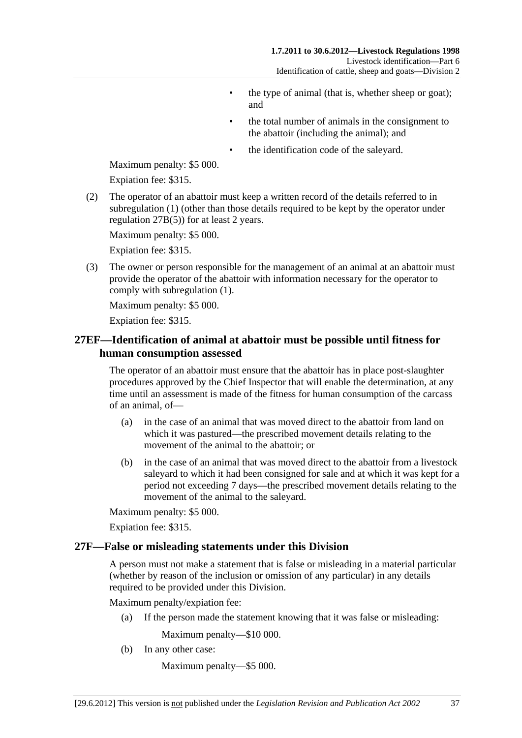- the type of animal (that is, whether sheep or goat); and
- the total number of animals in the consignment to the abattoir (including the animal); and
- the identification code of the saleyard.

Maximum penalty: $5 000.

Expiation fee: $315.

(2) The operator of an abattoir must keep a written record of the details referred to in subregulation (1) (other than those details required to be kept by the operator under regulation 27B(5)) for at least 2 years.

Maximum penalty: $5 000.

Expiation fee: $315.

(3) The owner or person responsible for the management of an animal at an abattoir must provide the operator of the abattoir with information necessary for the operator to comply with subregulation (1).

Maximum penalty: $5 000.

Expiation fee: $315.

## 27EF—Identification of animal at abattoir must be possible until fitness for human consumption assessed

The operator of an abattoir must ensure that the abattoir has in place post-slaughter procedures approved by the Chief Inspector that will enable the determination, at any time until an assessment is made of the fitness for human consumption of the carcass of an animal, of—

(a) in the case of an animal that was moved direct to the abattoir from land on which it was pastured—the prescribed movement details relating to the movement of the animal to the abattoir; or

(b) in the case of an animal that was moved direct to the abattoir from a livestock saleyard to which it had been consigned for sale and at which it was kept for a period not exceeding 7 days—the prescribed movement details relating to the movement of the animal to the saleyard.

Maximum penalty: $5 000.

Expiation fee: $315.

## 27F—False or misleading statements under this Division

A person must not make a statement that is false or misleading in a material particular (whether by reason of the inclusion or omission of any particular) in any details required to be provided under this Division.

Maximum penalty/expiation fee:

(a) If the person made the statement knowing that it was false or misleading:

Maximum penalty—$10 000.

(b) In any other case:

Maximum penalty—$5 000.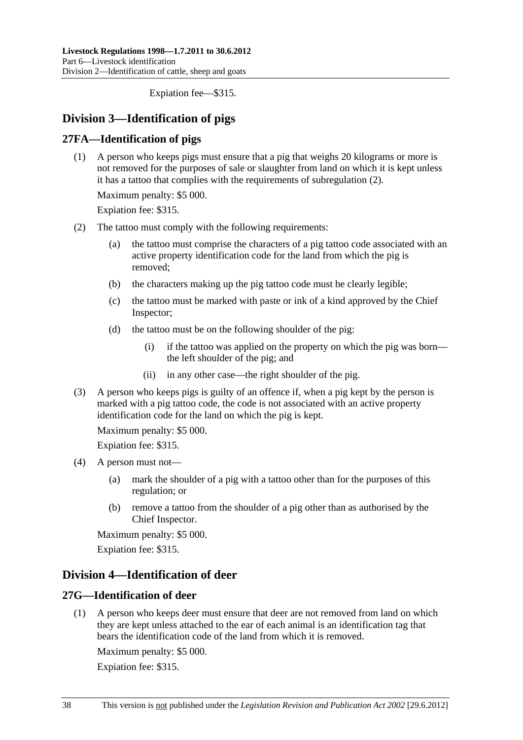Expiation fee—$315.

## Division 3—Identification of pigs

### 27FA—Identification of pigs

(1) A person who keeps pigs must ensure that a pig that weighs 20 kilograms or more is not removed for the purposes of sale or slaughter from land on which it is kept unless it has a tattoo that complies with the requirements of subregulation (2).

Maximum penalty: $5 000.

Expiation fee: $315.

(2) The tattoo must comply with the following requirements:

(a) the tattoo must comprise the characters of a pig tattoo code associated with an active property identification code for the land from which the pig is removed;

(b) the characters making up the pig tattoo code must be clearly legible;

(c) the tattoo must be marked with paste or ink of a kind approved by the Chief Inspector;

(d) the tattoo must be on the following shoulder of the pig:

(i) if the tattoo was applied on the property on which the pig was born—the left shoulder of the pig; and

(ii) in any other case—the right shoulder of the pig.

(3) A person who keeps pigs is guilty of an offence if, when a pig kept by the person is marked with a pig tattoo code, the code is not associated with an active property identification code for the land on which the pig is kept.

Maximum penalty: $5 000.

Expiation fee: $315.

(4) A person must not—

(a) mark the shoulder of a pig with a tattoo other than for the purposes of this regulation; or

(b) remove a tattoo from the shoulder of a pig other than as authorised by the Chief Inspector.

Maximum penalty: $5 000.

Expiation fee: $315.

## Division 4—Identification of deer

### 27G—Identification of deer

(1) A person who keeps deer must ensure that deer are not removed from land on which they are kept unless attached to the ear of each animal is an identification tag that bears the identification code of the land from which it is removed.

Maximum penalty: $5 000.

Expiation fee: $315.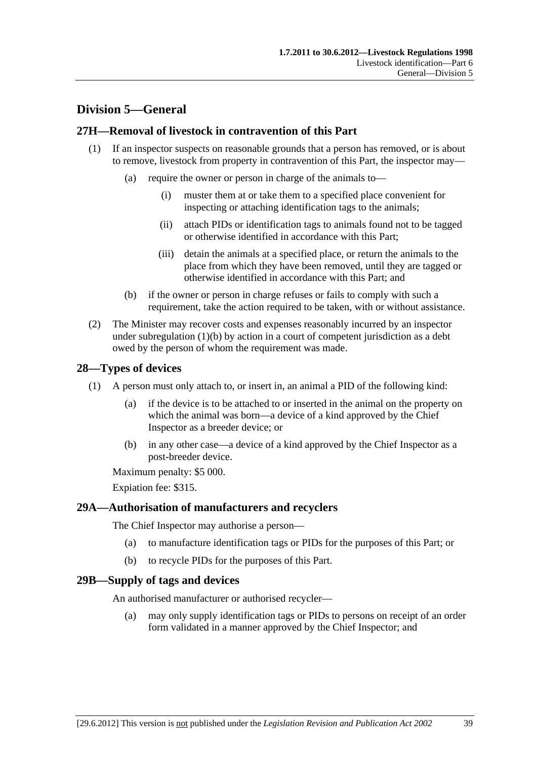## Division 5—General

### 27H—Removal of livestock in contravention of this Part

(1) If an inspector suspects on reasonable grounds that a person has removed, or is about to remove, livestock from property in contravention of this Part, the inspector may—

  (a) require the owner or person in charge of the animals to—

    (i) muster them at or take them to a specified place convenient for inspecting or attaching identification tags to the animals;

    (ii) attach PIDs or identification tags to animals found not to be tagged or otherwise identified in accordance with this Part;

    (iii) detain the animals at a specified place, or return the animals to the place from which they have been removed, until they are tagged or otherwise identified in accordance with this Part; and

  (b) if the owner or person in charge refuses or fails to comply with such a requirement, take the action required to be taken, with or without assistance.

(2) The Minister may recover costs and expenses reasonably incurred by an inspector under subregulation (1)(b) by action in a court of competent jurisdiction as a debt owed by the person of whom the requirement was made.

### 28—Types of devices

(1) A person must only attach to, or insert in, an animal a PID of the following kind:

  (a) if the device is to be attached to or inserted in the animal on the property on which the animal was born—a device of a kind approved by the Chief Inspector as a breeder device; or

  (b) in any other case—a device of a kind approved by the Chief Inspector as a post-breeder device.

Maximum penalty: $5 000.

Expiation fee: $315.

### 29A—Authorisation of manufacturers and recyclers

The Chief Inspector may authorise a person—

  (a) to manufacture identification tags or PIDs for the purposes of this Part; or

  (b) to recycle PIDs for the purposes of this Part.

### 29B—Supply of tags and devices

An authorised manufacturer or authorised recycler—

  (a) may only supply identification tags or PIDs to persons on receipt of an order form validated in a manner approved by the Chief Inspector; and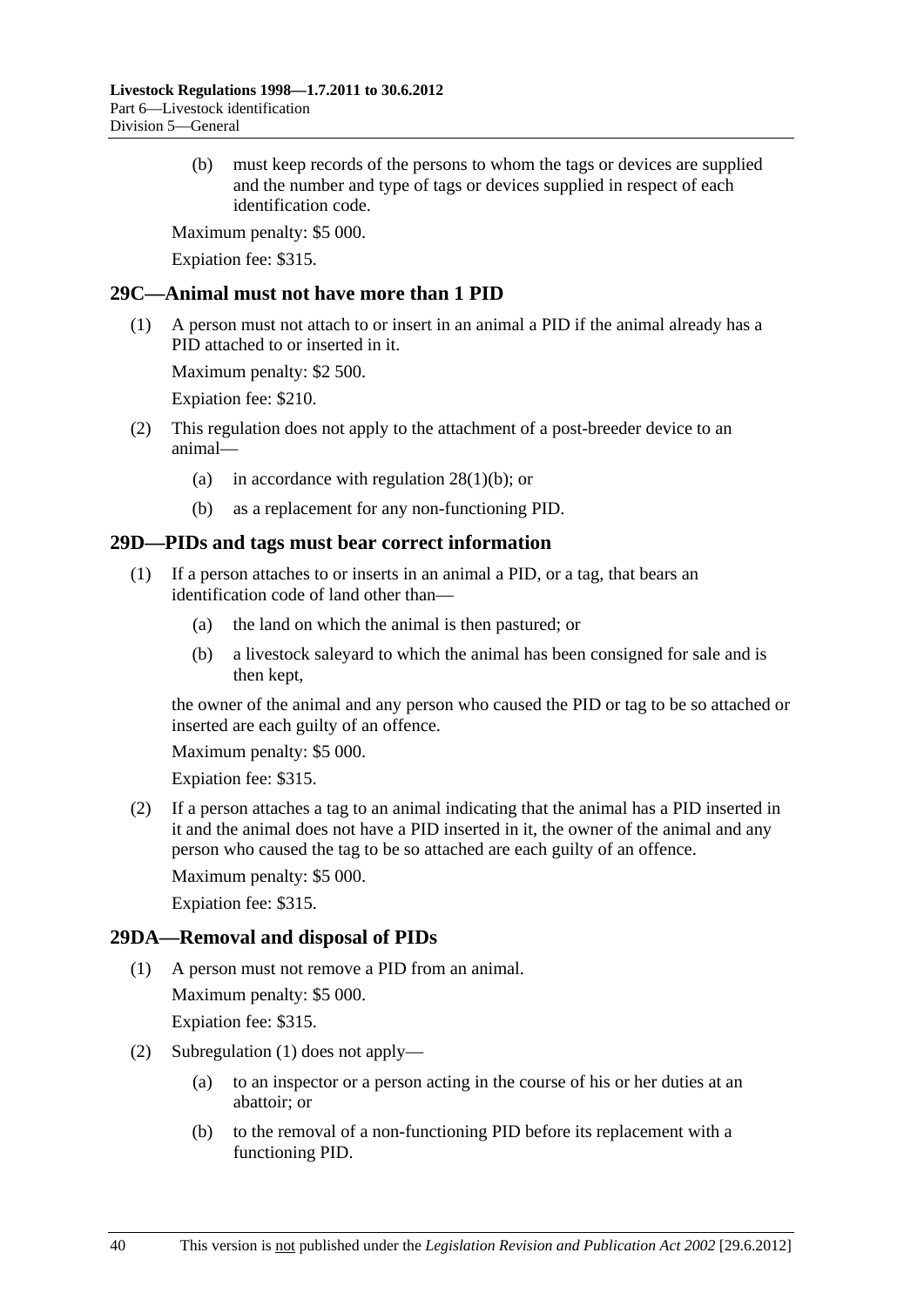(b) must keep records of the persons to whom the tags or devices are supplied and the number and type of tags or devices supplied in respect of each identification code.

Maximum penalty: $5 000.

Expiation fee: $315.

## 29C—Animal must not have more than 1 PID

(1) A person must not attach to or insert in an animal a PID if the animal already has a PID attached to or inserted in it.

Maximum penalty: $2 500.

Expiation fee: $210.

(2) This regulation does not apply to the attachment of a post-breeder device to an animal—

- (a) in accordance with regulation 28(1)(b); or
- (b) as a replacement for any non-functioning PID.

## 29D—PIDs and tags must bear correct information

(1) If a person attaches to or inserts in an animal a PID, or a tag, that bears an identification code of land other than—

- (a) the land on which the animal is then pastured; or
- (b) a livestock saleyard to which the animal has been consigned for sale and is then kept,

the owner of the animal and any person who caused the PID or tag to be so attached or inserted are each guilty of an offence.

Maximum penalty: $5 000.

Expiation fee: $315.

(2) If a person attaches a tag to an animal indicating that the animal has a PID inserted in it and the animal does not have a PID inserted in it, the owner of the animal and any person who caused the tag to be so attached are each guilty of an offence.

Maximum penalty: $5 000.

Expiation fee: $315.

## 29DA—Removal and disposal of PIDs

(1) A person must not remove a PID from an animal.

Maximum penalty: $5 000.

Expiation fee: $315.

(2) Subregulation (1) does not apply—

- (a) to an inspector or a person acting in the course of his or her duties at an abattoir; or
- (b) to the removal of a non-functioning PID before its replacement with a functioning PID.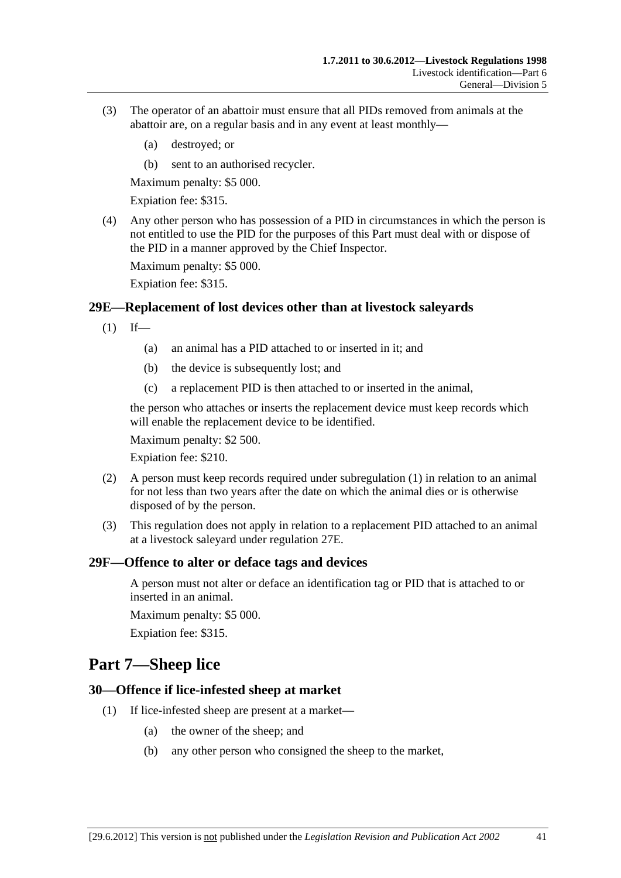(3) The operator of an abattoir must ensure that all PIDs removed from animals at the abattoir are, on a regular basis and in any event at least monthly—

(a) destroyed; or

(b) sent to an authorised recycler.

Maximum penalty: $5 000.

Expiation fee: $315.

(4) Any other person who has possession of a PID in circumstances in which the person is not entitled to use the PID for the purposes of this Part must deal with or dispose of the PID in a manner approved by the Chief Inspector.

Maximum penalty: $5 000.

Expiation fee: $315.

### 29E—Replacement of lost devices other than at livestock saleyards

(1) If—

(a) an animal has a PID attached to or inserted in it; and

(b) the device is subsequently lost; and

(c) a replacement PID is then attached to or inserted in the animal,

the person who attaches or inserts the replacement device must keep records which will enable the replacement device to be identified.

Maximum penalty: $2 500.

Expiation fee: $210.

(2) A person must keep records required under subregulation (1) in relation to an animal for not less than two years after the date on which the animal dies or is otherwise disposed of by the person.

(3) This regulation does not apply in relation to a replacement PID attached to an animal at a livestock saleyard under regulation 27E.

### 29F—Offence to alter or deface tags and devices

A person must not alter or deface an identification tag or PID that is attached to or inserted in an animal.

Maximum penalty: $5 000.

Expiation fee: $315.

## Part 7—Sheep lice

### 30—Offence if lice-infested sheep at market

(1) If lice-infested sheep are present at a market—

(a) the owner of the sheep; and

(b) any other person who consigned the sheep to the market,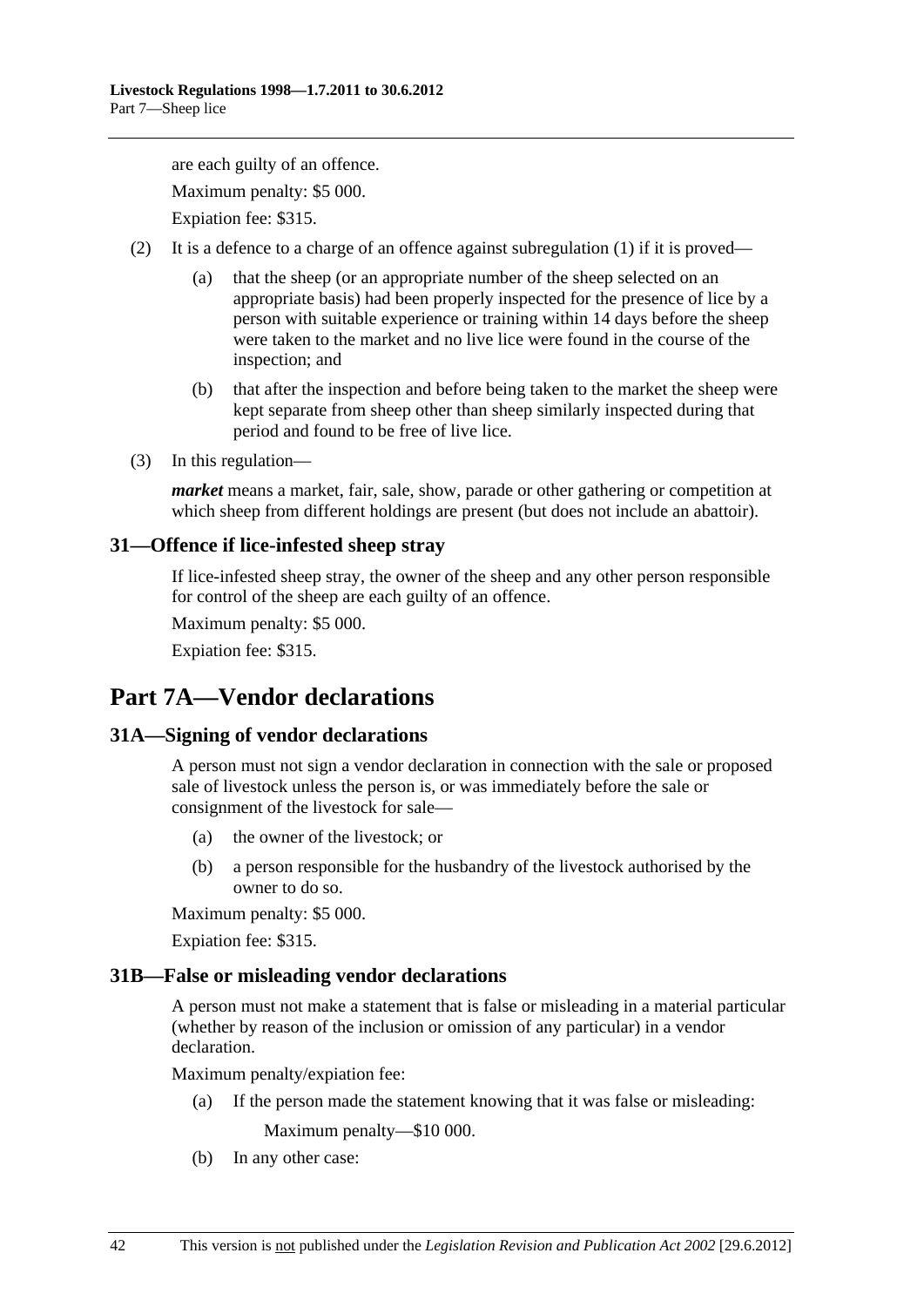are each guilty of an offence.

Maximum penalty: $5 000.

Expiation fee: $315.

(2) It is a defence to a charge of an offence against subregulation (1) if it is proved—

(a) that the sheep (or an appropriate number of the sheep selected on an appropriate basis) had been properly inspected for the presence of lice by a person with suitable experience or training within 14 days before the sheep were taken to the market and no live lice were found in the course of the inspection; and

(b) that after the inspection and before being taken to the market the sheep were kept separate from sheep other than sheep similarly inspected during that period and found to be free of live lice.

(3) In this regulation—

***market*** means a market, fair, sale, show, parade or other gathering or competition at which sheep from different holdings are present (but does not include an abattoir).

### 31—Offence if lice-infested sheep stray

If lice-infested sheep stray, the owner of the sheep and any other person responsible for control of the sheep are each guilty of an offence.

Maximum penalty: $5 000.

Expiation fee: $315.

## Part 7A—Vendor declarations

### 31A—Signing of vendor declarations

A person must not sign a vendor declaration in connection with the sale or proposed sale of livestock unless the person is, or was immediately before the sale or consignment of the livestock for sale—

(a) the owner of the livestock; or

(b) a person responsible for the husbandry of the livestock authorised by the owner to do so.

Maximum penalty: $5 000.

Expiation fee: $315.

### 31B—False or misleading vendor declarations

A person must not make a statement that is false or misleading in a material particular (whether by reason of the inclusion or omission of any particular) in a vendor declaration.

Maximum penalty/expiation fee:

(a) If the person made the statement knowing that it was false or misleading:

Maximum penalty—$10 000.

(b) In any other case: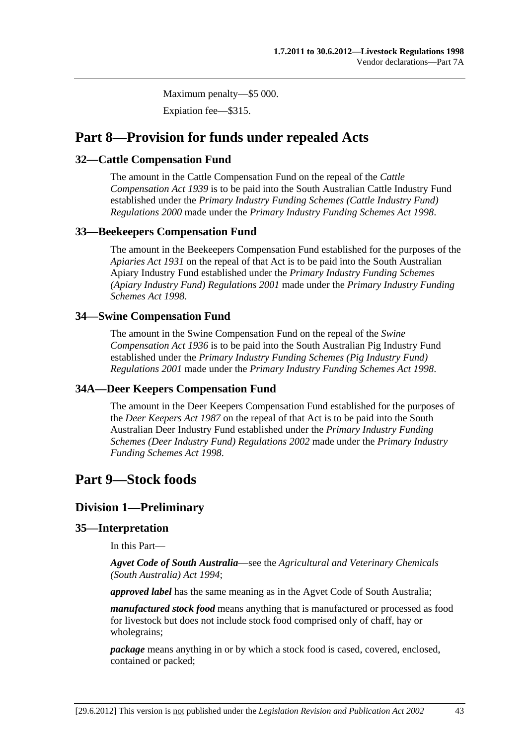Maximum penalty—$5 000.

Expiation fee—$315.

# Part 8—Provision for funds under repealed Acts

## 32—Cattle Compensation Fund

The amount in the Cattle Compensation Fund on the repeal of the *Cattle Compensation Act 1939* is to be paid into the South Australian Cattle Industry Fund established under the *Primary Industry Funding Schemes (Cattle Industry Fund) Regulations 2000* made under the *Primary Industry Funding Schemes Act 1998*.

## 33—Beekeepers Compensation Fund

The amount in the Beekeepers Compensation Fund established for the purposes of the *Apiaries Act 1931* on the repeal of that Act is to be paid into the South Australian Apiary Industry Fund established under the *Primary Industry Funding Schemes (Apiary Industry Fund) Regulations 2001* made under the *Primary Industry Funding Schemes Act 1998*.

## 34—Swine Compensation Fund

The amount in the Swine Compensation Fund on the repeal of the *Swine Compensation Act 1936* is to be paid into the South Australian Pig Industry Fund established under the *Primary Industry Funding Schemes (Pig Industry Fund) Regulations 2001* made under the *Primary Industry Funding Schemes Act 1998*.

## 34A—Deer Keepers Compensation Fund

The amount in the Deer Keepers Compensation Fund established for the purposes of the *Deer Keepers Act 1987* on the repeal of that Act is to be paid into the South Australian Deer Industry Fund established under the *Primary Industry Funding Schemes (Deer Industry Fund) Regulations 2002* made under the *Primary Industry Funding Schemes Act 1998*.

# Part 9—Stock foods

## Division 1—Preliminary

## 35—Interpretation

In this Part—

***Agvet Code of South Australia***—see the *Agricultural and Veterinary Chemicals (South Australia) Act 1994*;

***approved label*** has the same meaning as in the Agvet Code of South Australia;

***manufactured stock food*** means anything that is manufactured or processed as food for livestock but does not include stock food comprised only of chaff, hay or wholegrains;

***package*** means anything in or by which a stock food is cased, covered, enclosed, contained or packed;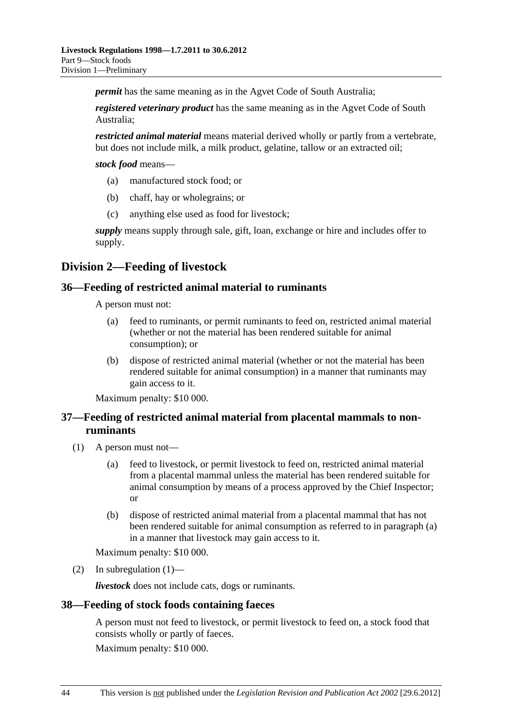***permit*** has the same meaning as in the Agvet Code of South Australia;

***registered veterinary product*** has the same meaning as in the Agvet Code of South Australia;

***restricted animal material*** means material derived wholly or partly from a vertebrate, but does not include milk, a milk product, gelatine, tallow or an extracted oil;

***stock food*** means—

(a) manufactured stock food; or

(b) chaff, hay or wholegrains; or

(c) anything else used as food for livestock;

***supply*** means supply through sale, gift, loan, exchange or hire and includes offer to supply.

## Division 2—Feeding of livestock

### 36—Feeding of restricted animal material to ruminants

A person must not:

(a) feed to ruminants, or permit ruminants to feed on, restricted animal material (whether or not the material has been rendered suitable for animal consumption); or

(b) dispose of restricted animal material (whether or not the material has been rendered suitable for animal consumption) in a manner that ruminants may gain access to it.

Maximum penalty: $10 000.

### 37—Feeding of restricted animal material from placental mammals to non-ruminants

(1) A person must not—

(a) feed to livestock, or permit livestock to feed on, restricted animal material from a placental mammal unless the material has been rendered suitable for animal consumption by means of a process approved by the Chief Inspector; or

(b) dispose of restricted animal material from a placental mammal that has not been rendered suitable for animal consumption as referred to in paragraph (a) in a manner that livestock may gain access to it.

Maximum penalty: $10 000.

(2) In subregulation (1)—

***livestock*** does not include cats, dogs or ruminants.

### 38—Feeding of stock foods containing faeces

A person must not feed to livestock, or permit livestock to feed on, a stock food that consists wholly or partly of faeces.

Maximum penalty: $10 000.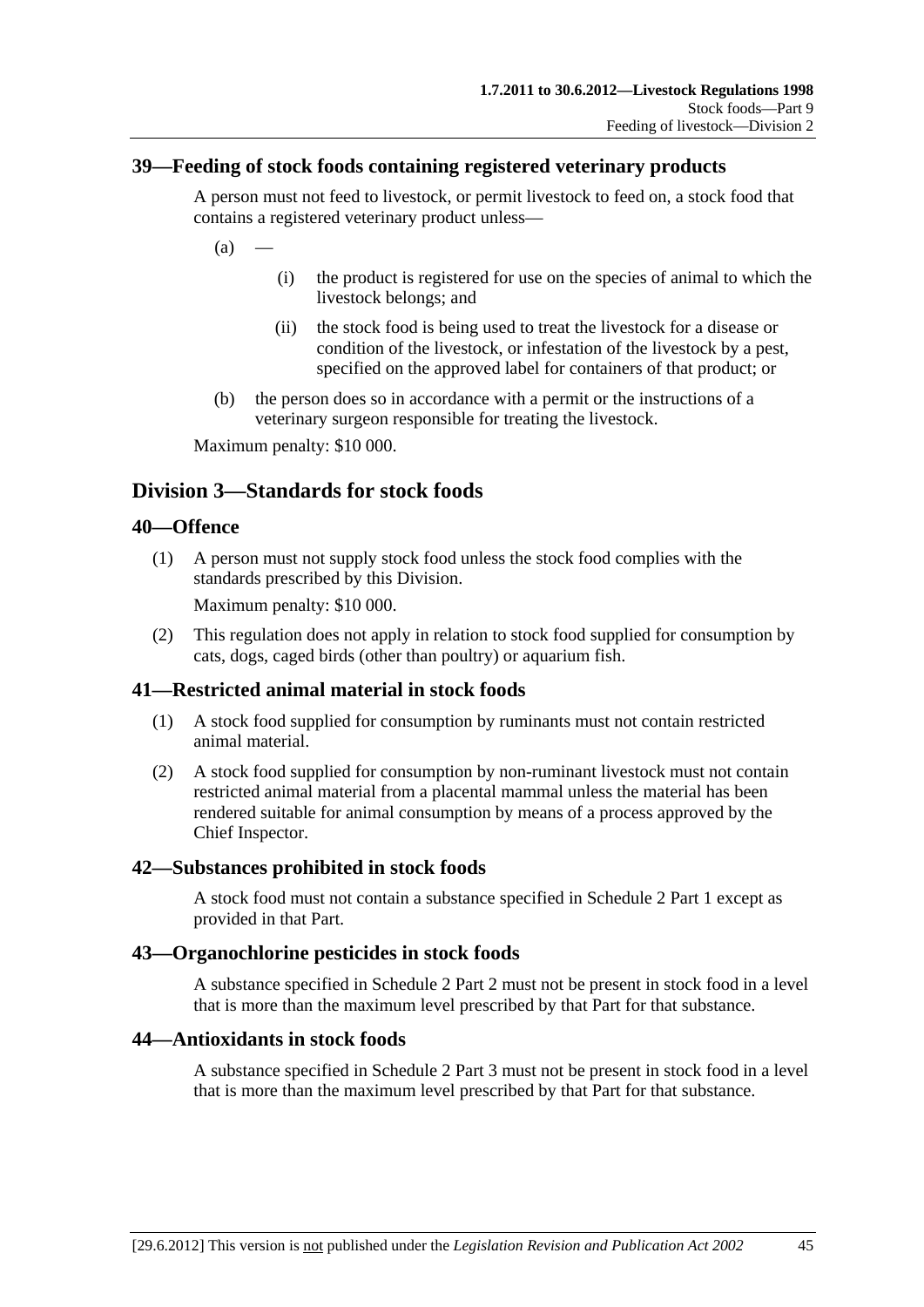### 39—Feeding of stock foods containing registered veterinary products

A person must not feed to livestock, or permit livestock to feed on, a stock food that contains a registered veterinary product unless—

(a) —

(i) the product is registered for use on the species of animal to which the livestock belongs; and

(ii) the stock food is being used to treat the livestock for a disease or condition of the livestock, or infestation of the livestock by a pest, specified on the approved label for containers of that product; or

(b) the person does so in accordance with a permit or the instructions of a veterinary surgeon responsible for treating the livestock.

Maximum penalty: $10 000.

## Division 3—Standards for stock foods

### 40—Offence

(1) A person must not supply stock food unless the stock food complies with the standards prescribed by this Division.

Maximum penalty: $10 000.

(2) This regulation does not apply in relation to stock food supplied for consumption by cats, dogs, caged birds (other than poultry) or aquarium fish.

### 41—Restricted animal material in stock foods

(1) A stock food supplied for consumption by ruminants must not contain restricted animal material.

(2) A stock food supplied for consumption by non-ruminant livestock must not contain restricted animal material from a placental mammal unless the material has been rendered suitable for animal consumption by means of a process approved by the Chief Inspector.

### 42—Substances prohibited in stock foods

A stock food must not contain a substance specified in Schedule 2 Part 1 except as provided in that Part.

### 43—Organochlorine pesticides in stock foods

A substance specified in Schedule 2 Part 2 must not be present in stock food in a level that is more than the maximum level prescribed by that Part for that substance.

### 44—Antioxidants in stock foods

A substance specified in Schedule 2 Part 3 must not be present in stock food in a level that is more than the maximum level prescribed by that Part for that substance.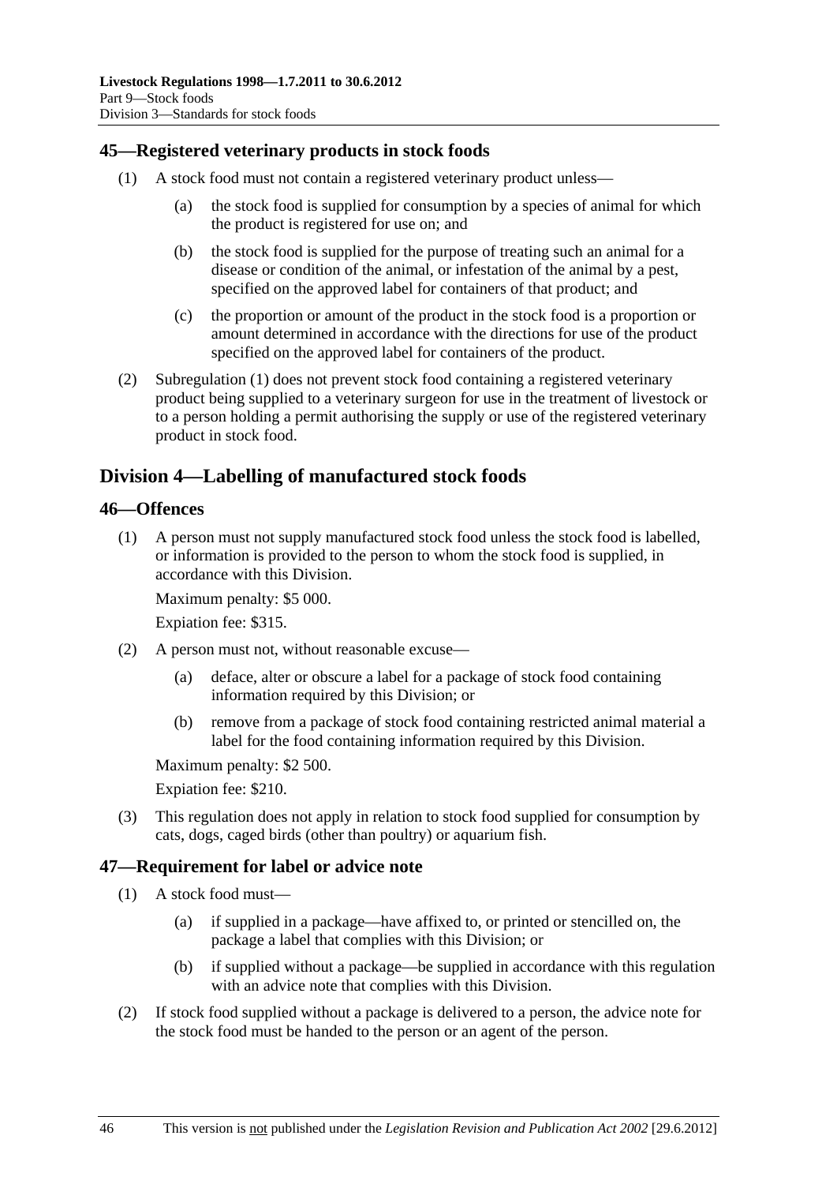## 45—Registered veterinary products in stock foods

(1) A stock food must not contain a registered veterinary product unless—

(a) the stock food is supplied for consumption by a species of animal for which the product is registered for use on; and

(b) the stock food is supplied for the purpose of treating such an animal for a disease or condition of the animal, or infestation of the animal by a pest, specified on the approved label for containers of that product; and

(c) the proportion or amount of the product in the stock food is a proportion or amount determined in accordance with the directions for use of the product specified on the approved label for containers of the product.

(2) Subregulation (1) does not prevent stock food containing a registered veterinary product being supplied to a veterinary surgeon for use in the treatment of livestock or to a person holding a permit authorising the supply or use of the registered veterinary product in stock food.

# Division 4—Labelling of manufactured stock foods

## 46—Offences

(1) A person must not supply manufactured stock food unless the stock food is labelled, or information is provided to the person to whom the stock food is supplied, in accordance with this Division.

Maximum penalty: $5 000.

Expiation fee: $315.

(2) A person must not, without reasonable excuse—

(a) deface, alter or obscure a label for a package of stock food containing information required by this Division; or

(b) remove from a package of stock food containing restricted animal material a label for the food containing information required by this Division.

Maximum penalty: $2 500.

Expiation fee: $210.

(3) This regulation does not apply in relation to stock food supplied for consumption by cats, dogs, caged birds (other than poultry) or aquarium fish.

## 47—Requirement for label or advice note

(1) A stock food must—

(a) if supplied in a package—have affixed to, or printed or stencilled on, the package a label that complies with this Division; or

(b) if supplied without a package—be supplied in accordance with this regulation with an advice note that complies with this Division.

(2) If stock food supplied without a package is delivered to a person, the advice note for the stock food must be handed to the person or an agent of the person.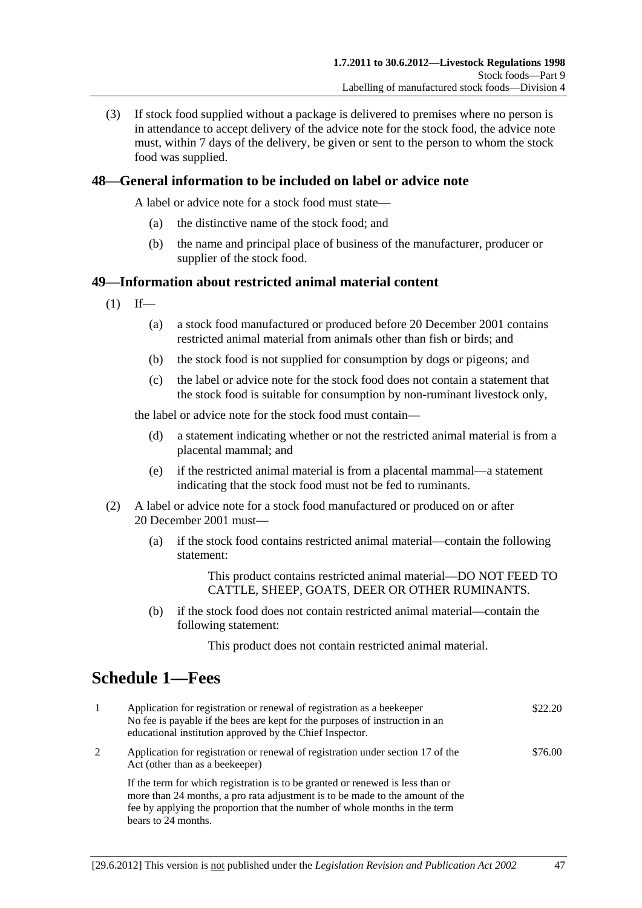(3) If stock food supplied without a package is delivered to premises where no person is in attendance to accept delivery of the advice note for the stock food, the advice note must, within 7 days of the delivery, be given or sent to the person to whom the stock food was supplied.

### 48—General information to be included on label or advice note

A label or advice note for a stock food must state—

(a) the distinctive name of the stock food; and

(b) the name and principal place of business of the manufacturer, producer or supplier of the stock food.

### 49—Information about restricted animal material content

(1) If—

(a) a stock food manufactured or produced before 20 December 2001 contains restricted animal material from animals other than fish or birds; and

(b) the stock food is not supplied for consumption by dogs or pigeons; and

(c) the label or advice note for the stock food does not contain a statement that the stock food is suitable for consumption by non-ruminant livestock only,

the label or advice note for the stock food must contain—

(d) a statement indicating whether or not the restricted animal material is from a placental mammal; and

(e) if the restricted animal material is from a placental mammal—a statement indicating that the stock food must not be fed to ruminants.

(2) A label or advice note for a stock food manufactured or produced on or after 20 December 2001 must—

(a) if the stock food contains restricted animal material—contain the following statement:

This product contains restricted animal material—DO NOT FEED TO CATTLE, SHEEP, GOATS, DEER OR OTHER RUMINANTS.

(b) if the stock food does not contain restricted animal material—contain the following statement:

This product does not contain restricted animal material.

## Schedule 1—Fees

| | | |
|---|---|---|
| 1 | Application for registration or renewal of registration as a beekeeper<br>No fee is payable if the bees are kept for the purposes of instruction in an educational institution approved by the Chief Inspector. | \$22.20 |
| 2 | Application for registration or renewal of registration under section 17 of the Act (other than as a beekeeper)<br>If the term for which registration is to be granted or renewed is less than or more than 24 months, a pro rata adjustment is to be made to the amount of the fee by applying the proportion that the number of whole months in the term bears to 24 months. | \$76.00 |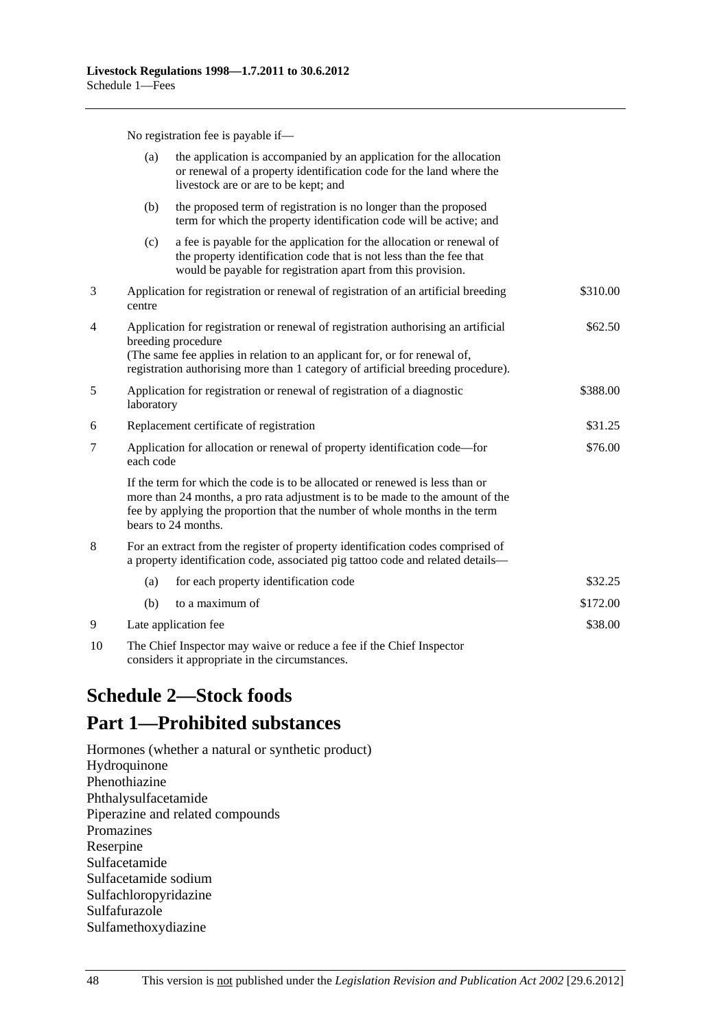No registration fee is payable if—

| | | | |
|---|---|---|---|
| | (a) | the application is accompanied by an application for the allocation or renewal of a property identification code for the land where the livestock are or are to be kept; and | |
| | (b) | the proposed term of registration is no longer than the proposed term for which the property identification code will be active; and | |
| | (c) | a fee is payable for the application for the allocation or renewal of the property identification code that is not less than the fee that would be payable for registration apart from this provision. | |
| 3 | Application for registration or renewal of registration of an artificial breeding centre | | $310.00 |
| 4 | Application for registration or renewal of registration authorising an artificial breeding procedure (The same fee applies in relation to an applicant for, or for renewal of, registration authorising more than 1 category of artificial breeding procedure). | | $62.50 |
| 5 | Application for registration or renewal of registration of a diagnostic laboratory | | $388.00 |
| 6 | Replacement certificate of registration | | $31.25 |
| 7 | Application for allocation or renewal of property identification code—for each code | | $76.00 |
| | If the term for which the code is to be allocated or renewed is less than or more than 24 months, a pro rata adjustment is to be made to the amount of the fee by applying the proportion that the number of whole months in the term bears to 24 months. | | |
| 8 | For an extract from the register of property identification codes comprised of a property identification code, associated pig tattoo code and related details— | | |
| | (a) | for each property identification code | $32.25 |
| | (b) | to a maximum of | $172.00 |
| 9 | Late application fee | | $38.00 |
| 10 | The Chief Inspector may waive or reduce a fee if the Chief Inspector considers it appropriate in the circumstances. | | |

# Schedule 2—Stock foods

## Part 1—Prohibited substances

Hormones (whether a natural or synthetic product)
Hydroquinone
Phenothiazine
Phthalysulfacetamide
Piperazine and related compounds
Promazines
Reserpine
Sulfacetamide
Sulfacetamide sodium
Sulfachloropyridazine
Sulfafurazole
Sulfamethoxydiazine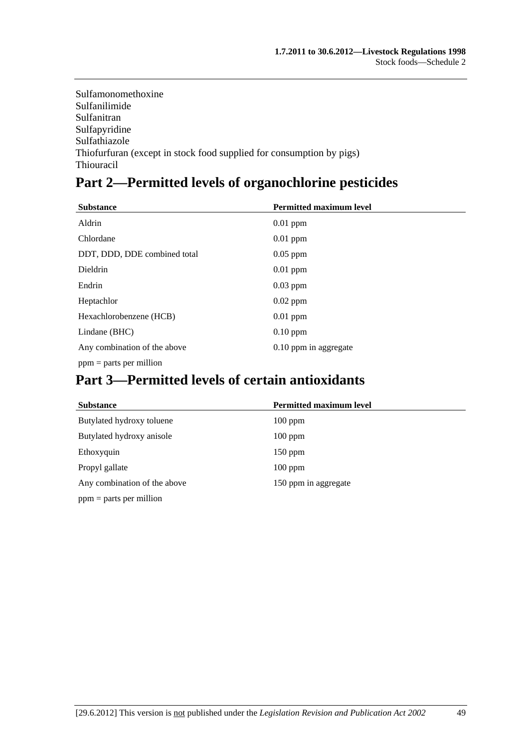Sulfamonomethoxine
Sulfanilimide
Sulfanitran
Sulfapyridine
Sulfathiazole
Thiofurfuran (except in stock food supplied for consumption by pigs)
Thiouracil

## Part 2—Permitted levels of organochlorine pesticides

| Substance | Permitted maximum level |
|---|---|
| Aldrin | 0.01 ppm |
| Chlordane | 0.01 ppm |
| DDT, DDD, DDE combined total | 0.05 ppm |
| Dieldrin | 0.01 ppm |
| Endrin | 0.03 ppm |
| Heptachlor | 0.02 ppm |
| Hexachlorobenzene (HCB) | 0.01 ppm |
| Lindane (BHC) | 0.10 ppm |
| Any combination of the above | 0.10 ppm in aggregate |

ppm = parts per million

## Part 3—Permitted levels of certain antioxidants

| Substance | Permitted maximum level |
|---|---|
| Butylated hydroxy toluene | 100 ppm |
| Butylated hydroxy anisole | 100 ppm |
| Ethoxyquin | 150 ppm |
| Propyl gallate | 100 ppm |
| Any combination of the above | 150 ppm in aggregate |

ppm = parts per million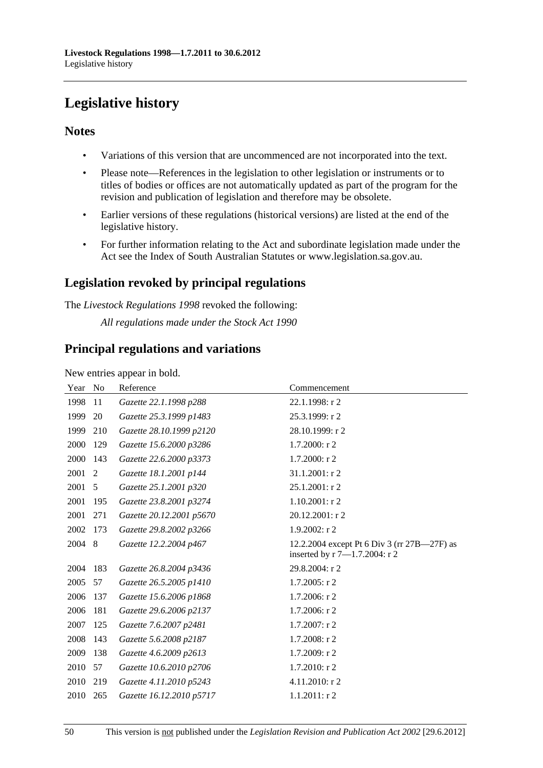# Legislative history

## Notes

- Variations of this version that are uncommenced are not incorporated into the text.
- Please note—References in the legislation to other legislation or instruments or to titles of bodies or offices are not automatically updated as part of the program for the revision and publication of legislation and therefore may be obsolete.
- Earlier versions of these regulations (historical versions) are listed at the end of the legislative history.
- For further information relating to the Act and subordinate legislation made under the Act see the Index of South Australian Statutes or www.legislation.sa.gov.au.

## Legislation revoked by principal regulations

The *Livestock Regulations 1998* revoked the following:

*All regulations made under the Stock Act 1990*

## Principal regulations and variations

New entries appear in bold.

| Year | No | Reference | Commencement |
|---|---|---|---|
| 1998 | 11 | *Gazette 22.1.1998 p288* | 22.1.1998: r 2 |
| 1999 | 20 | *Gazette 25.3.1999 p1483* | 25.3.1999: r 2 |
| 1999 | 210 | *Gazette 28.10.1999 p2120* | 28.10.1999: r 2 |
| 2000 | 129 | *Gazette 15.6.2000 p3286* | 1.7.2000: r 2 |
| 2000 | 143 | *Gazette 22.6.2000 p3373* | 1.7.2000: r 2 |
| 2001 | 2 | *Gazette 18.1.2001 p144* | 31.1.2001: r 2 |
| 2001 | 5 | *Gazette 25.1.2001 p320* | 25.1.2001: r 2 |
| 2001 | 195 | *Gazette 23.8.2001 p3274* | 1.10.2001: r 2 |
| 2001 | 271 | *Gazette 20.12.2001 p5670* | 20.12.2001: r 2 |
| 2002 | 173 | *Gazette 29.8.2002 p3266* | 1.9.2002: r 2 |
| 2004 | 8 | *Gazette 12.2.2004 p467* | 12.2.2004 except Pt 6 Div 3 (rr 27B—27F) as inserted by r 7—1.7.2004: r 2 |
| 2004 | 183 | *Gazette 26.8.2004 p3436* | 29.8.2004: r 2 |
| 2005 | 57 | *Gazette 26.5.2005 p1410* | 1.7.2005: r 2 |
| 2006 | 137 | *Gazette 15.6.2006 p1868* | 1.7.2006: r 2 |
| 2006 | 181 | *Gazette 29.6.2006 p2137* | 1.7.2006: r 2 |
| 2007 | 125 | *Gazette 7.6.2007 p2481* | 1.7.2007: r 2 |
| 2008 | 143 | *Gazette 5.6.2008 p2187* | 1.7.2008: r 2 |
| 2009 | 138 | *Gazette 4.6.2009 p2613* | 1.7.2009: r 2 |
| 2010 | 57 | *Gazette 10.6.2010 p2706* | 1.7.2010: r 2 |
| 2010 | 219 | *Gazette 4.11.2010 p5243* | 4.11.2010: r 2 |
| 2010 | 265 | *Gazette 16.12.2010 p5717* | 1.1.2011: r 2 |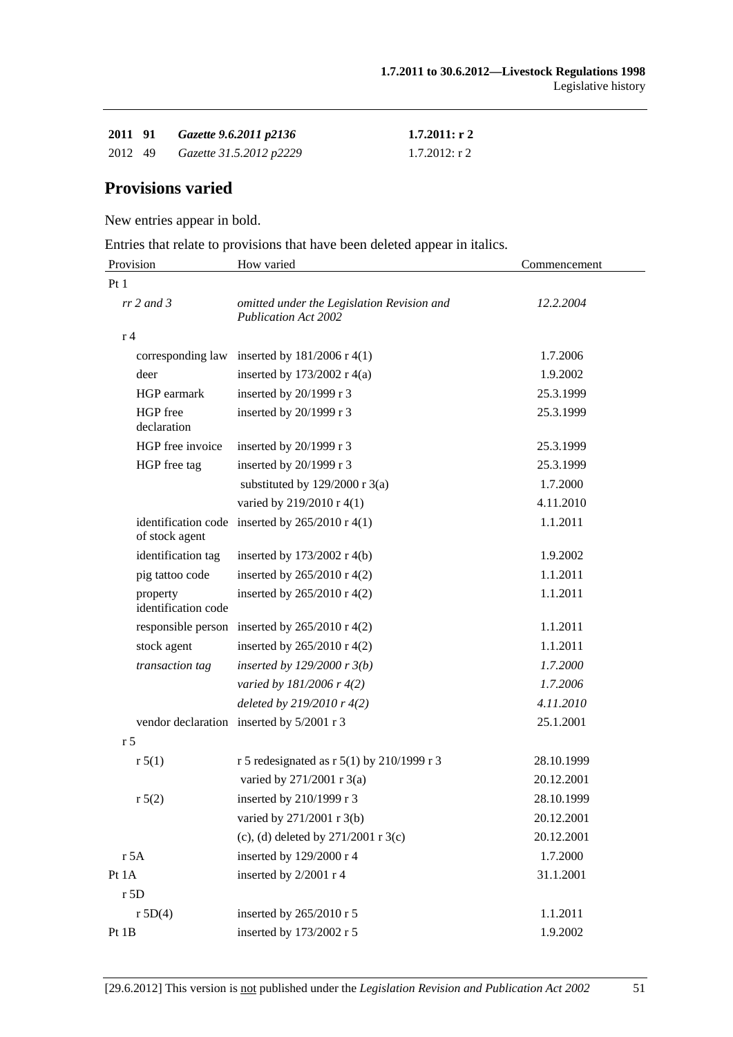| | | | |
|---|---|---|---|
| **2011** | **91** | ***Gazette 9.6.2011 p2136*** | **1.7.2011: r 2** |
| 2012 | 49 | *Gazette 31.5.2012 p2229* | 1.7.2012: r 2 |

## Provisions varied

New entries appear in bold.

Entries that relate to provisions that have been deleted appear in italics.

| Provision | How varied | Commencement |
|---|---|---|
| Pt 1 | | |
| *rr 2 and 3* | *omitted under the Legislation Revision and Publication Act 2002* | *12.2.2004* |
| r 4 | | |
| corresponding law | inserted by 181/2006 r 4(1) | 1.7.2006 |
| deer | inserted by 173/2002 r 4(a) | 1.9.2002 |
| HGP earmark | inserted by 20/1999 r 3 | 25.3.1999 |
| HGP free declaration | inserted by 20/1999 r 3 | 25.3.1999 |
| HGP free invoice | inserted by 20/1999 r 3 | 25.3.1999 |
| HGP free tag | inserted by 20/1999 r 3 | 25.3.1999 |
| | substituted by 129/2000 r 3(a) | 1.7.2000 |
| | varied by 219/2010 r 4(1) | 4.11.2010 |
| identification code of stock agent | inserted by 265/2010 r 4(1) | 1.1.2011 |
| identification tag | inserted by 173/2002 r 4(b) | 1.9.2002 |
| pig tattoo code | inserted by 265/2010 r 4(2) | 1.1.2011 |
| property identification code | inserted by 265/2010 r 4(2) | 1.1.2011 |
| responsible person | inserted by 265/2010 r 4(2) | 1.1.2011 |
| stock agent | inserted by 265/2010 r 4(2) | 1.1.2011 |
| *transaction tag* | *inserted by 129/2000 r 3(b)* | *1.7.2000* |
| | *varied by 181/2006 r 4(2)* | *1.7.2006* |
| | *deleted by 219/2010 r 4(2)* | *4.11.2010* |
| vendor declaration | inserted by 5/2001 r 3 | 25.1.2001 |
| r 5 | | |
| r 5(1) | r 5 redesignated as r 5(1) by 210/1999 r 3 | 28.10.1999 |
| | varied by 271/2001 r 3(a) | 20.12.2001 |
| r 5(2) | inserted by 210/1999 r 3 | 28.10.1999 |
| | varied by 271/2001 r 3(b) | 20.12.2001 |
| | (c), (d) deleted by 271/2001 r 3(c) | 20.12.2001 |
| r 5A | inserted by 129/2000 r 4 | 1.7.2000 |
| Pt 1A | inserted by 2/2001 r 4 | 31.1.2001 |
| r 5D | | |
| r 5D(4) | inserted by 265/2010 r 5 | 1.1.2011 |
| Pt 1B | inserted by 173/2002 r 5 | 1.9.2002 |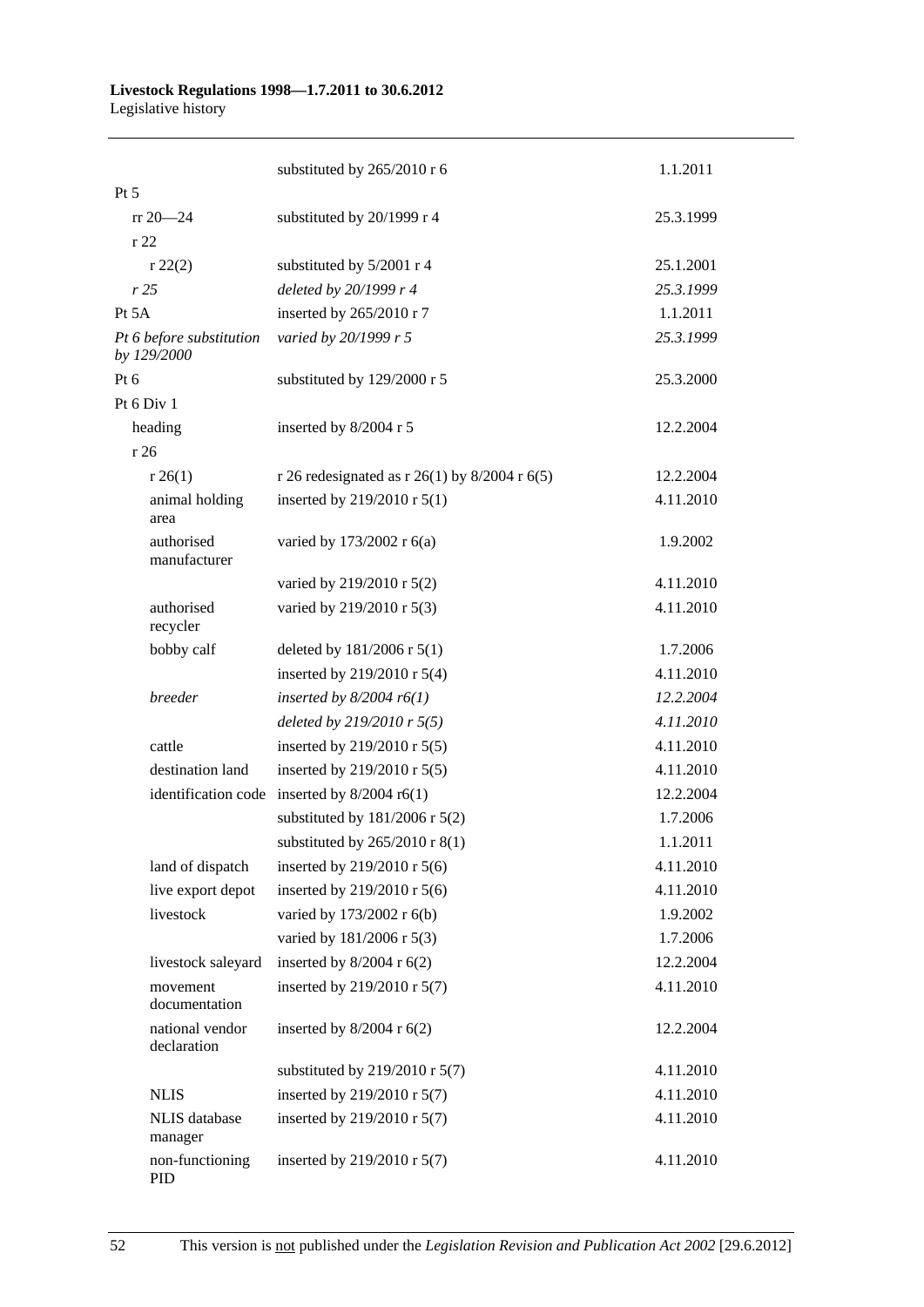| | | |
|---|---|---|
| | substituted by 265/2010 r 6 | 1.1.2011 |
| Pt 5 | | |
| rr 20—24 | substituted by 20/1999 r 4 | 25.3.1999 |
| r 22 | | |
| r 22(2) | substituted by 5/2001 r 4 | 25.1.2001 |
| *r 25* | *deleted by 20/1999 r 4* | *25.3.1999* |
| Pt 5A | inserted by 265/2010 r 7 | 1.1.2011 |
| *Pt 6 before substitution by 129/2000* | *varied by 20/1999 r 5* | *25.3.1999* |
| Pt 6 | substituted by 129/2000 r 5 | 25.3.2000 |
| Pt 6 Div 1 | | |
| heading | inserted by 8/2004 r 5 | 12.2.2004 |
| r 26 | | |
| r 26(1) | r 26 redesignated as r 26(1) by 8/2004 r 6(5) | 12.2.2004 |
| animal holding area | inserted by 219/2010 r 5(1) | 4.11.2010 |
| authorised manufacturer | varied by 173/2002 r 6(a) | 1.9.2002 |
| | varied by 219/2010 r 5(2) | 4.11.2010 |
| authorised recycler | varied by 219/2010 r 5(3) | 4.11.2010 |
| bobby calf | deleted by 181/2006 r 5(1) | 1.7.2006 |
| | inserted by 219/2010 r 5(4) | 4.11.2010 |
| *breeder* | *inserted by 8/2004 r6(1)* | *12.2.2004* |
| | *deleted by 219/2010 r 5(5)* | *4.11.2010* |
| cattle | inserted by 219/2010 r 5(5) | 4.11.2010 |
| destination land | inserted by 219/2010 r 5(5) | 4.11.2010 |
| identification code | inserted by 8/2004 r6(1) | 12.2.2004 |
| | substituted by 181/2006 r 5(2) | 1.7.2006 |
| | substituted by 265/2010 r 8(1) | 1.1.2011 |
| land of dispatch | inserted by 219/2010 r 5(6) | 4.11.2010 |
| live export depot | inserted by 219/2010 r 5(6) | 4.11.2010 |
| livestock | varied by 173/2002 r 6(b) | 1.9.2002 |
| | varied by 181/2006 r 5(3) | 1.7.2006 |
| livestock saleyard | inserted by 8/2004 r 6(2) | 12.2.2004 |
| movement documentation | inserted by 219/2010 r 5(7) | 4.11.2010 |
| national vendor declaration | inserted by 8/2004 r 6(2) | 12.2.2004 |
| | substituted by 219/2010 r 5(7) | 4.11.2010 |
| NLIS | inserted by 219/2010 r 5(7) | 4.11.2010 |
| NLIS database manager | inserted by 219/2010 r 5(7) | 4.11.2010 |
| non-functioning PID | inserted by 219/2010 r 5(7) | 4.11.2010 |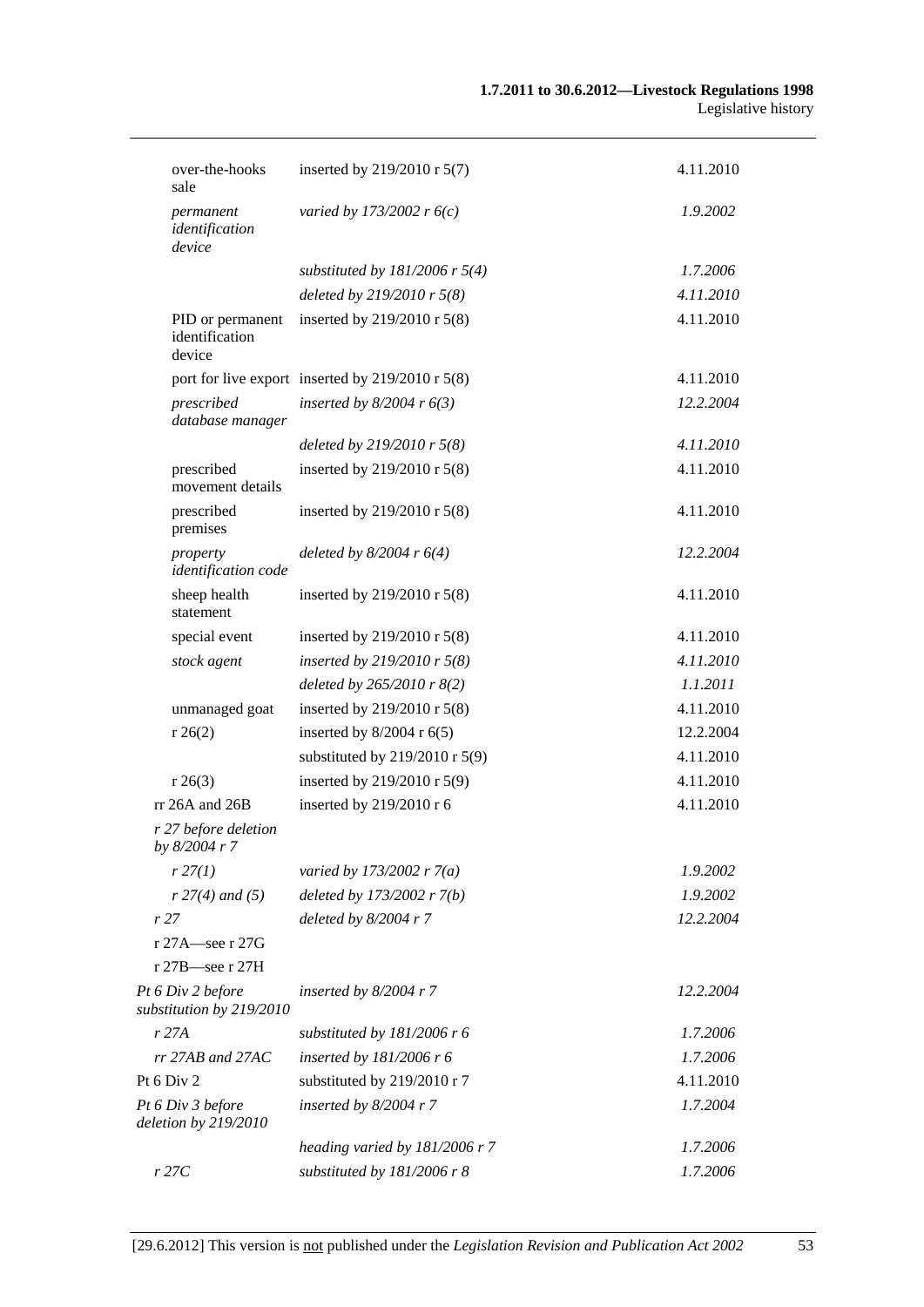| | | |
|---|---|---|
| over-the-hooks sale | inserted by 219/2010 r 5(7) | 4.11.2010 |
| *permanent identification device* | *varied by 173/2002 r 6(c)* | *1.9.2002* |
| | *substituted by 181/2006 r 5(4)* | *1.7.2006* |
| | *deleted by 219/2010 r 5(8)* | *4.11.2010* |
| PID or permanent identification device | inserted by 219/2010 r 5(8) | 4.11.2010 |
| port for live export | inserted by 219/2010 r 5(8) | 4.11.2010 |
| *prescribed database manager* | *inserted by 8/2004 r 6(3)* | *12.2.2004* |
| | *deleted by 219/2010 r 5(8)* | *4.11.2010* |
| prescribed movement details | inserted by 219/2010 r 5(8) | 4.11.2010 |
| prescribed premises | inserted by 219/2010 r 5(8) | 4.11.2010 |
| *property identification code* | *deleted by 8/2004 r 6(4)* | *12.2.2004* |
| sheep health statement | inserted by 219/2010 r 5(8) | 4.11.2010 |
| special event | inserted by 219/2010 r 5(8) | 4.11.2010 |
| *stock agent* | *inserted by 219/2010 r 5(8)* | *4.11.2010* |
| | *deleted by 265/2010 r 8(2)* | *1.1.2011* |
| unmanaged goat | inserted by 219/2010 r 5(8) | 4.11.2010 |
| r 26(2) | inserted by 8/2004 r 6(5) | 12.2.2004 |
| | substituted by 219/2010 r 5(9) | 4.11.2010 |
| r 26(3) | inserted by 219/2010 r 5(9) | 4.11.2010 |
| rr 26A and 26B | inserted by 219/2010 r 6 | 4.11.2010 |
| *r 27 before deletion by 8/2004 r 7* | | |
| *r 27(1)* | *varied by 173/2002 r 7(a)* | *1.9.2002* |
| *r 27(4) and (5)* | *deleted by 173/2002 r 7(b)* | *1.9.2002* |
| *r 27* | *deleted by 8/2004 r 7* | *12.2.2004* |
| r 27A—see r 27G | | |
| r 27B—see r 27H | | |
| *Pt 6 Div 2 before substitution by 219/2010* | *inserted by 8/2004 r 7* | *12.2.2004* |
| *r 27A* | *substituted by 181/2006 r 6* | *1.7.2006* |
| *rr 27AB and 27AC* | *inserted by 181/2006 r 6* | *1.7.2006* |
| Pt 6 Div 2 | substituted by 219/2010 r 7 | 4.11.2010 |
| *Pt 6 Div 3 before deletion by 219/2010* | *inserted by 8/2004 r 7* | *1.7.2004* |
| | *heading varied by 181/2006 r 7* | *1.7.2006* |
| *r 27C* | *substituted by 181/2006 r 8* | *1.7.2006* |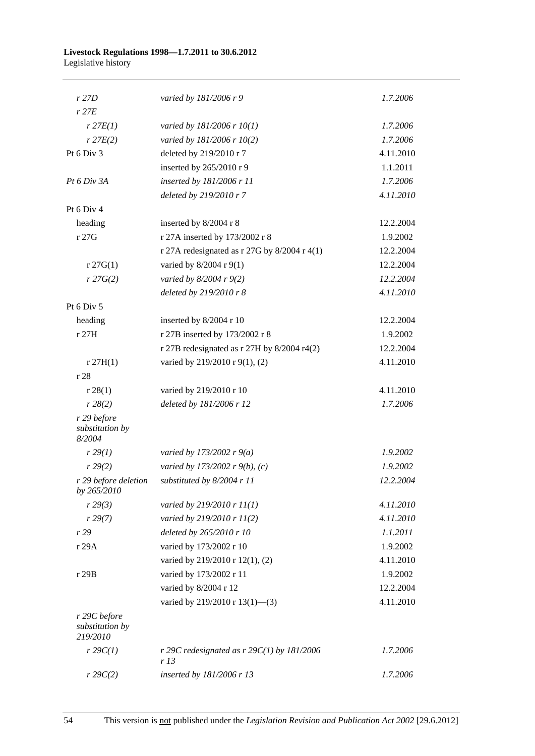| | | |
|---|---|---|
| *r 27D* | *varied by 181/2006 r 9* | *1.7.2006* |
| *r 27E* | | |
| *r 27E(1)* | *varied by 181/2006 r 10(1)* | *1.7.2006* |
| *r 27E(2)* | *varied by 181/2006 r 10(2)* | *1.7.2006* |
| Pt 6 Div 3 | deleted by 219/2010 r 7 | 4.11.2010 |
| | inserted by 265/2010 r 9 | 1.1.2011 |
| *Pt 6 Div 3A* | *inserted by 181/2006 r 11* | *1.7.2006* |
| | *deleted by 219/2010 r 7* | *4.11.2010* |
| Pt 6 Div 4 | | |
| heading | inserted by 8/2004 r 8 | 12.2.2004 |
| r 27G | r 27A inserted by 173/2002 r 8 | 1.9.2002 |
| | r 27A redesignated as r 27G by 8/2004 r 4(1) | 12.2.2004 |
| r 27G(1) | varied by 8/2004 r 9(1) | 12.2.2004 |
| *r 27G(2)* | *varied by 8/2004 r 9(2)* | *12.2.2004* |
| | *deleted by 219/2010 r 8* | *4.11.2010* |
| Pt 6 Div 5 | | |
| heading | inserted by 8/2004 r 10 | 12.2.2004 |
| r 27H | r 27B inserted by 173/2002 r 8 | 1.9.2002 |
| | r 27B redesignated as r 27H by 8/2004 r4(2) | 12.2.2004 |
| r 27H(1) | varied by 219/2010 r 9(1), (2) | 4.11.2010 |
| r 28 | | |
| r 28(1) | varied by 219/2010 r 10 | 4.11.2010 |
| *r 28(2)* | *deleted by 181/2006 r 12* | *1.7.2006* |
| *r 29 before substitution by 8/2004* | | |
| *r 29(1)* | *varied by 173/2002 r 9(a)* | *1.9.2002* |
| *r 29(2)* | *varied by 173/2002 r 9(b), (c)* | *1.9.2002* |
| *r 29 before deletion by 265/2010* | *substituted by 8/2004 r 11* | *12.2.2004* |
| *r 29(3)* | *varied by 219/2010 r 11(1)* | *4.11.2010* |
| *r 29(7)* | *varied by 219/2010 r 11(2)* | *4.11.2010* |
| *r 29* | *deleted by 265/2010 r 10* | *1.1.2011* |
| r 29A | varied by 173/2002 r 10 | 1.9.2002 |
| | varied by 219/2010 r 12(1), (2) | 4.11.2010 |
| r 29B | varied by 173/2002 r 11 | 1.9.2002 |
| | varied by 8/2004 r 12 | 12.2.2004 |
| | varied by 219/2010 r 13(1)—(3) | 4.11.2010 |
| *r 29C before substitution by 219/2010* | | |
| *r 29C(1)* | *r 29C redesignated as r 29C(1) by 181/2006 r 13* | *1.7.2006* |
| *r 29C(2)* | *inserted by 181/2006 r 13* | *1.7.2006* |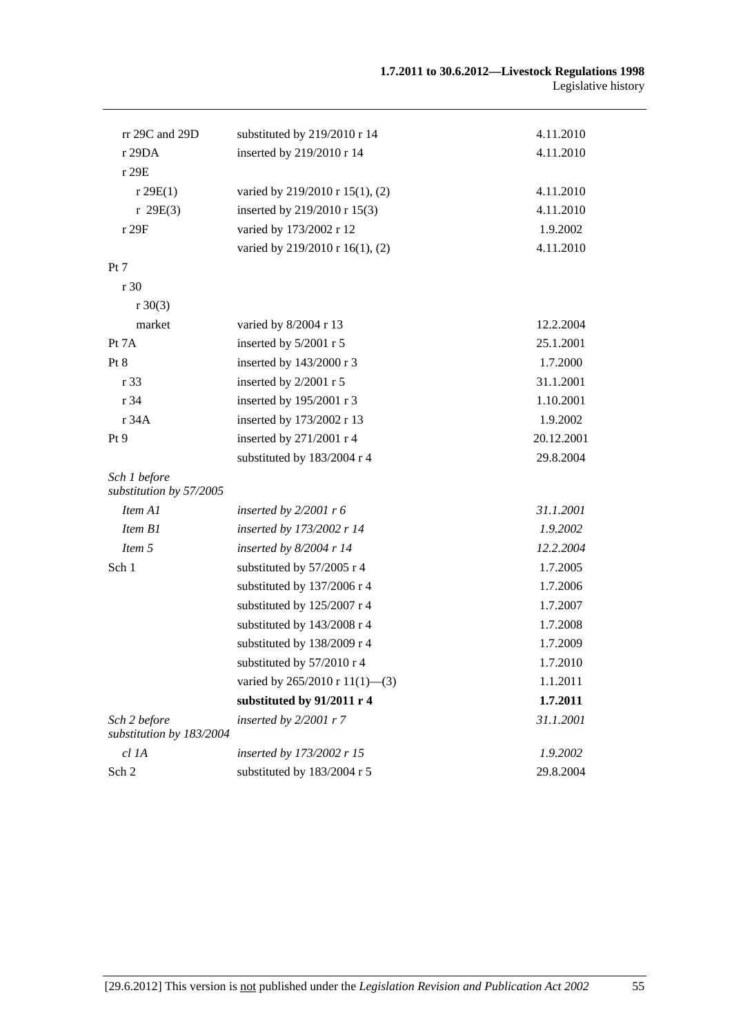| | | |
|---|---|---|
| rr 29C and 29D | substituted by 219/2010 r 14 | 4.11.2010 |
| r 29DA | inserted by 219/2010 r 14 | 4.11.2010 |
| r 29E | | |
| r 29E(1) | varied by 219/2010 r 15(1), (2) | 4.11.2010 |
| r 29E(3) | inserted by 219/2010 r 15(3) | 4.11.2010 |
| r 29F | varied by 173/2002 r 12 | 1.9.2002 |
| | varied by 219/2010 r 16(1), (2) | 4.11.2010 |
| Pt 7 | | |
| r 30 | | |
| r 30(3) | | |
| market | varied by 8/2004 r 13 | 12.2.2004 |
| Pt 7A | inserted by 5/2001 r 5 | 25.1.2001 |
| Pt 8 | inserted by 143/2000 r 3 | 1.7.2000 |
| r 33 | inserted by 2/2001 r 5 | 31.1.2001 |
| r 34 | inserted by 195/2001 r 3 | 1.10.2001 |
| r 34A | inserted by 173/2002 r 13 | 1.9.2002 |
| Pt 9 | inserted by 271/2001 r 4 | 20.12.2001 |
| | substituted by 183/2004 r 4 | 29.8.2004 |
| *Sch 1 before substitution by 57/2005* | | |
| *Item A1* | *inserted by 2/2001 r 6* | *31.1.2001* |
| *Item B1* | *inserted by 173/2002 r 14* | *1.9.2002* |
| *Item 5* | *inserted by 8/2004 r 14* | *12.2.2004* |
| Sch 1 | substituted by 57/2005 r 4 | 1.7.2005 |
| | substituted by 137/2006 r 4 | 1.7.2006 |
| | substituted by 125/2007 r 4 | 1.7.2007 |
| | substituted by 143/2008 r 4 | 1.7.2008 |
| | substituted by 138/2009 r 4 | 1.7.2009 |
| | substituted by 57/2010 r 4 | 1.7.2010 |
| | varied by 265/2010 r 11(1)—(3) | 1.1.2011 |
| | **substituted by 91/2011 r 4** | **1.7.2011** |
| *Sch 2 before substitution by 183/2004* | *inserted by 2/2001 r 7* | *31.1.2001* |
| *cl 1A* | *inserted by 173/2002 r 15* | *1.9.2002* |
| Sch 2 | substituted by 183/2004 r 5 | 29.8.2004 |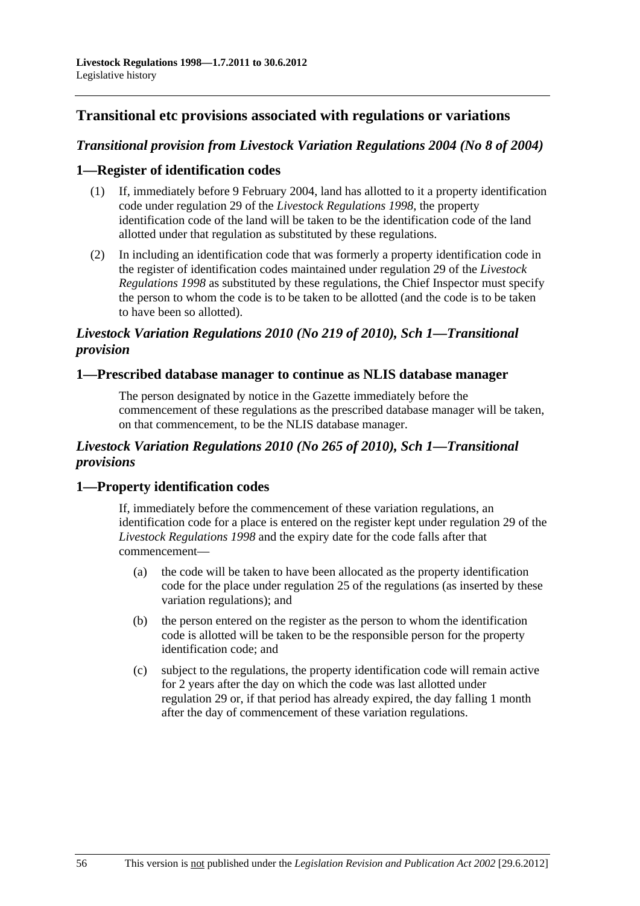## Transitional etc provisions associated with regulations or variations

### *Transitional provision from Livestock Variation Regulations 2004 (No 8 of 2004)*

### 1—Register of identification codes

(1) If, immediately before 9 February 2004, land has allotted to it a property identification code under regulation 29 of the *Livestock Regulations 1998*, the property identification code of the land will be taken to be the identification code of the land allotted under that regulation as substituted by these regulations.

(2) In including an identification code that was formerly a property identification code in the register of identification codes maintained under regulation 29 of the *Livestock Regulations 1998* as substituted by these regulations, the Chief Inspector must specify the person to whom the code is to be taken to be allotted (and the code is to be taken to have been so allotted).

### *Livestock Variation Regulations 2010 (No 219 of 2010), Sch 1—Transitional provision*

### 1—Prescribed database manager to continue as NLIS database manager

The person designated by notice in the Gazette immediately before the commencement of these regulations as the prescribed database manager will be taken, on that commencement, to be the NLIS database manager.

### *Livestock Variation Regulations 2010 (No 265 of 2010), Sch 1—Transitional provisions*

### 1—Property identification codes

If, immediately before the commencement of these variation regulations, an identification code for a place is entered on the register kept under regulation 29 of the *Livestock Regulations 1998* and the expiry date for the code falls after that commencement—

(a) the code will be taken to have been allocated as the property identification code for the place under regulation 25 of the regulations (as inserted by these variation regulations); and

(b) the person entered on the register as the person to whom the identification code is allotted will be taken to be the responsible person for the property identification code; and

(c) subject to the regulations, the property identification code will remain active for 2 years after the day on which the code was last allotted under regulation 29 or, if that period has already expired, the day falling 1 month after the day of commencement of these variation regulations.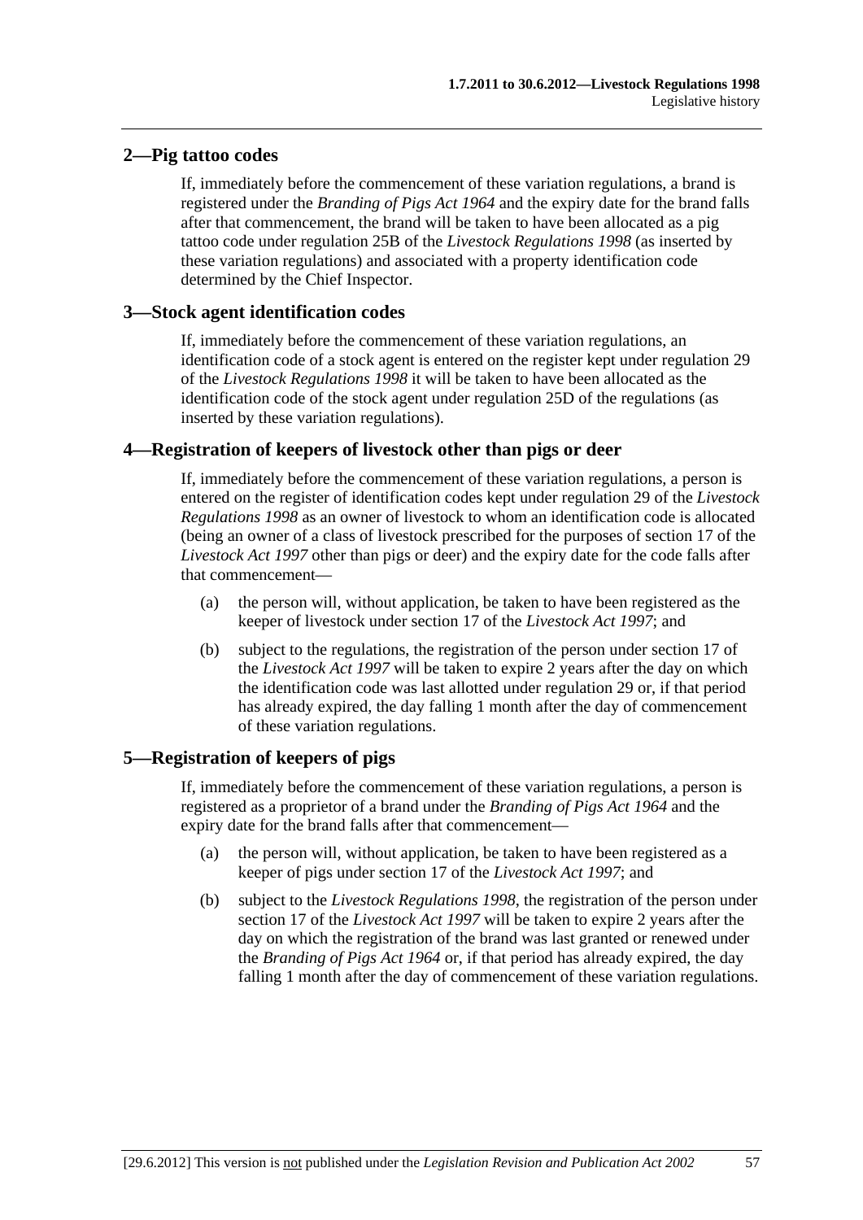## 2—Pig tattoo codes

If, immediately before the commencement of these variation regulations, a brand is registered under the *Branding of Pigs Act 1964* and the expiry date for the brand falls after that commencement, the brand will be taken to have been allocated as a pig tattoo code under regulation 25B of the *Livestock Regulations 1998* (as inserted by these variation regulations) and associated with a property identification code determined by the Chief Inspector.

## 3—Stock agent identification codes

If, immediately before the commencement of these variation regulations, an identification code of a stock agent is entered on the register kept under regulation 29 of the *Livestock Regulations 1998* it will be taken to have been allocated as the identification code of the stock agent under regulation 25D of the regulations (as inserted by these variation regulations).

## 4—Registration of keepers of livestock other than pigs or deer

If, immediately before the commencement of these variation regulations, a person is entered on the register of identification codes kept under regulation 29 of the *Livestock Regulations 1998* as an owner of livestock to whom an identification code is allocated (being an owner of a class of livestock prescribed for the purposes of section 17 of the *Livestock Act 1997* other than pigs or deer) and the expiry date for the code falls after that commencement—

(a) the person will, without application, be taken to have been registered as the keeper of livestock under section 17 of the *Livestock Act 1997*; and

(b) subject to the regulations, the registration of the person under section 17 of the *Livestock Act 1997* will be taken to expire 2 years after the day on which the identification code was last allotted under regulation 29 or, if that period has already expired, the day falling 1 month after the day of commencement of these variation regulations.

## 5—Registration of keepers of pigs

If, immediately before the commencement of these variation regulations, a person is registered as a proprietor of a brand under the *Branding of Pigs Act 1964* and the expiry date for the brand falls after that commencement—

(a) the person will, without application, be taken to have been registered as a keeper of pigs under section 17 of the *Livestock Act 1997*; and

(b) subject to the *Livestock Regulations 1998*, the registration of the person under section 17 of the *Livestock Act 1997* will be taken to expire 2 years after the day on which the registration of the brand was last granted or renewed under the *Branding of Pigs Act 1964* or, if that period has already expired, the day falling 1 month after the day of commencement of these variation regulations.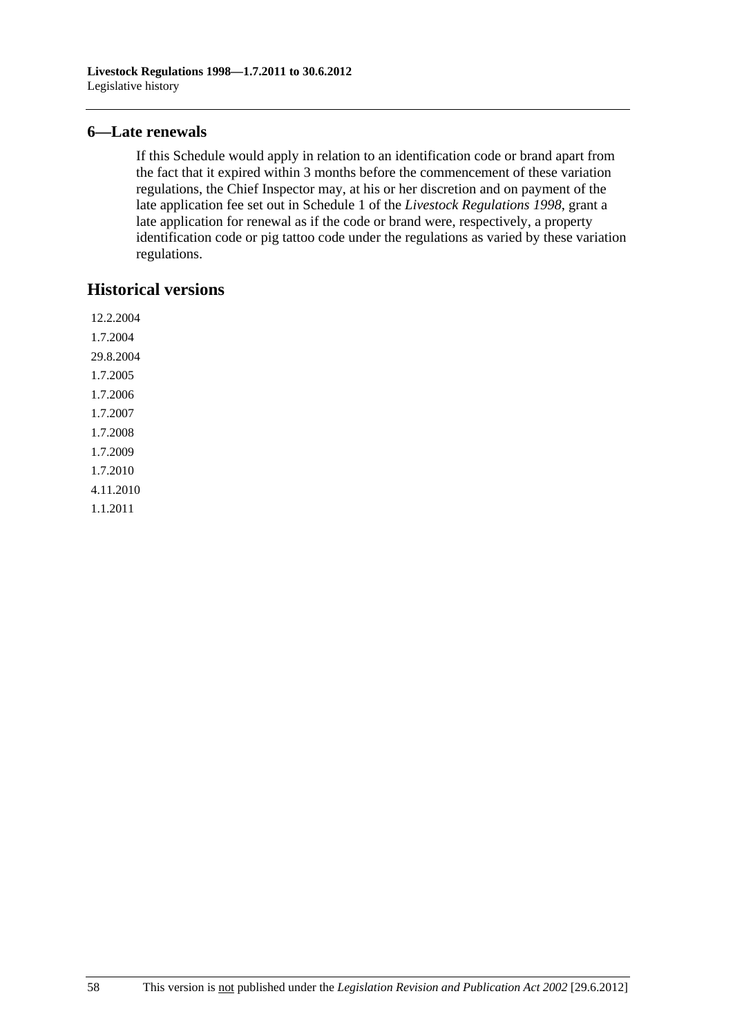## 6—Late renewals

If this Schedule would apply in relation to an identification code or brand apart from the fact that it expired within 3 months before the commencement of these variation regulations, the Chief Inspector may, at his or her discretion and on payment of the late application fee set out in Schedule 1 of the *Livestock Regulations 1998*, grant a late application for renewal as if the code or brand were, respectively, a property identification code or pig tattoo code under the regulations as varied by these variation regulations.

# Historical versions

12.2.2004

1.7.2004

29.8.2004

1.7.2005

1.7.2006

1.7.2007

1.7.2008

1.7.2009

1.7.2010

4.11.2010

1.1.2011